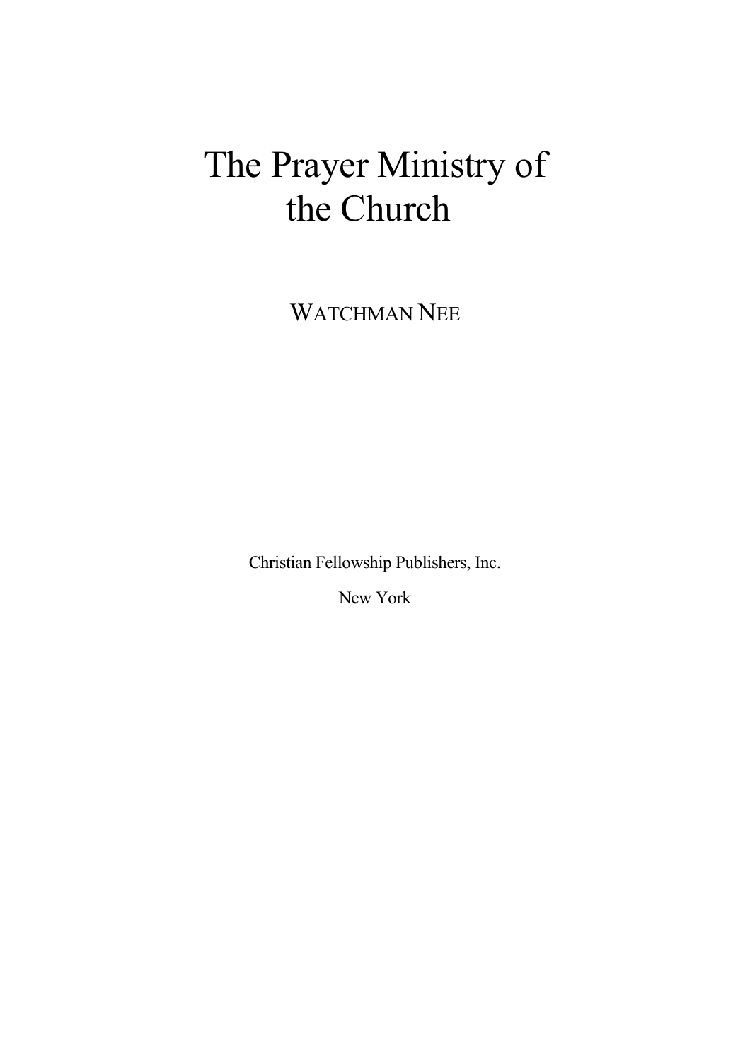# The Prayer Ministry of the Church

WATCHMAN NEE

Christian Fellowship Publishers, Inc.

New York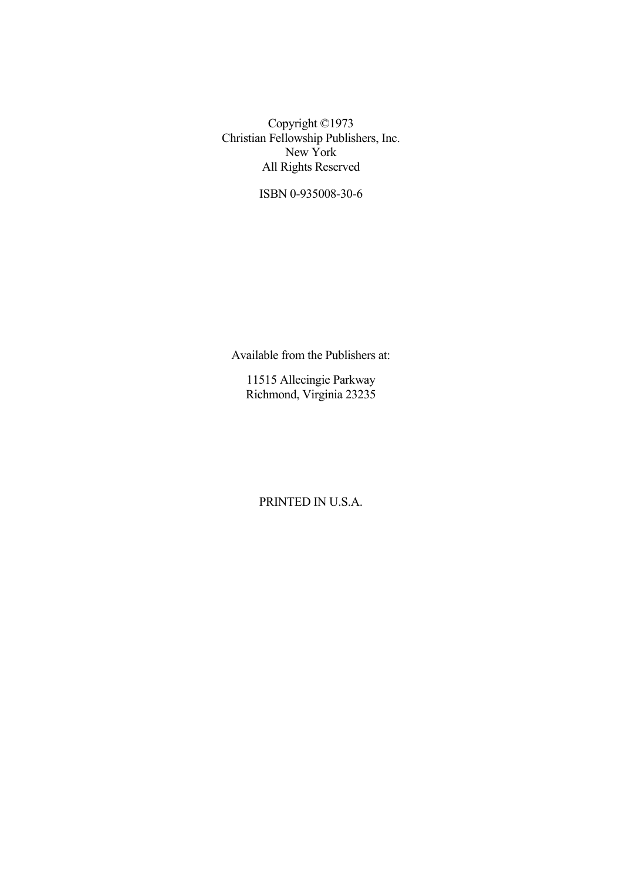Copyright ©1973
Christian Fellowship Publishers, Inc.
New York
All Rights Reserved

ISBN 0-935008-30-6

Available from the Publishers at:

11515 Allecingie Parkway
Richmond, Virginia 23235

PRINTED IN U.S.A.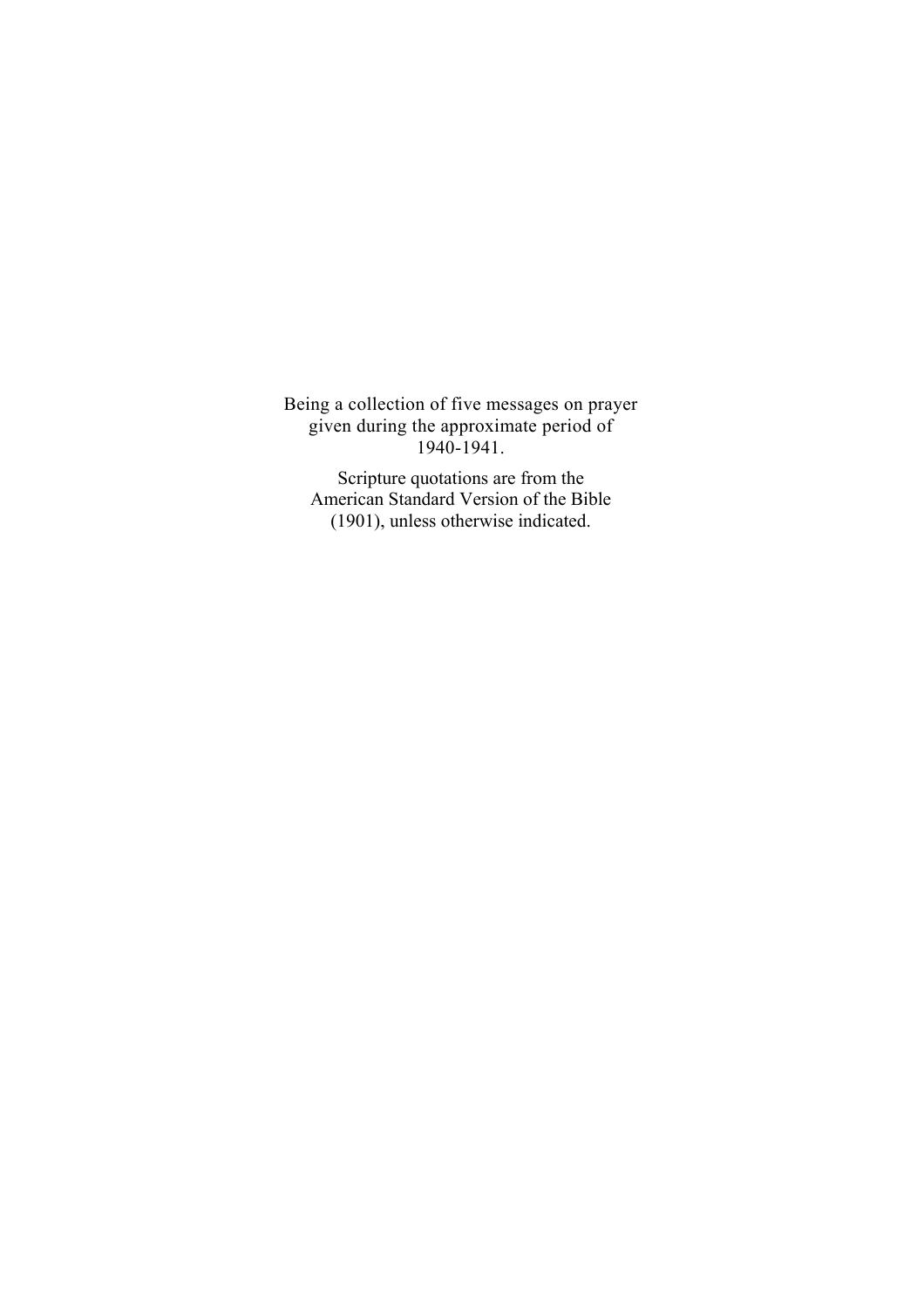Being a collection of five messages on prayer given during the approximate period of 1940-1941.

Scripture quotations are from the American Standard Version of the Bible (1901), unless otherwise indicated.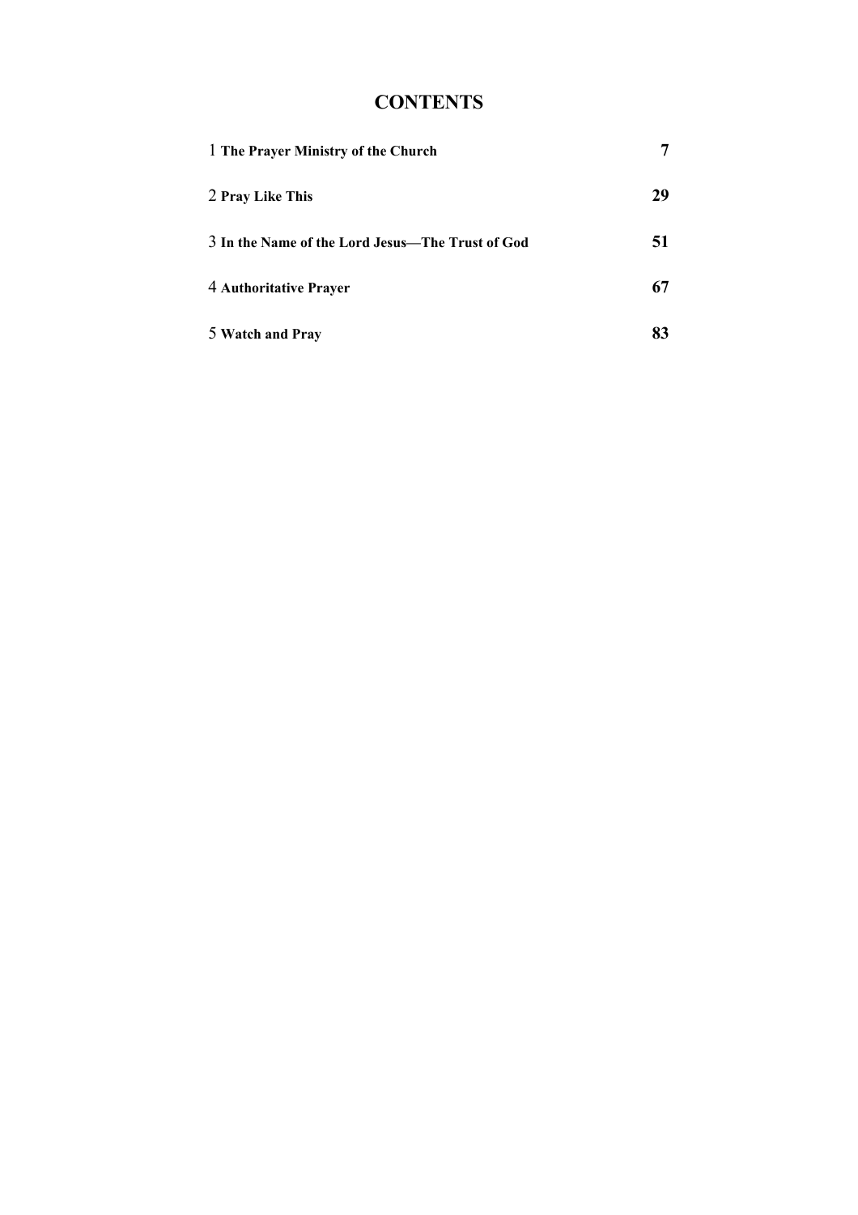# CONTENTS

| | |
|---|---|
| 1 **The Prayer Ministry of the Church** | **7** |
| 2 **Pray Like This** | **29** |
| 3 **In the Name of the Lord Jesus—The Trust of God** | **51** |
| 4 **Authoritative Prayer** | **67** |
| 5 **Watch and Pray** | **83** |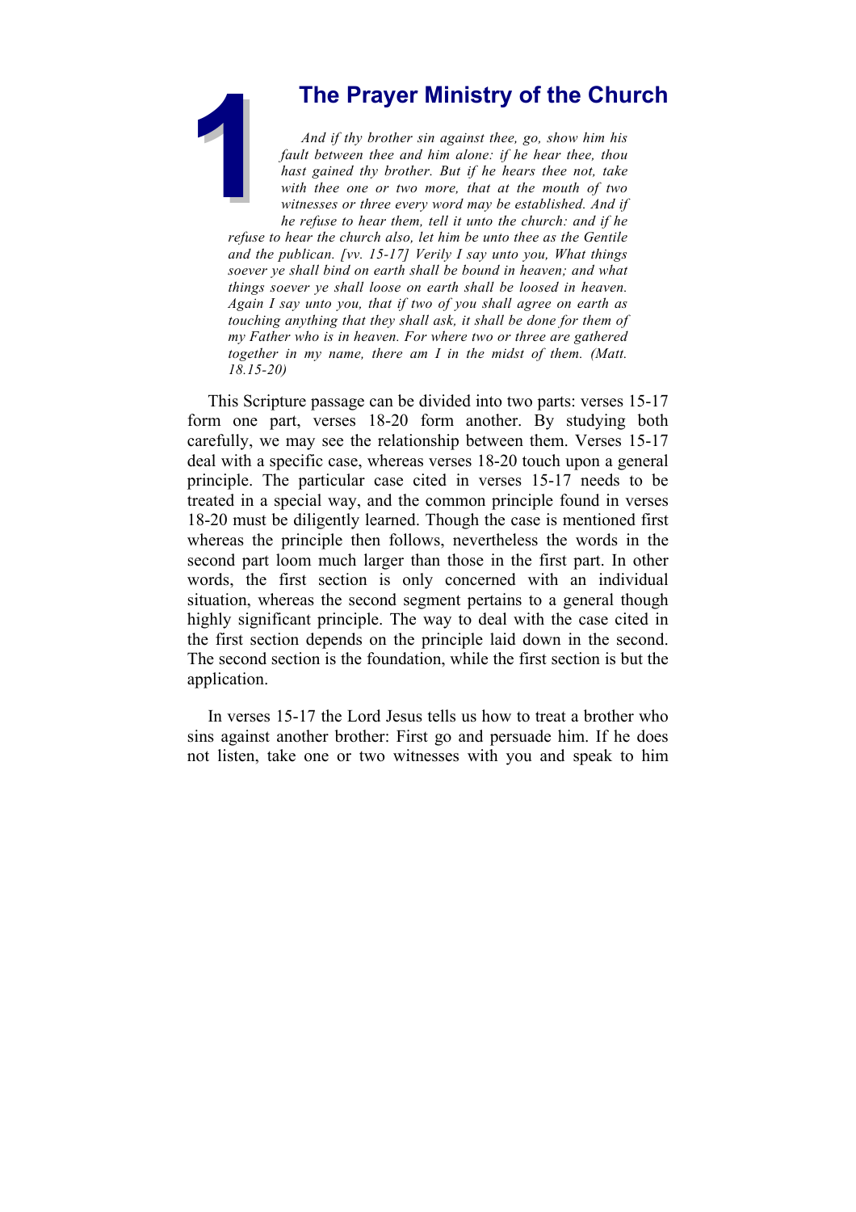# 1 The Prayer Ministry of the Church

*And if thy brother sin against thee, go, show him his fault between thee and him alone: if he hear thee, thou hast gained thy brother. But if he hears thee not, take with thee one or two more, that at the mouth of two witnesses or three every word may be established. And if he refuse to hear them, tell it unto the church: and if he refuse to hear the church also, let him be unto thee as the Gentile and the publican. [vv. 15-17] Verily I say unto you, What things soever ye shall bind on earth shall be bound in heaven; and what things soever ye shall loose on earth shall be loosed in heaven. Again I say unto you, that if two of you shall agree on earth as touching anything that they shall ask, it shall be done for them of my Father who is in heaven. For where two or three are gathered together in my name, there am I in the midst of them. (Matt. 18.15-20)*

This Scripture passage can be divided into two parts: verses 15-17 form one part, verses 18-20 form another. By studying both carefully, we may see the relationship between them. Verses 15-17 deal with a specific case, whereas verses 18-20 touch upon a general principle. The particular case cited in verses 15-17 needs to be treated in a special way, and the common principle found in verses 18-20 must be diligently learned. Though the case is mentioned first whereas the principle then follows, nevertheless the words in the second part loom much larger than those in the first part. In other words, the first section is only concerned with an individual situation, whereas the second segment pertains to a general though highly significant principle. The way to deal with the case cited in the first section depends on the principle laid down in the second. The second section is the foundation, while the first section is but the application.

In verses 15-17 the Lord Jesus tells us how to treat a brother who sins against another brother: First go and persuade him. If he does not listen, take one or two witnesses with you and speak to him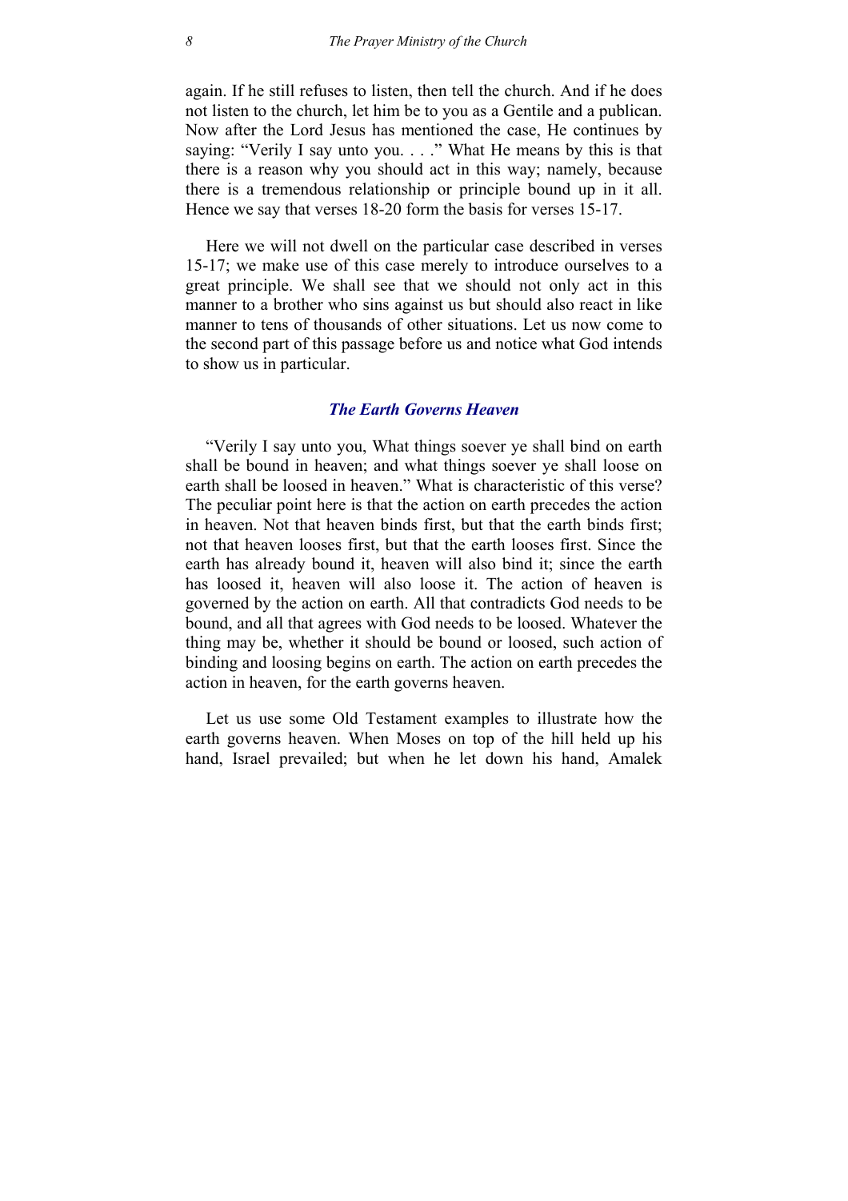again. If he still refuses to listen, then tell the church. And if he does not listen to the church, let him be to you as a Gentile and a publican. Now after the Lord Jesus has mentioned the case, He continues by saying: "Verily I say unto you. . . ." What He means by this is that there is a reason why you should act in this way; namely, because there is a tremendous relationship or principle bound up in it all. Hence we say that verses 18-20 form the basis for verses 15-17.

Here we will not dwell on the particular case described in verses 15-17; we make use of this case merely to introduce ourselves to a great principle. We shall see that we should not only act in this manner to a brother who sins against us but should also react in like manner to tens of thousands of other situations. Let us now come to the second part of this passage before us and notice what God intends to show us in particular.

### *The Earth Governs Heaven*

"Verily I say unto you, What things soever ye shall bind on earth shall be bound in heaven; and what things soever ye shall loose on earth shall be loosed in heaven." What is characteristic of this verse? The peculiar point here is that the action on earth precedes the action in heaven. Not that heaven binds first, but that the earth binds first; not that heaven looses first, but that the earth looses first. Since the earth has already bound it, heaven will also bind it; since the earth has loosed it, heaven will also loose it. The action of heaven is governed by the action on earth. All that contradicts God needs to be bound, and all that agrees with God needs to be loosed. Whatever the thing may be, whether it should be bound or loosed, such action of binding and loosing begins on earth. The action on earth precedes the action in heaven, for the earth governs heaven.

Let us use some Old Testament examples to illustrate how the earth governs heaven. When Moses on top of the hill held up his hand, Israel prevailed; but when he let down his hand, Amalek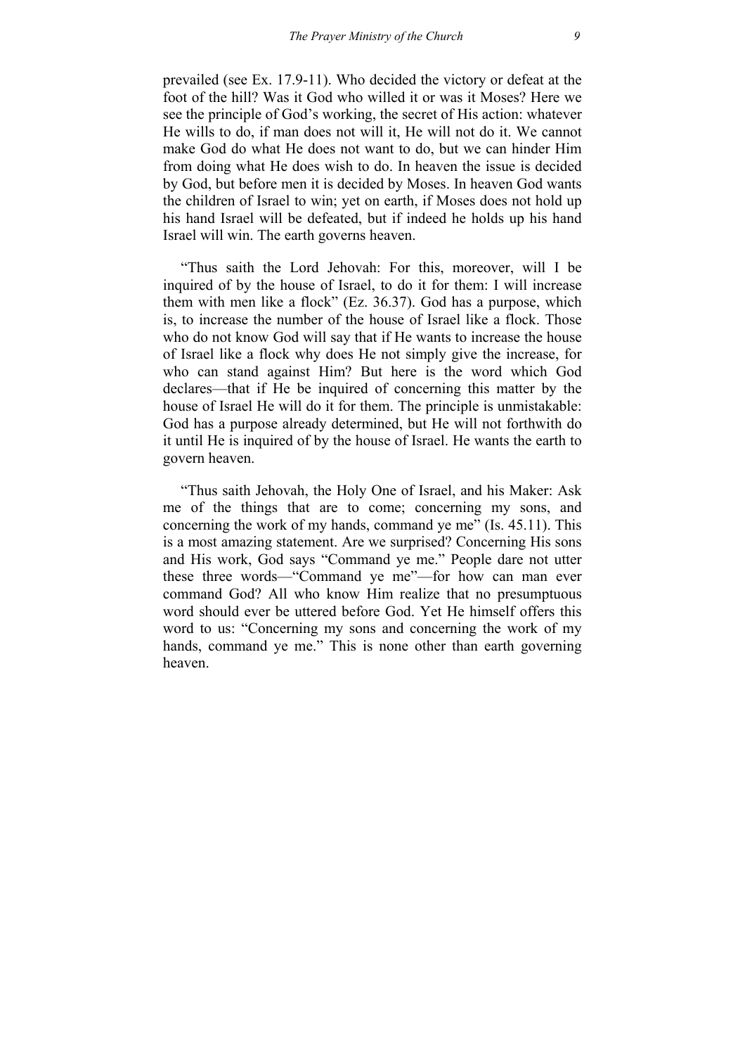prevailed (see Ex. 17.9-11). Who decided the victory or defeat at the foot of the hill? Was it God who willed it or was it Moses? Here we see the principle of God's working, the secret of His action: whatever He wills to do, if man does not will it, He will not do it. We cannot make God do what He does not want to do, but we can hinder Him from doing what He does wish to do. In heaven the issue is decided by God, but before men it is decided by Moses. In heaven God wants the children of Israel to win; yet on earth, if Moses does not hold up his hand Israel will be defeated, but if indeed he holds up his hand Israel will win. The earth governs heaven.

"Thus saith the Lord Jehovah: For this, moreover, will I be inquired of by the house of Israel, to do it for them: I will increase them with men like a flock" (Ez. 36.37). God has a purpose, which is, to increase the number of the house of Israel like a flock. Those who do not know God will say that if He wants to increase the house of Israel like a flock why does He not simply give the increase, for who can stand against Him? But here is the word which God declares—that if He be inquired of concerning this matter by the house of Israel He will do it for them. The principle is unmistakable: God has a purpose already determined, but He will not forthwith do it until He is inquired of by the house of Israel. He wants the earth to govern heaven.

"Thus saith Jehovah, the Holy One of Israel, and his Maker: Ask me of the things that are to come; concerning my sons, and concerning the work of my hands, command ye me" (Is. 45.11). This is a most amazing statement. Are we surprised? Concerning His sons and His work, God says "Command ye me." People dare not utter these three words—"Command ye me"—for how can man ever command God? All who know Him realize that no presumptuous word should ever be uttered before God. Yet He himself offers this word to us: "Concerning my sons and concerning the work of my hands, command ye me." This is none other than earth governing heaven.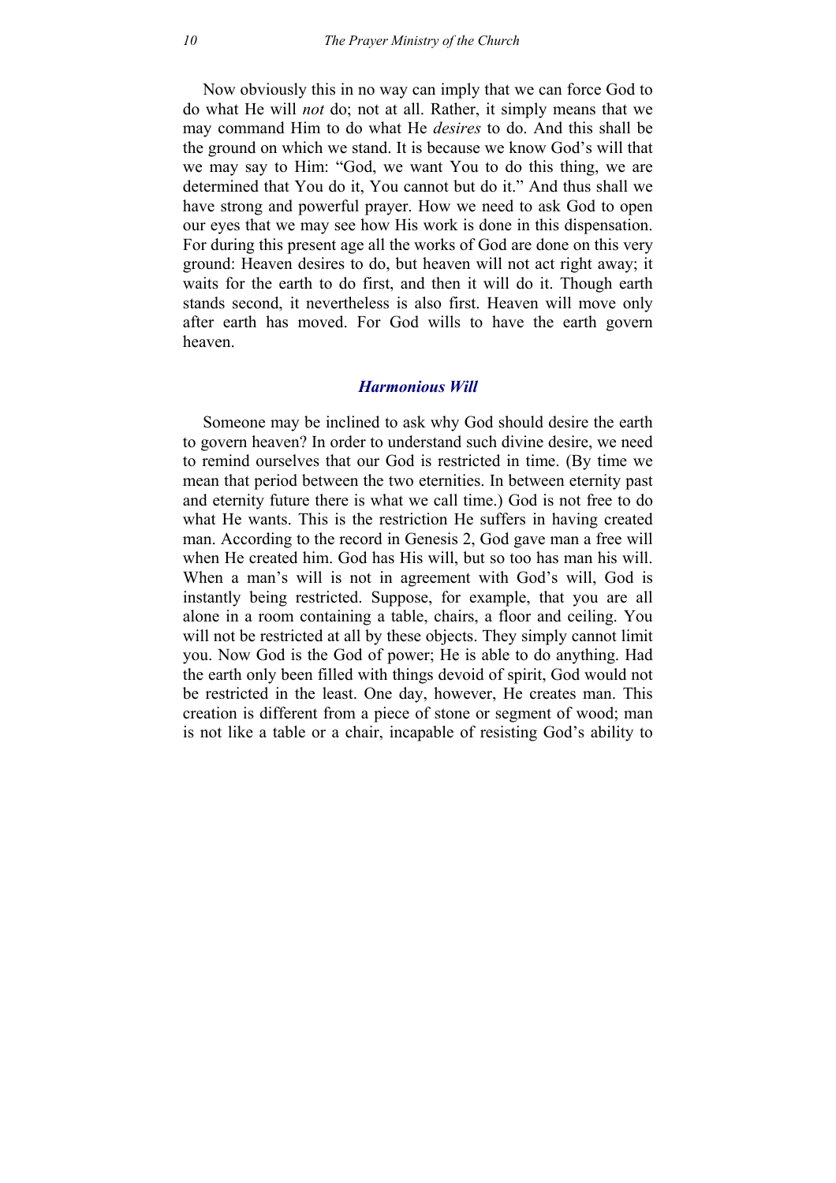Now obviously this in no way can imply that we can force God to do what He will *not* do; not at all. Rather, it simply means that we may command Him to do what He *desires* to do. And this shall be the ground on which we stand. It is because we know God's will that we may say to Him: "God, we want You to do this thing, we are determined that You do it, You cannot but do it." And thus shall we have strong and powerful prayer. How we need to ask God to open our eyes that we may see how His work is done in this dispensation. For during this present age all the works of God are done on this very ground: Heaven desires to do, but heaven will not act right away; it waits for the earth to do first, and then it will do it. Though earth stands second, it nevertheless is also first. Heaven will move only after earth has moved. For God wills to have the earth govern heaven.

### *Harmonious Will*

Someone may be inclined to ask why God should desire the earth to govern heaven? In order to understand such divine desire, we need to remind ourselves that our God is restricted in time. (By time we mean that period between the two eternities. In between eternity past and eternity future there is what we call time.) God is not free to do what He wants. This is the restriction He suffers in having created man. According to the record in Genesis 2, God gave man a free will when He created him. God has His will, but so too has man his will. When a man's will is not in agreement with God's will, God is instantly being restricted. Suppose, for example, that you are all alone in a room containing a table, chairs, a floor and ceiling. You will not be restricted at all by these objects. They simply cannot limit you. Now God is the God of power; He is able to do anything. Had the earth only been filled with things devoid of spirit, God would not be restricted in the least. One day, however, He creates man. This creation is different from a piece of stone or segment of wood; man is not like a table or a chair, incapable of resisting God's ability to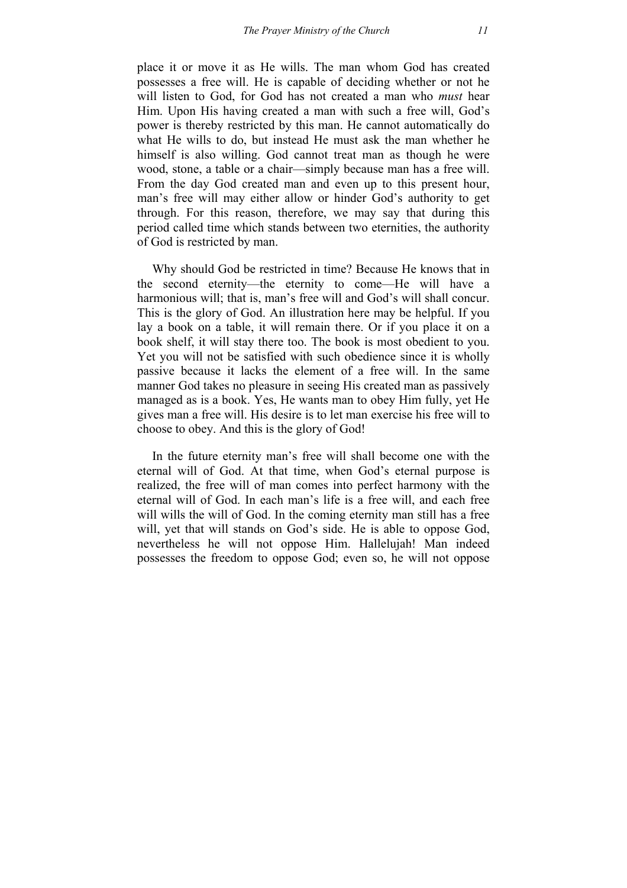place it or move it as He wills. The man whom God has created possesses a free will. He is capable of deciding whether or not he will listen to God, for God has not created a man who *must* hear Him. Upon His having created a man with such a free will, God's power is thereby restricted by this man. He cannot automatically do what He wills to do, but instead He must ask the man whether he himself is also willing. God cannot treat man as though he were wood, stone, a table or a chair—simply because man has a free will. From the day God created man and even up to this present hour, man's free will may either allow or hinder God's authority to get through. For this reason, therefore, we may say that during this period called time which stands between two eternities, the authority of God is restricted by man.

Why should God be restricted in time? Because He knows that in the second eternity—the eternity to come—He will have a harmonious will; that is, man's free will and God's will shall concur. This is the glory of God. An illustration here may be helpful. If you lay a book on a table, it will remain there. Or if you place it on a book shelf, it will stay there too. The book is most obedient to you. Yet you will not be satisfied with such obedience since it is wholly passive because it lacks the element of a free will. In the same manner God takes no pleasure in seeing His created man as passively managed as is a book. Yes, He wants man to obey Him fully, yet He gives man a free will. His desire is to let man exercise his free will to choose to obey. And this is the glory of God!

In the future eternity man's free will shall become one with the eternal will of God. At that time, when God's eternal purpose is realized, the free will of man comes into perfect harmony with the eternal will of God. In each man's life is a free will, and each free will wills the will of God. In the coming eternity man still has a free will, yet that will stands on God's side. He is able to oppose God, nevertheless he will not oppose Him. Hallelujah! Man indeed possesses the freedom to oppose God; even so, he will not oppose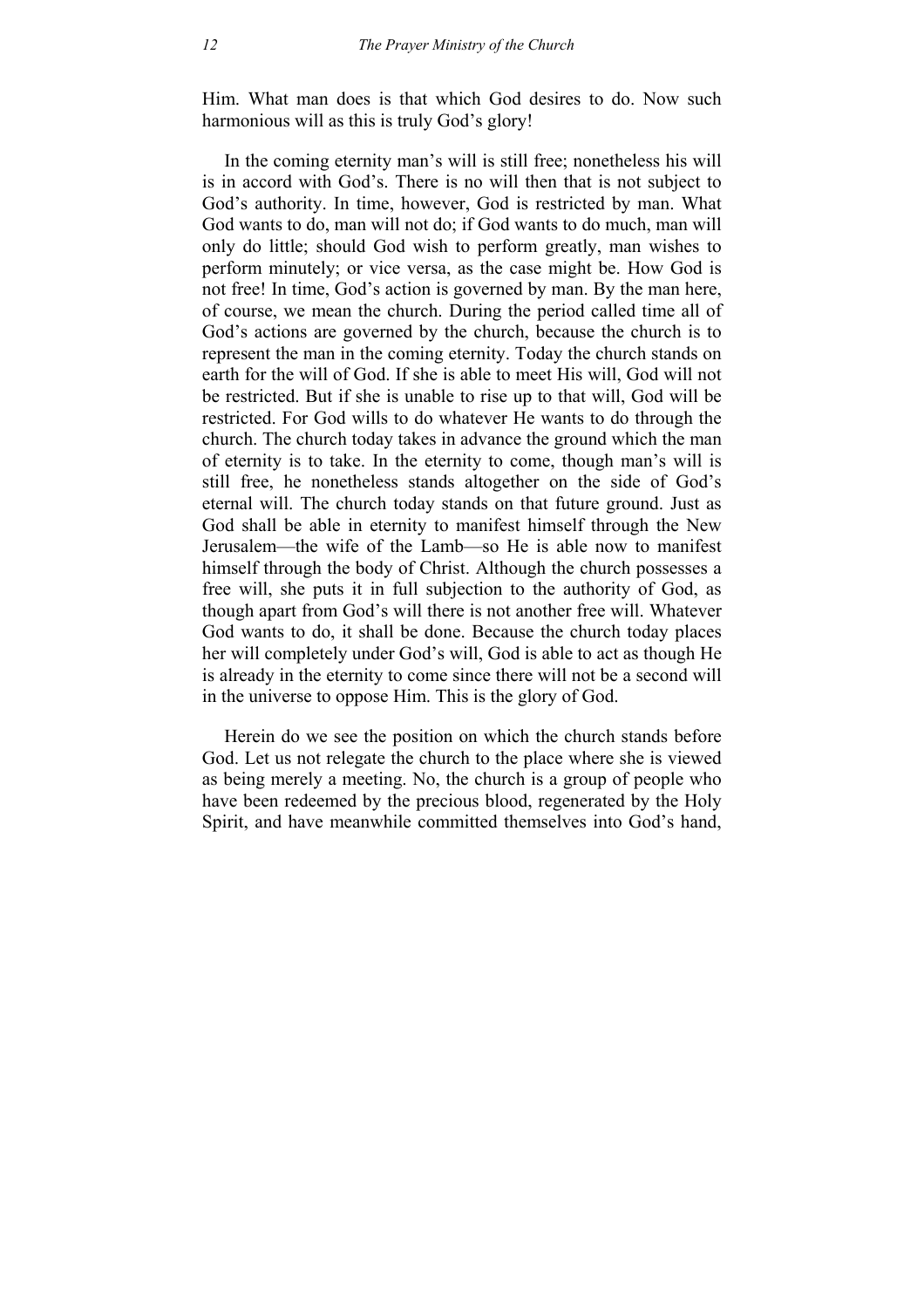Him. What man does is that which God desires to do. Now such harmonious will as this is truly God's glory!

In the coming eternity man's will is still free; nonetheless his will is in accord with God's. There is no will then that is not subject to God's authority. In time, however, God is restricted by man. What God wants to do, man will not do; if God wants to do much, man will only do little; should God wish to perform greatly, man wishes to perform minutely; or vice versa, as the case might be. How God is not free! In time, God's action is governed by man. By the man here, of course, we mean the church. During the period called time all of God's actions are governed by the church, because the church is to represent the man in the coming eternity. Today the church stands on earth for the will of God. If she is able to meet His will, God will not be restricted. But if she is unable to rise up to that will, God will be restricted. For God wills to do whatever He wants to do through the church. The church today takes in advance the ground which the man of eternity is to take. In the eternity to come, though man's will is still free, he nonetheless stands altogether on the side of God's eternal will. The church today stands on that future ground. Just as God shall be able in eternity to manifest himself through the New Jerusalem—the wife of the Lamb—so He is able now to manifest himself through the body of Christ. Although the church possesses a free will, she puts it in full subjection to the authority of God, as though apart from God's will there is not another free will. Whatever God wants to do, it shall be done. Because the church today places her will completely under God's will, God is able to act as though He is already in the eternity to come since there will not be a second will in the universe to oppose Him. This is the glory of God.

Herein do we see the position on which the church stands before God. Let us not relegate the church to the place where she is viewed as being merely a meeting. No, the church is a group of people who have been redeemed by the precious blood, regenerated by the Holy Spirit, and have meanwhile committed themselves into God's hand,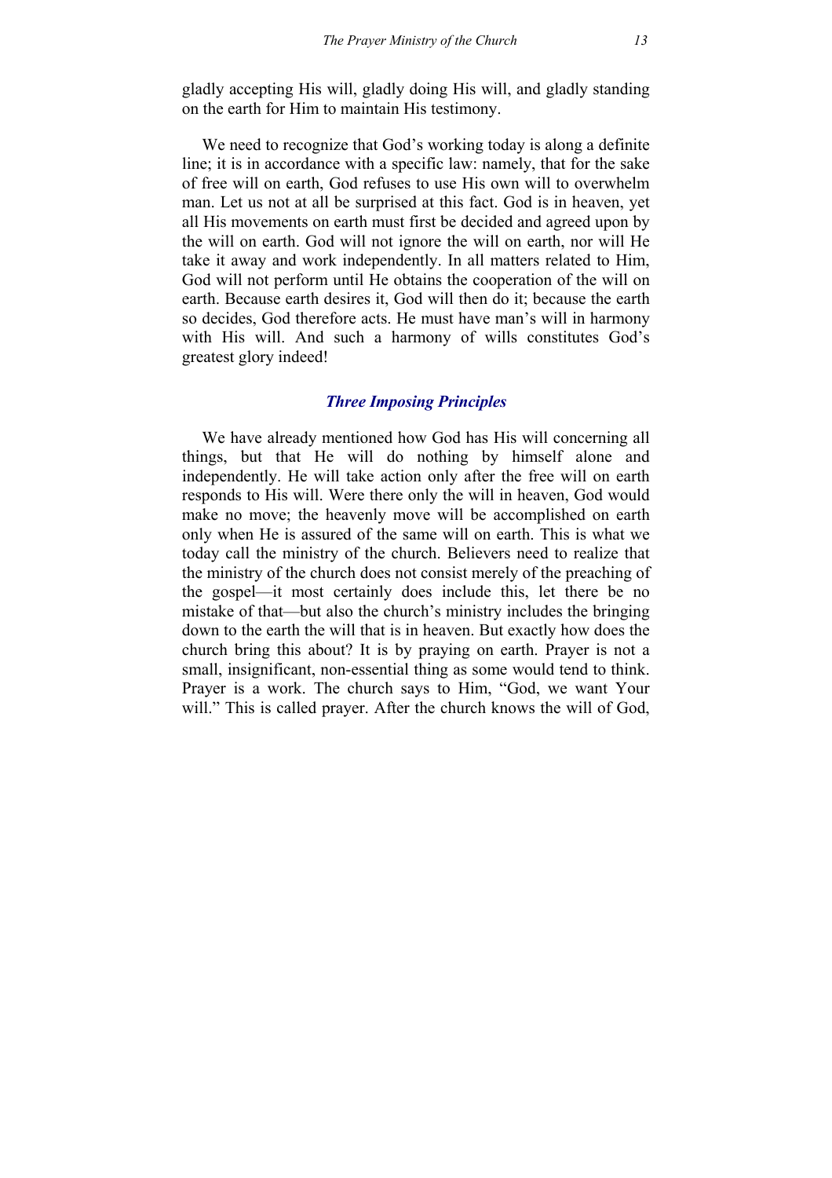gladly accepting His will, gladly doing His will, and gladly standing on the earth for Him to maintain His testimony.

We need to recognize that God's working today is along a definite line; it is in accordance with a specific law: namely, that for the sake of free will on earth, God refuses to use His own will to overwhelm man. Let us not at all be surprised at this fact. God is in heaven, yet all His movements on earth must first be decided and agreed upon by the will on earth. God will not ignore the will on earth, nor will He take it away and work independently. In all matters related to Him, God will not perform until He obtains the cooperation of the will on earth. Because earth desires it, God will then do it; because the earth so decides, God therefore acts. He must have man's will in harmony with His will. And such a harmony of wills constitutes God's greatest glory indeed!

### *Three Imposing Principles*

We have already mentioned how God has His will concerning all things, but that He will do nothing by himself alone and independently. He will take action only after the free will on earth responds to His will. Were there only the will in heaven, God would make no move; the heavenly move will be accomplished on earth only when He is assured of the same will on earth. This is what we today call the ministry of the church. Believers need to realize that the ministry of the church does not consist merely of the preaching of the gospel—it most certainly does include this, let there be no mistake of that—but also the church's ministry includes the bringing down to the earth the will that is in heaven. But exactly how does the church bring this about? It is by praying on earth. Prayer is not a small, insignificant, non-essential thing as some would tend to think. Prayer is a work. The church says to Him, "God, we want Your will." This is called prayer. After the church knows the will of God,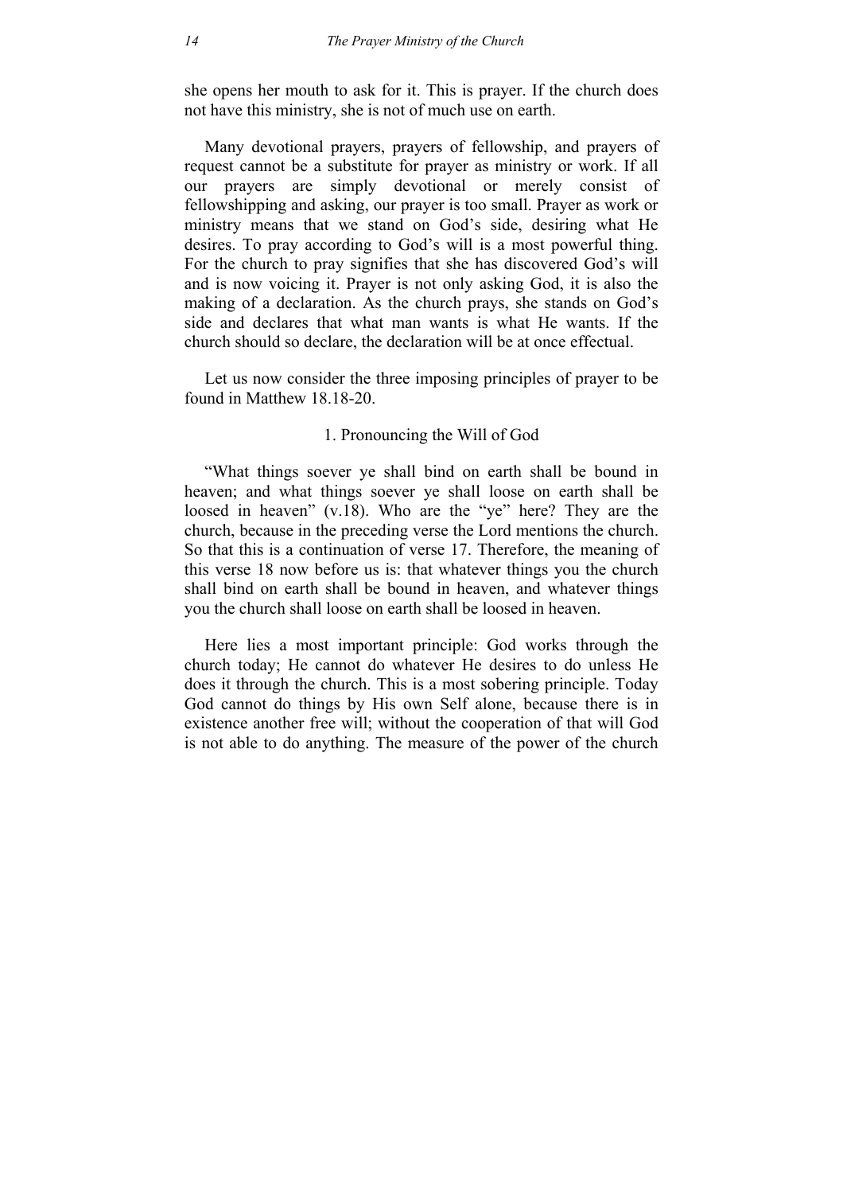she opens her mouth to ask for it. This is prayer. If the church does not have this ministry, she is not of much use on earth.

Many devotional prayers, prayers of fellowship, and prayers of request cannot be a substitute for prayer as ministry or work. If all our prayers are simply devotional or merely consist of fellowshipping and asking, our prayer is too small. Prayer as work or ministry means that we stand on God's side, desiring what He desires. To pray according to God's will is a most powerful thing. For the church to pray signifies that she has discovered God's will and is now voicing it. Prayer is not only asking God, it is also the making of a declaration. As the church prays, she stands on God's side and declares that what man wants is what He wants. If the church should so declare, the declaration will be at once effectual.

Let us now consider the three imposing principles of prayer to be found in Matthew 18.18-20.

### 1. Pronouncing the Will of God

"What things soever ye shall bind on earth shall be bound in heaven; and what things soever ye shall loose on earth shall be loosed in heaven" (v.18). Who are the "ye" here? They are the church, because in the preceding verse the Lord mentions the church. So that this is a continuation of verse 17. Therefore, the meaning of this verse 18 now before us is: that whatever things you the church shall bind on earth shall be bound in heaven, and whatever things you the church shall loose on earth shall be loosed in heaven.

Here lies a most important principle: God works through the church today; He cannot do whatever He desires to do unless He does it through the church. This is a most sobering principle. Today God cannot do things by His own Self alone, because there is in existence another free will; without the cooperation of that will God is not able to do anything. The measure of the power of the church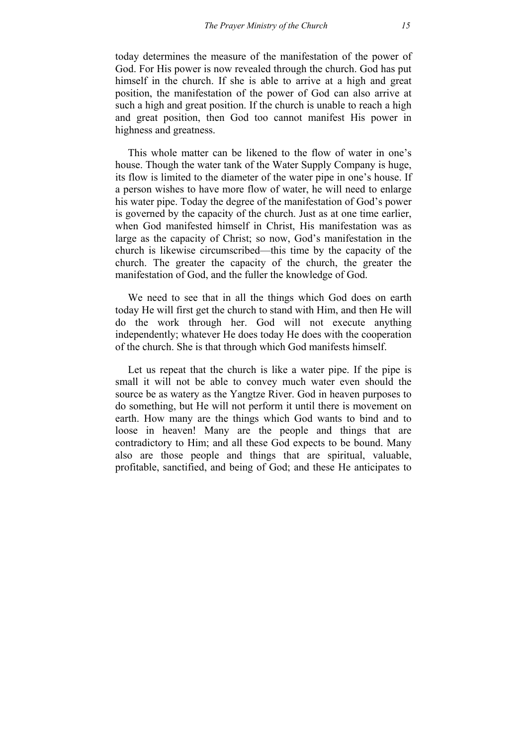today determines the measure of the manifestation of the power of God. For His power is now revealed through the church. God has put himself in the church. If she is able to arrive at a high and great position, the manifestation of the power of God can also arrive at such a high and great position. If the church is unable to reach a high and great position, then God too cannot manifest His power in highness and greatness.

This whole matter can be likened to the flow of water in one's house. Though the water tank of the Water Supply Company is huge, its flow is limited to the diameter of the water pipe in one's house. If a person wishes to have more flow of water, he will need to enlarge his water pipe. Today the degree of the manifestation of God's power is governed by the capacity of the church. Just as at one time earlier, when God manifested himself in Christ, His manifestation was as large as the capacity of Christ; so now, God's manifestation in the church is likewise circumscribed—this time by the capacity of the church. The greater the capacity of the church, the greater the manifestation of God, and the fuller the knowledge of God.

We need to see that in all the things which God does on earth today He will first get the church to stand with Him, and then He will do the work through her. God will not execute anything independently; whatever He does today He does with the cooperation of the church. She is that through which God manifests himself.

Let us repeat that the church is like a water pipe. If the pipe is small it will not be able to convey much water even should the source be as watery as the Yangtze River. God in heaven purposes to do something, but He will not perform it until there is movement on earth. How many are the things which God wants to bind and to loose in heaven! Many are the people and things that are contradictory to Him; and all these God expects to be bound. Many also are those people and things that are spiritual, valuable, profitable, sanctified, and being of God; and these He anticipates to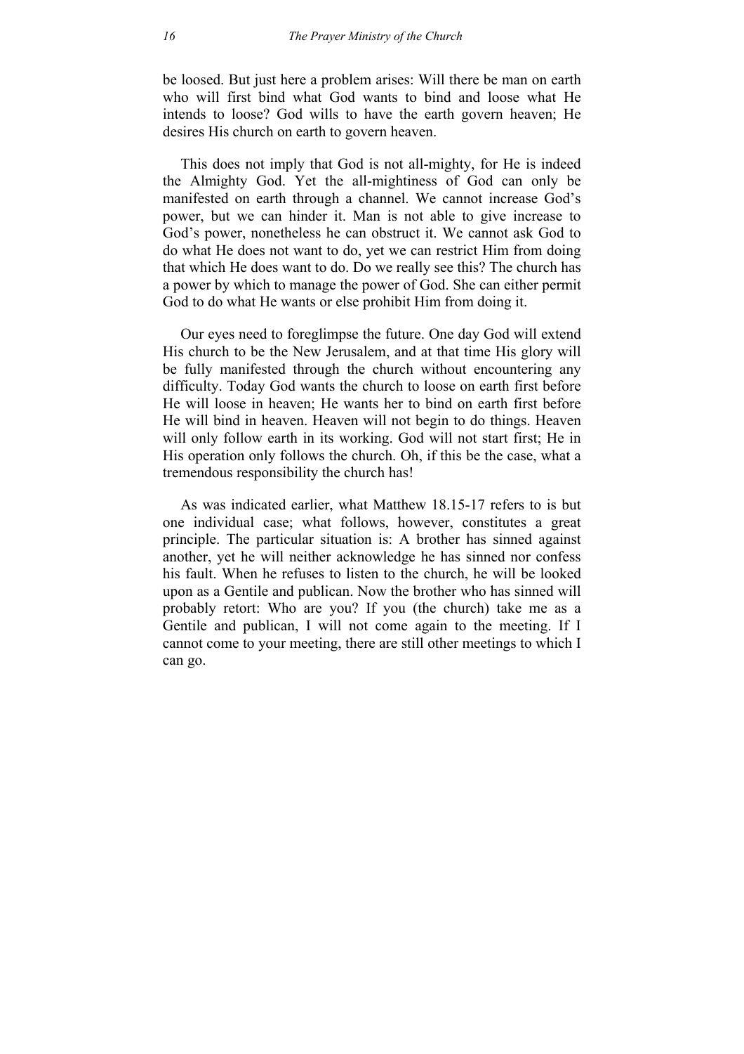be loosed. But just here a problem arises: Will there be man on earth who will first bind what God wants to bind and loose what He intends to loose? God wills to have the earth govern heaven; He desires His church on earth to govern heaven.

This does not imply that God is not all-mighty, for He is indeed the Almighty God. Yet the all-mightiness of God can only be manifested on earth through a channel. We cannot increase God's power, but we can hinder it. Man is not able to give increase to God's power, nonetheless he can obstruct it. We cannot ask God to do what He does not want to do, yet we can restrict Him from doing that which He does want to do. Do we really see this? The church has a power by which to manage the power of God. She can either permit God to do what He wants or else prohibit Him from doing it.

Our eyes need to foreglimpse the future. One day God will extend His church to be the New Jerusalem, and at that time His glory will be fully manifested through the church without encountering any difficulty. Today God wants the church to loose on earth first before He will loose in heaven; He wants her to bind on earth first before He will bind in heaven. Heaven will not begin to do things. Heaven will only follow earth in its working. God will not start first; He in His operation only follows the church. Oh, if this be the case, what a tremendous responsibility the church has!

As was indicated earlier, what Matthew 18.15-17 refers to is but one individual case; what follows, however, constitutes a great principle. The particular situation is: A brother has sinned against another, yet he will neither acknowledge he has sinned nor confess his fault. When he refuses to listen to the church, he will be looked upon as a Gentile and publican. Now the brother who has sinned will probably retort: Who are you? If you (the church) take me as a Gentile and publican, I will not come again to the meeting. If I cannot come to your meeting, there are still other meetings to which I can go.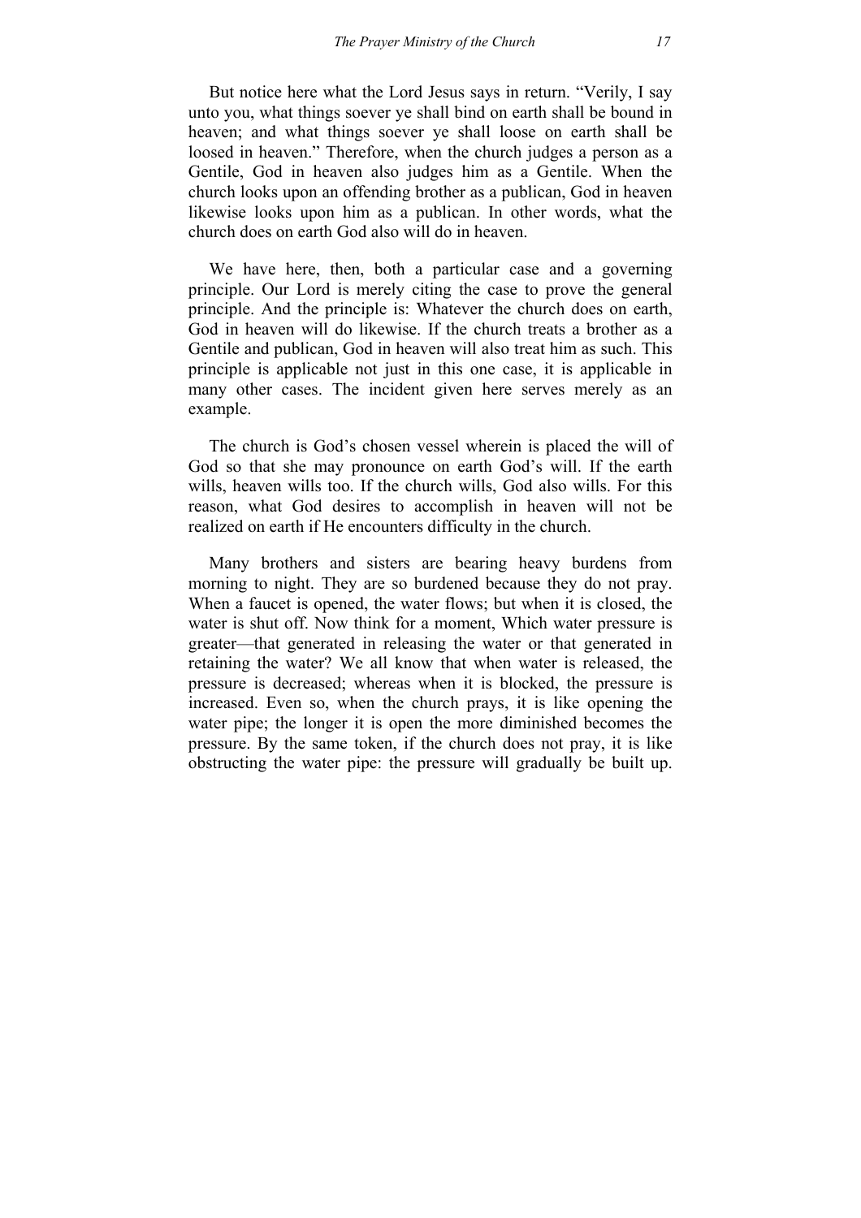But notice here what the Lord Jesus says in return. "Verily, I say unto you, what things soever ye shall bind on earth shall be bound in heaven; and what things soever ye shall loose on earth shall be loosed in heaven." Therefore, when the church judges a person as a Gentile, God in heaven also judges him as a Gentile. When the church looks upon an offending brother as a publican, God in heaven likewise looks upon him as a publican. In other words, what the church does on earth God also will do in heaven.

We have here, then, both a particular case and a governing principle. Our Lord is merely citing the case to prove the general principle. And the principle is: Whatever the church does on earth, God in heaven will do likewise. If the church treats a brother as a Gentile and publican, God in heaven will also treat him as such. This principle is applicable not just in this one case, it is applicable in many other cases. The incident given here serves merely as an example.

The church is God's chosen vessel wherein is placed the will of God so that she may pronounce on earth God's will. If the earth wills, heaven wills too. If the church wills, God also wills. For this reason, what God desires to accomplish in heaven will not be realized on earth if He encounters difficulty in the church.

Many brothers and sisters are bearing heavy burdens from morning to night. They are so burdened because they do not pray. When a faucet is opened, the water flows; but when it is closed, the water is shut off. Now think for a moment, Which water pressure is greater—that generated in releasing the water or that generated in retaining the water? We all know that when water is released, the pressure is decreased; whereas when it is blocked, the pressure is increased. Even so, when the church prays, it is like opening the water pipe; the longer it is open the more diminished becomes the pressure. By the same token, if the church does not pray, it is like obstructing the water pipe: the pressure will gradually be built up.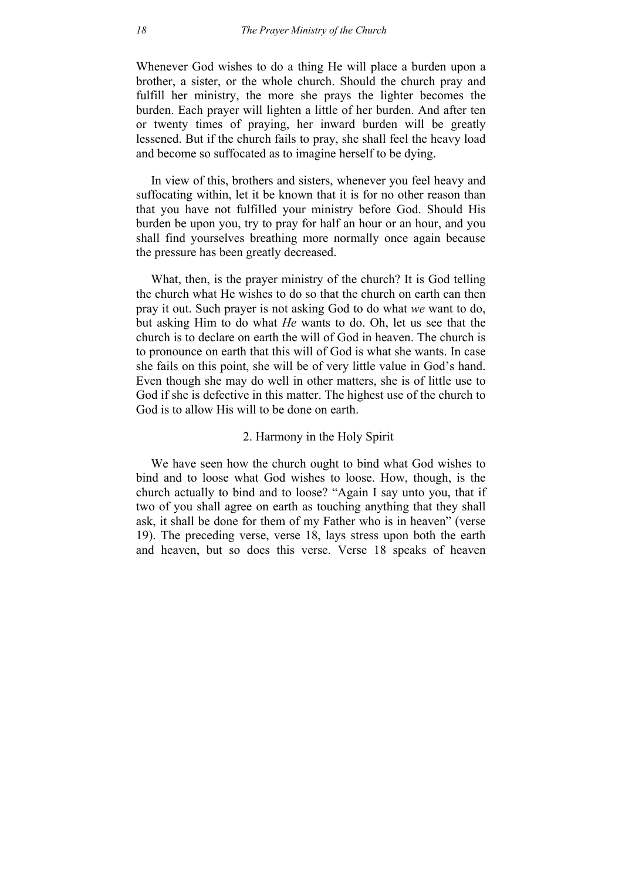Whenever God wishes to do a thing He will place a burden upon a brother, a sister, or the whole church. Should the church pray and fulfill her ministry, the more she prays the lighter becomes the burden. Each prayer will lighten a little of her burden. And after ten or twenty times of praying, her inward burden will be greatly lessened. But if the church fails to pray, she shall feel the heavy load and become so suffocated as to imagine herself to be dying.

In view of this, brothers and sisters, whenever you feel heavy and suffocating within, let it be known that it is for no other reason than that you have not fulfilled your ministry before God. Should His burden be upon you, try to pray for half an hour or an hour, and you shall find yourselves breathing more normally once again because the pressure has been greatly decreased.

What, then, is the prayer ministry of the church? It is God telling the church what He wishes to do so that the church on earth can then pray it out. Such prayer is not asking God to do what *we* want to do, but asking Him to do what *He* wants to do. Oh, let us see that the church is to declare on earth the will of God in heaven. The church is to pronounce on earth that this will of God is what she wants. In case she fails on this point, she will be of very little value in God's hand. Even though she may do well in other matters, she is of little use to God if she is defective in this matter. The highest use of the church to God is to allow His will to be done on earth.

## 2. Harmony in the Holy Spirit

We have seen how the church ought to bind what God wishes to bind and to loose what God wishes to loose. How, though, is the church actually to bind and to loose? "Again I say unto you, that if two of you shall agree on earth as touching anything that they shall ask, it shall be done for them of my Father who is in heaven" (verse 19). The preceding verse, verse 18, lays stress upon both the earth and heaven, but so does this verse. Verse 18 speaks of heaven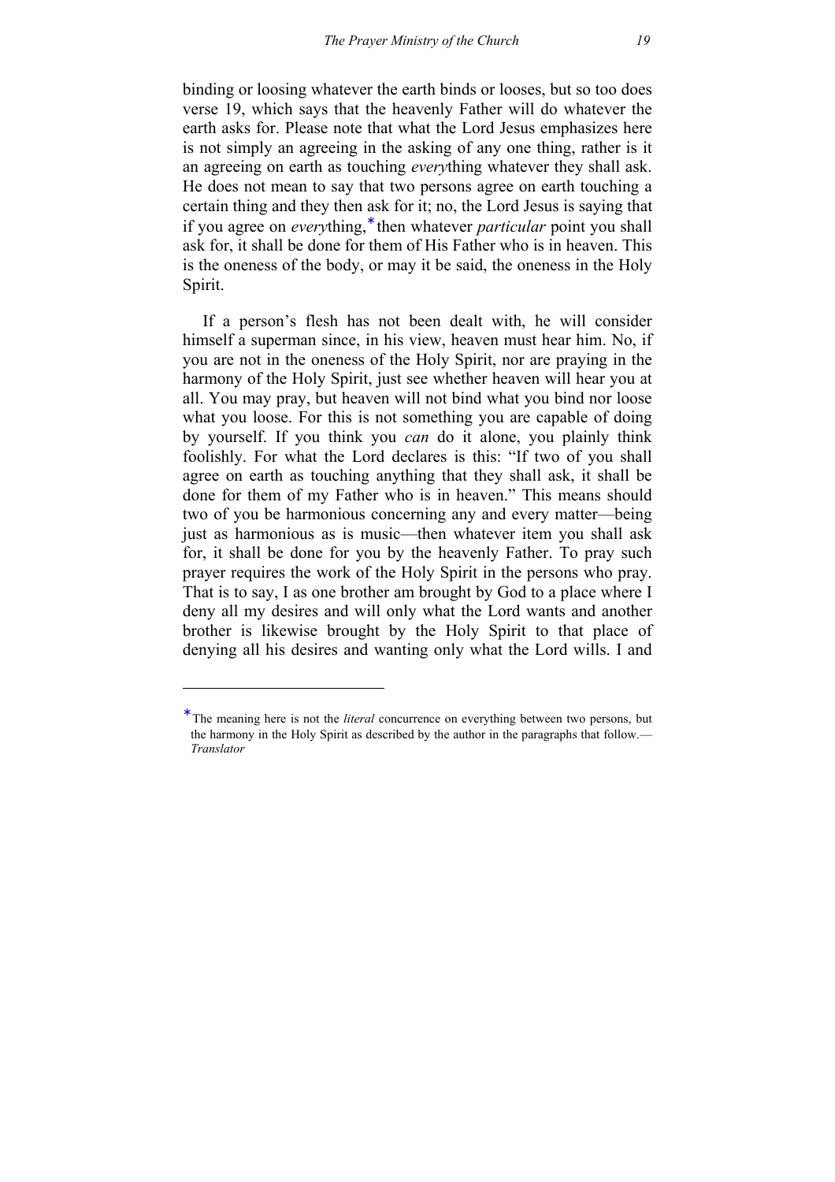binding or loosing whatever the earth binds or looses, but so too does verse 19, which says that the heavenly Father will do whatever the earth asks for. Please note that what the Lord Jesus emphasizes here is not simply an agreeing in the asking of any one thing, rather is it an agreeing on earth as touching *every*thing whatever they shall ask. He does not mean to say that two persons agree on earth touching a certain thing and they then ask for it; no, the Lord Jesus is saying that if you agree on *every*thing,* then whatever *particular* point you shall ask for, it shall be done for them of His Father who is in heaven. This is the oneness of the body, or may it be said, the oneness in the Holy Spirit.

If a person's flesh has not been dealt with, he will consider himself a superman since, in his view, heaven must hear him. No, if you are not in the oneness of the Holy Spirit, nor are praying in the harmony of the Holy Spirit, just see whether heaven will hear you at all. You may pray, but heaven will not bind what you bind nor loose what you loose. For this is not something you are capable of doing by yourself. If you think you *can* do it alone, you plainly think foolishly. For what the Lord declares is this: "If two of you shall agree on earth as touching anything that they shall ask, it shall be done for them of my Father who is in heaven." This means should two of you be harmonious concerning any and every matter—being just as harmonious as is music—then whatever item you shall ask for, it shall be done for you by the heavenly Father. To pray such prayer requires the work of the Holy Spirit in the persons who pray. That is to say, I as one brother am brought by God to a place where I deny all my desires and will only what the Lord wants and another brother is likewise brought by the Holy Spirit to that place of denying all his desires and wanting only what the Lord wills. I and

---

* The meaning here is not the *literal* concurrence on everything between two persons, but the harmony in the Holy Spirit as described by the author in the paragraphs that follow.—*Translator*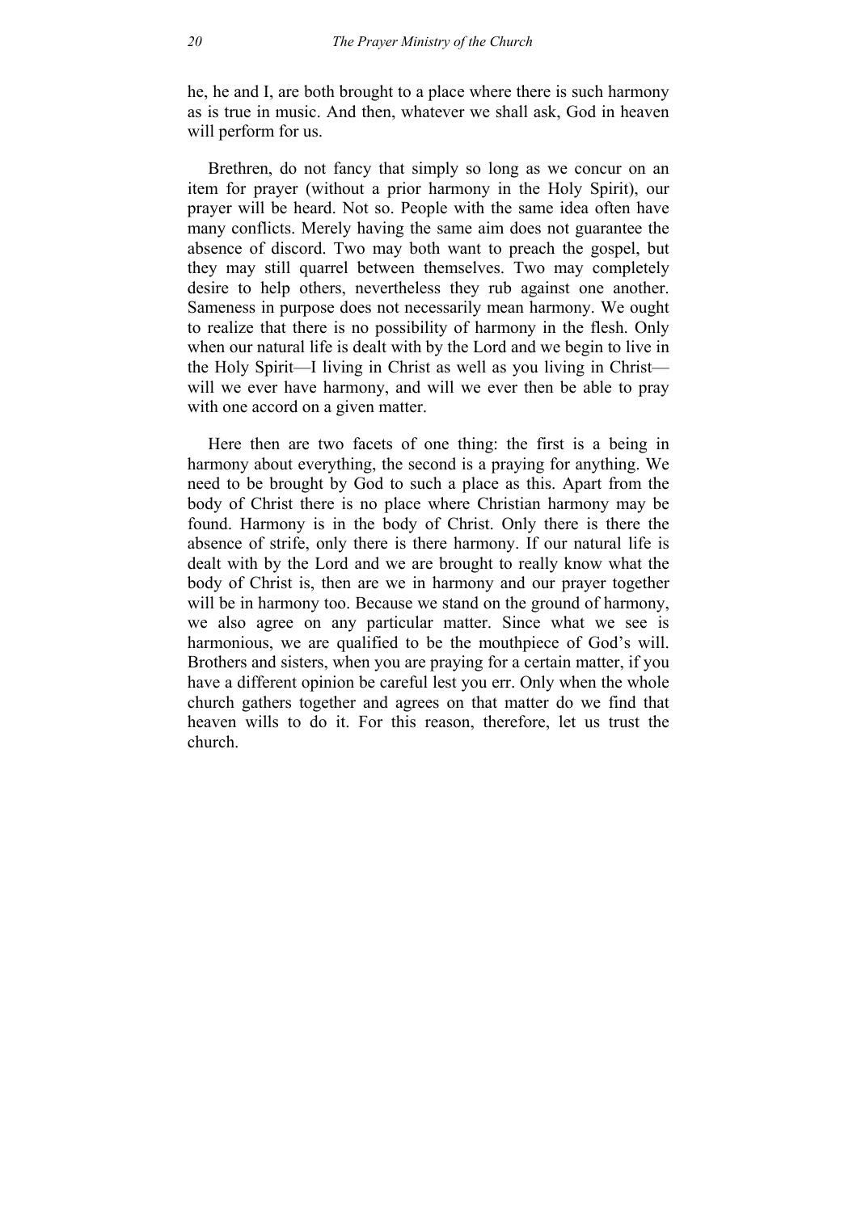he, he and I, are both brought to a place where there is such harmony as is true in music. And then, whatever we shall ask, God in heaven will perform for us.

Brethren, do not fancy that simply so long as we concur on an item for prayer (without a prior harmony in the Holy Spirit), our prayer will be heard. Not so. People with the same idea often have many conflicts. Merely having the same aim does not guarantee the absence of discord. Two may both want to preach the gospel, but they may still quarrel between themselves. Two may completely desire to help others, nevertheless they rub against one another. Sameness in purpose does not necessarily mean harmony. We ought to realize that there is no possibility of harmony in the flesh. Only when our natural life is dealt with by the Lord and we begin to live in the Holy Spirit—I living in Christ as well as you living in Christ—will we ever have harmony, and will we ever then be able to pray with one accord on a given matter.

Here then are two facets of one thing: the first is a being in harmony about everything, the second is a praying for anything. We need to be brought by God to such a place as this. Apart from the body of Christ there is no place where Christian harmony may be found. Harmony is in the body of Christ. Only there is there the absence of strife, only there is there harmony. If our natural life is dealt with by the Lord and we are brought to really know what the body of Christ is, then are we in harmony and our prayer together will be in harmony too. Because we stand on the ground of harmony, we also agree on any particular matter. Since what we see is harmonious, we are qualified to be the mouthpiece of God's will. Brothers and sisters, when you are praying for a certain matter, if you have a different opinion be careful lest you err. Only when the whole church gathers together and agrees on that matter do we find that heaven wills to do it. For this reason, therefore, let us trust the church.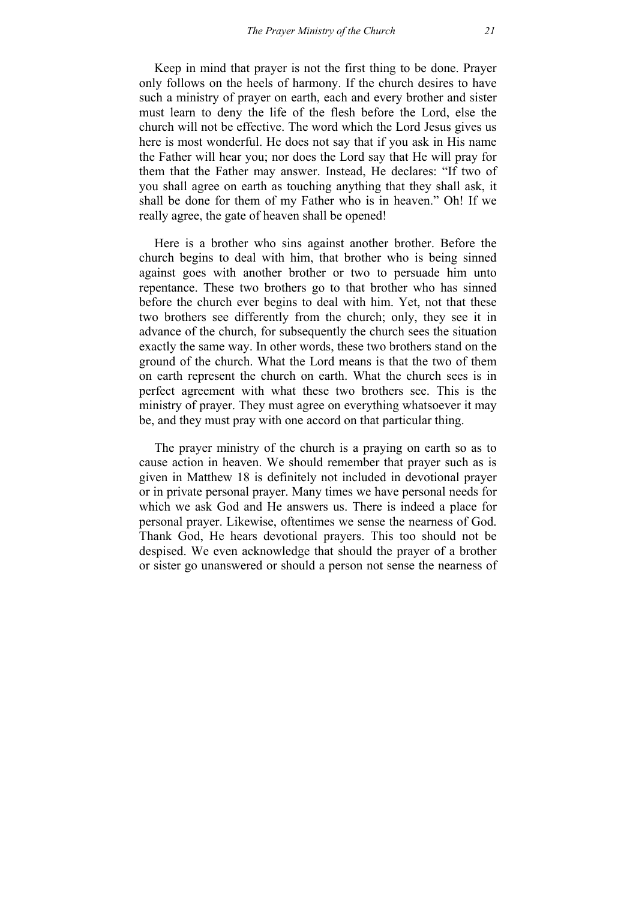Keep in mind that prayer is not the first thing to be done. Prayer only follows on the heels of harmony. If the church desires to have such a ministry of prayer on earth, each and every brother and sister must learn to deny the life of the flesh before the Lord, else the church will not be effective. The word which the Lord Jesus gives us here is most wonderful. He does not say that if you ask in His name the Father will hear you; nor does the Lord say that He will pray for them that the Father may answer. Instead, He declares: "If two of you shall agree on earth as touching anything that they shall ask, it shall be done for them of my Father who is in heaven." Oh! If we really agree, the gate of heaven shall be opened!

Here is a brother who sins against another brother. Before the church begins to deal with him, that brother who is being sinned against goes with another brother or two to persuade him unto repentance. These two brothers go to that brother who has sinned before the church ever begins to deal with him. Yet, not that these two brothers see differently from the church; only, they see it in advance of the church, for subsequently the church sees the situation exactly the same way. In other words, these two brothers stand on the ground of the church. What the Lord means is that the two of them on earth represent the church on earth. What the church sees is in perfect agreement with what these two brothers see. This is the ministry of prayer. They must agree on everything whatsoever it may be, and they must pray with one accord on that particular thing.

The prayer ministry of the church is a praying on earth so as to cause action in heaven. We should remember that prayer such as is given in Matthew 18 is definitely not included in devotional prayer or in private personal prayer. Many times we have personal needs for which we ask God and He answers us. There is indeed a place for personal prayer. Likewise, oftentimes we sense the nearness of God. Thank God, He hears devotional prayers. This too should not be despised. We even acknowledge that should the prayer of a brother or sister go unanswered or should a person not sense the nearness of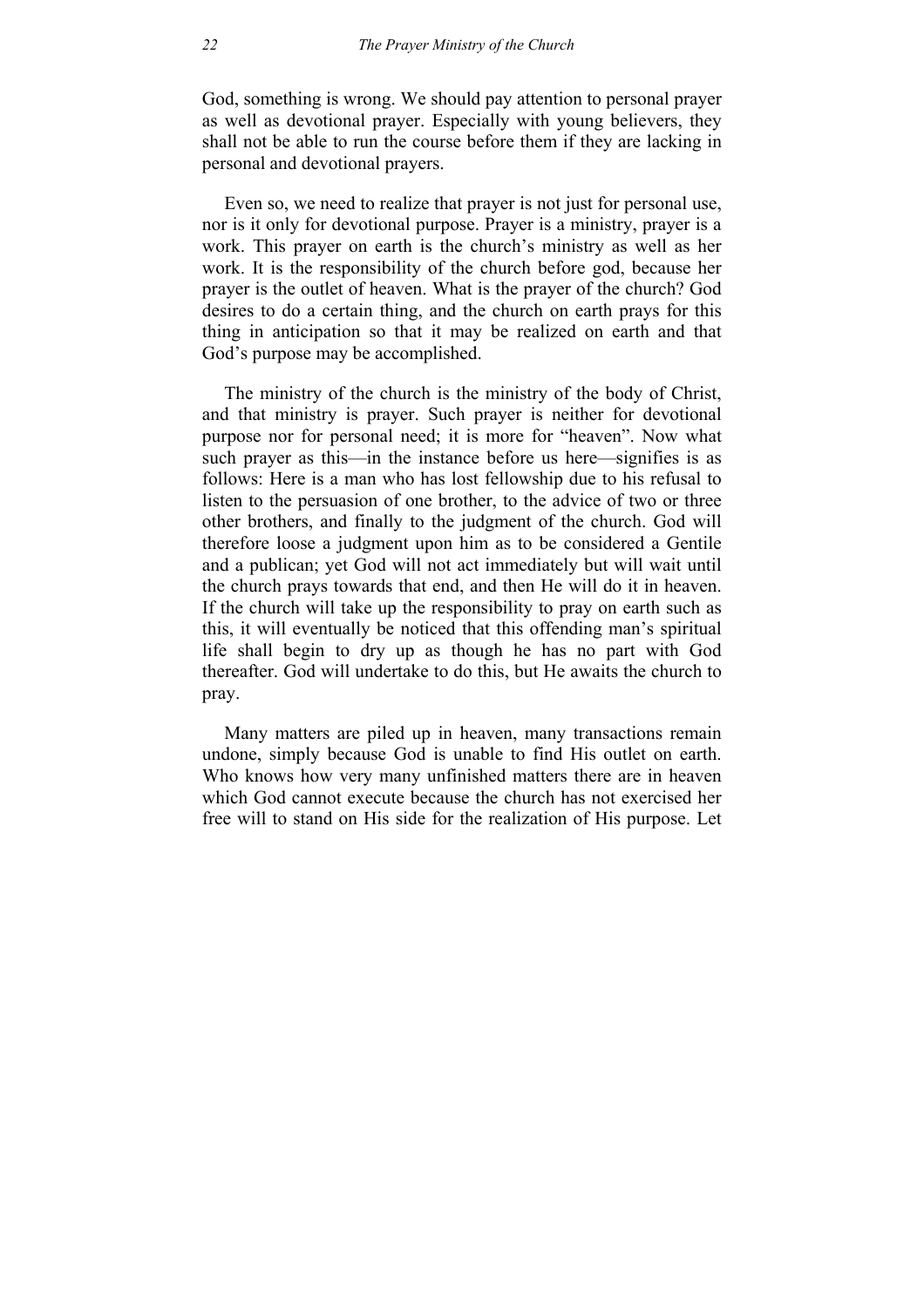God, something is wrong. We should pay attention to personal prayer as well as devotional prayer. Especially with young believers, they shall not be able to run the course before them if they are lacking in personal and devotional prayers.

Even so, we need to realize that prayer is not just for personal use, nor is it only for devotional purpose. Prayer is a ministry, prayer is a work. This prayer on earth is the church's ministry as well as her work. It is the responsibility of the church before god, because her prayer is the outlet of heaven. What is the prayer of the church? God desires to do a certain thing, and the church on earth prays for this thing in anticipation so that it may be realized on earth and that God's purpose may be accomplished.

The ministry of the church is the ministry of the body of Christ, and that ministry is prayer. Such prayer is neither for devotional purpose nor for personal need; it is more for "heaven". Now what such prayer as this—in the instance before us here—signifies is as follows: Here is a man who has lost fellowship due to his refusal to listen to the persuasion of one brother, to the advice of two or three other brothers, and finally to the judgment of the church. God will therefore loose a judgment upon him as to be considered a Gentile and a publican; yet God will not act immediately but will wait until the church prays towards that end, and then He will do it in heaven. If the church will take up the responsibility to pray on earth such as this, it will eventually be noticed that this offending man's spiritual life shall begin to dry up as though he has no part with God thereafter. God will undertake to do this, but He awaits the church to pray.

Many matters are piled up in heaven, many transactions remain undone, simply because God is unable to find His outlet on earth. Who knows how very many unfinished matters there are in heaven which God cannot execute because the church has not exercised her free will to stand on His side for the realization of His purpose. Let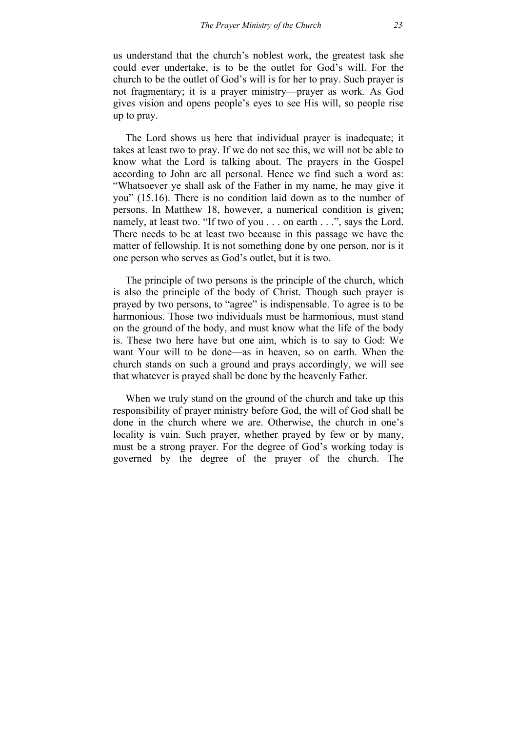us understand that the church's noblest work, the greatest task she could ever undertake, is to be the outlet for God's will. For the church to be the outlet of God's will is for her to pray. Such prayer is not fragmentary; it is a prayer ministry—prayer as work. As God gives vision and opens people's eyes to see His will, so people rise up to pray.

The Lord shows us here that individual prayer is inadequate; it takes at least two to pray. If we do not see this, we will not be able to know what the Lord is talking about. The prayers in the Gospel according to John are all personal. Hence we find such a word as: "Whatsoever ye shall ask of the Father in my name, he may give it you" (15.16). There is no condition laid down as to the number of persons. In Matthew 18, however, a numerical condition is given; namely, at least two. "If two of you . . . on earth . . .", says the Lord. There needs to be at least two because in this passage we have the matter of fellowship. It is not something done by one person, nor is it one person who serves as God's outlet, but it is two.

The principle of two persons is the principle of the church, which is also the principle of the body of Christ. Though such prayer is prayed by two persons, to "agree" is indispensable. To agree is to be harmonious. Those two individuals must be harmonious, must stand on the ground of the body, and must know what the life of the body is. These two here have but one aim, which is to say to God: We want Your will to be done—as in heaven, so on earth. When the church stands on such a ground and prays accordingly, we will see that whatever is prayed shall be done by the heavenly Father.

When we truly stand on the ground of the church and take up this responsibility of prayer ministry before God, the will of God shall be done in the church where we are. Otherwise, the church in one's locality is vain. Such prayer, whether prayed by few or by many, must be a strong prayer. For the degree of God's working today is governed by the degree of the prayer of the church. The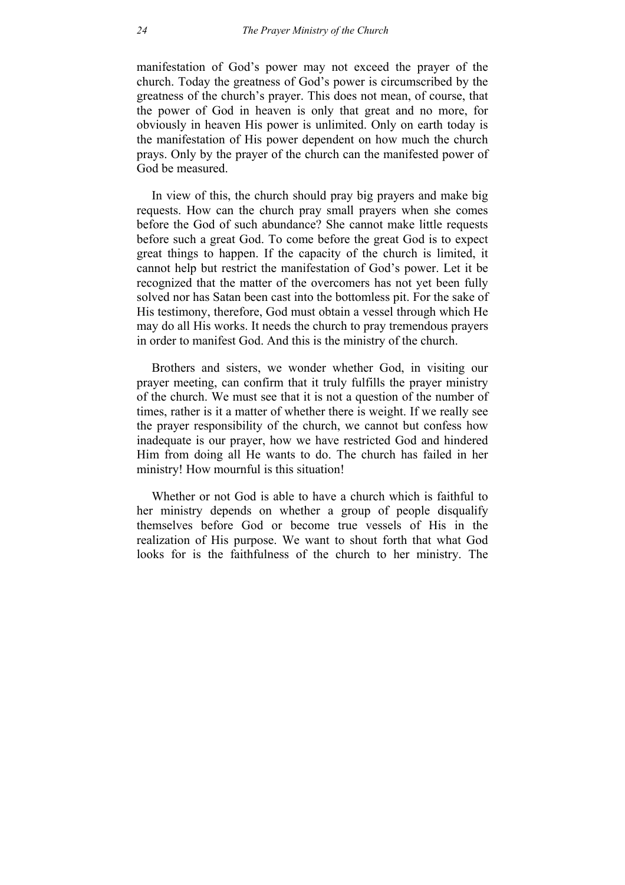manifestation of God's power may not exceed the prayer of the church. Today the greatness of God's power is circumscribed by the greatness of the church's prayer. This does not mean, of course, that the power of God in heaven is only that great and no more, for obviously in heaven His power is unlimited. Only on earth today is the manifestation of His power dependent on how much the church prays. Only by the prayer of the church can the manifested power of God be measured.

In view of this, the church should pray big prayers and make big requests. How can the church pray small prayers when she comes before the God of such abundance? She cannot make little requests before such a great God. To come before the great God is to expect great things to happen. If the capacity of the church is limited, it cannot help but restrict the manifestation of God's power. Let it be recognized that the matter of the overcomers has not yet been fully solved nor has Satan been cast into the bottomless pit. For the sake of His testimony, therefore, God must obtain a vessel through which He may do all His works. It needs the church to pray tremendous prayers in order to manifest God. And this is the ministry of the church.

Brothers and sisters, we wonder whether God, in visiting our prayer meeting, can confirm that it truly fulfills the prayer ministry of the church. We must see that it is not a question of the number of times, rather is it a matter of whether there is weight. If we really see the prayer responsibility of the church, we cannot but confess how inadequate is our prayer, how we have restricted God and hindered Him from doing all He wants to do. The church has failed in her ministry! How mournful is this situation!

Whether or not God is able to have a church which is faithful to her ministry depends on whether a group of people disqualify themselves before God or become true vessels of His in the realization of His purpose. We want to shout forth that what God looks for is the faithfulness of the church to her ministry. The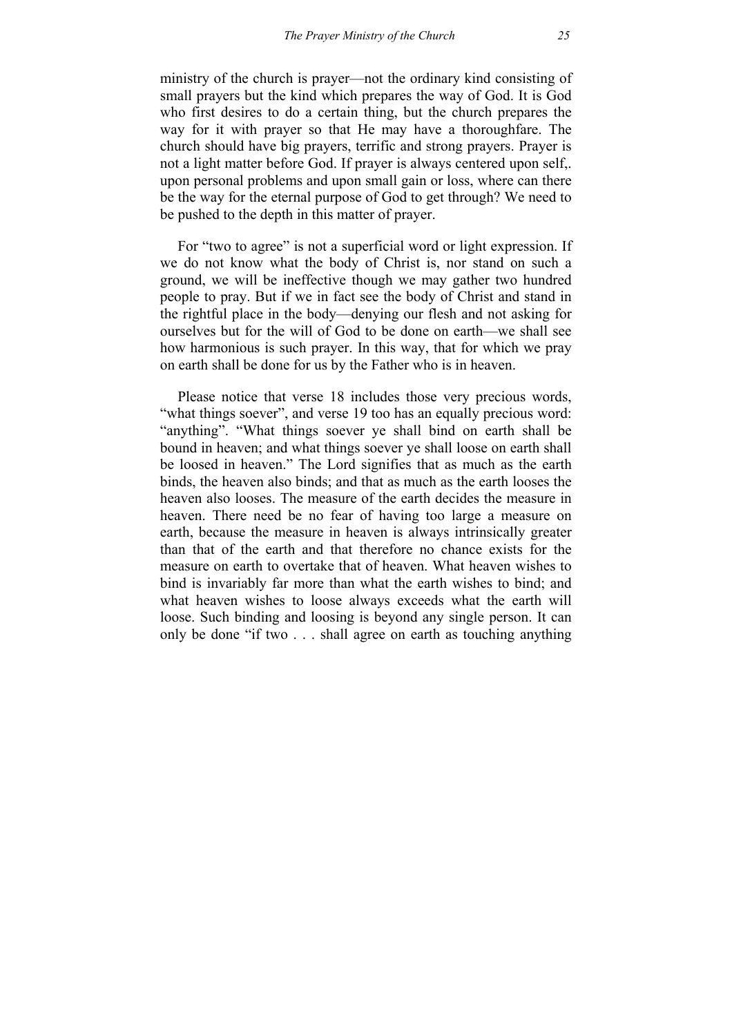ministry of the church is prayer—not the ordinary kind consisting of small prayers but the kind which prepares the way of God. It is God who first desires to do a certain thing, but the church prepares the way for it with prayer so that He may have a thoroughfare. The church should have big prayers, terrific and strong prayers. Prayer is not a light matter before God. If prayer is always centered upon self,. upon personal problems and upon small gain or loss, where can there be the way for the eternal purpose of God to get through? We need to be pushed to the depth in this matter of prayer.

For "two to agree" is not a superficial word or light expression. If we do not know what the body of Christ is, nor stand on such a ground, we will be ineffective though we may gather two hundred people to pray. But if we in fact see the body of Christ and stand in the rightful place in the body—denying our flesh and not asking for ourselves but for the will of God to be done on earth—we shall see how harmonious is such prayer. In this way, that for which we pray on earth shall be done for us by the Father who is in heaven.

Please notice that verse 18 includes those very precious words, "what things soever", and verse 19 too has an equally precious word: "anything". "What things soever ye shall bind on earth shall be bound in heaven; and what things soever ye shall loose on earth shall be loosed in heaven." The Lord signifies that as much as the earth binds, the heaven also binds; and that as much as the earth looses the heaven also looses. The measure of the earth decides the measure in heaven. There need be no fear of having too large a measure on earth, because the measure in heaven is always intrinsically greater than that of the earth and that therefore no chance exists for the measure on earth to overtake that of heaven. What heaven wishes to bind is invariably far more than what the earth wishes to bind; and what heaven wishes to loose always exceeds what the earth will loose. Such binding and loosing is beyond any single person. It can only be done "if two . . . shall agree on earth as touching anything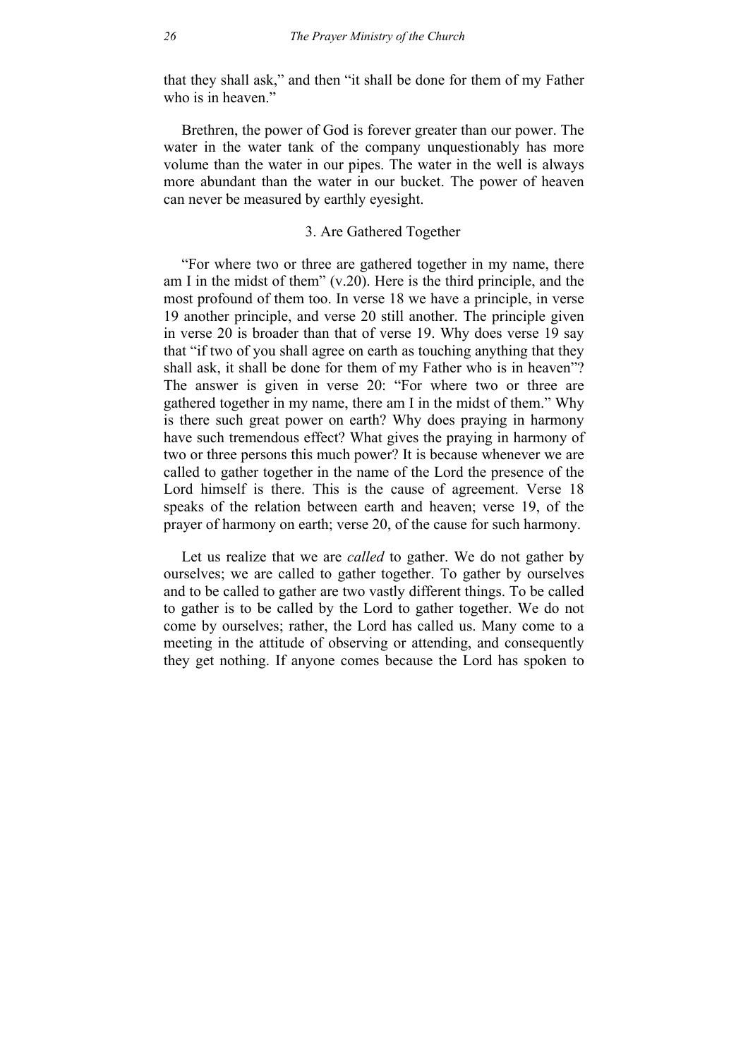that they shall ask," and then "it shall be done for them of my Father who is in heaven."

Brethren, the power of God is forever greater than our power. The water in the water tank of the company unquestionably has more volume than the water in our pipes. The water in the well is always more abundant than the water in our bucket. The power of heaven can never be measured by earthly eyesight.

### 3. Are Gathered Together

"For where two or three are gathered together in my name, there am I in the midst of them" (v.20). Here is the third principle, and the most profound of them too. In verse 18 we have a principle, in verse 19 another principle, and verse 20 still another. The principle given in verse 20 is broader than that of verse 19. Why does verse 19 say that "if two of you shall agree on earth as touching anything that they shall ask, it shall be done for them of my Father who is in heaven"? The answer is given in verse 20: "For where two or three are gathered together in my name, there am I in the midst of them." Why is there such great power on earth? Why does praying in harmony have such tremendous effect? What gives the praying in harmony of two or three persons this much power? It is because whenever we are called to gather together in the name of the Lord the presence of the Lord himself is there. This is the cause of agreement. Verse 18 speaks of the relation between earth and heaven; verse 19, of the prayer of harmony on earth; verse 20, of the cause for such harmony.

Let us realize that we are *called* to gather. We do not gather by ourselves; we are called to gather together. To gather by ourselves and to be called to gather are two vastly different things. To be called to gather is to be called by the Lord to gather together. We do not come by ourselves; rather, the Lord has called us. Many come to a meeting in the attitude of observing or attending, and consequently they get nothing. If anyone comes because the Lord has spoken to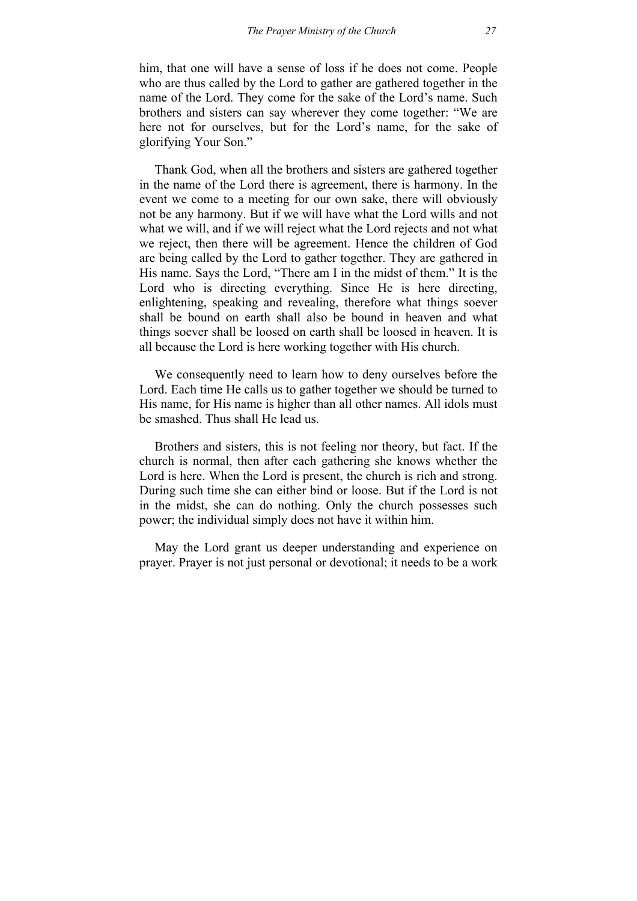him, that one will have a sense of loss if he does not come. People who are thus called by the Lord to gather are gathered together in the name of the Lord. They come for the sake of the Lord's name. Such brothers and sisters can say wherever they come together: "We are here not for ourselves, but for the Lord's name, for the sake of glorifying Your Son."

Thank God, when all the brothers and sisters are gathered together in the name of the Lord there is agreement, there is harmony. In the event we come to a meeting for our own sake, there will obviously not be any harmony. But if we will have what the Lord wills and not what we will, and if we will reject what the Lord rejects and not what we reject, then there will be agreement. Hence the children of God are being called by the Lord to gather together. They are gathered in His name. Says the Lord, "There am I in the midst of them." It is the Lord who is directing everything. Since He is here directing, enlightening, speaking and revealing, therefore what things soever shall be bound on earth shall also be bound in heaven and what things soever shall be loosed on earth shall be loosed in heaven. It is all because the Lord is here working together with His church.

We consequently need to learn how to deny ourselves before the Lord. Each time He calls us to gather together we should be turned to His name, for His name is higher than all other names. All idols must be smashed. Thus shall He lead us.

Brothers and sisters, this is not feeling nor theory, but fact. If the church is normal, then after each gathering she knows whether the Lord is here. When the Lord is present, the church is rich and strong. During such time she can either bind or loose. But if the Lord is not in the midst, she can do nothing. Only the church possesses such power; the individual simply does not have it within him.

May the Lord grant us deeper understanding and experience on prayer. Prayer is not just personal or devotional; it needs to be a work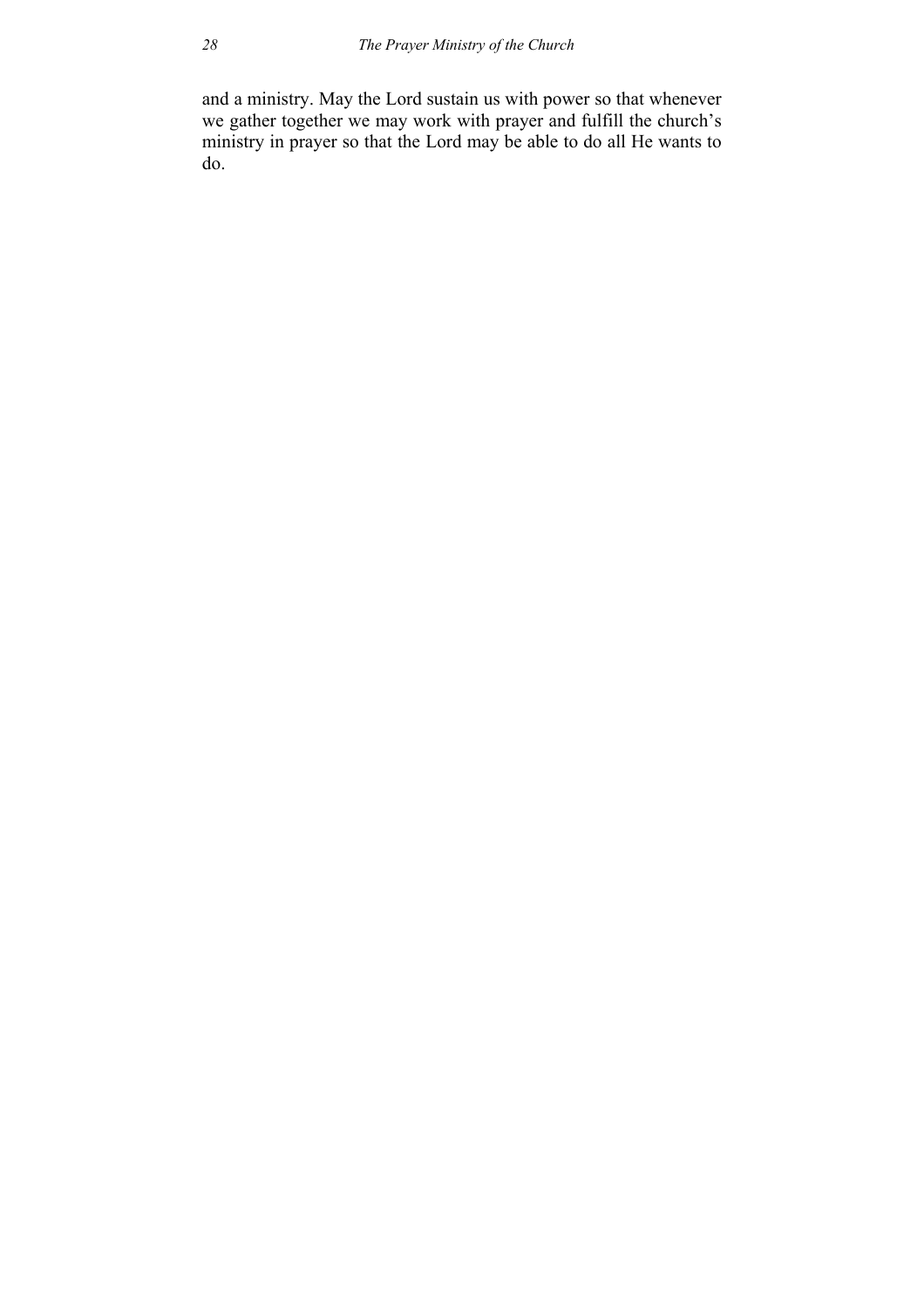and a ministry. May the Lord sustain us with power so that whenever we gather together we may work with prayer and fulfill the church's ministry in prayer so that the Lord may be able to do all He wants to do.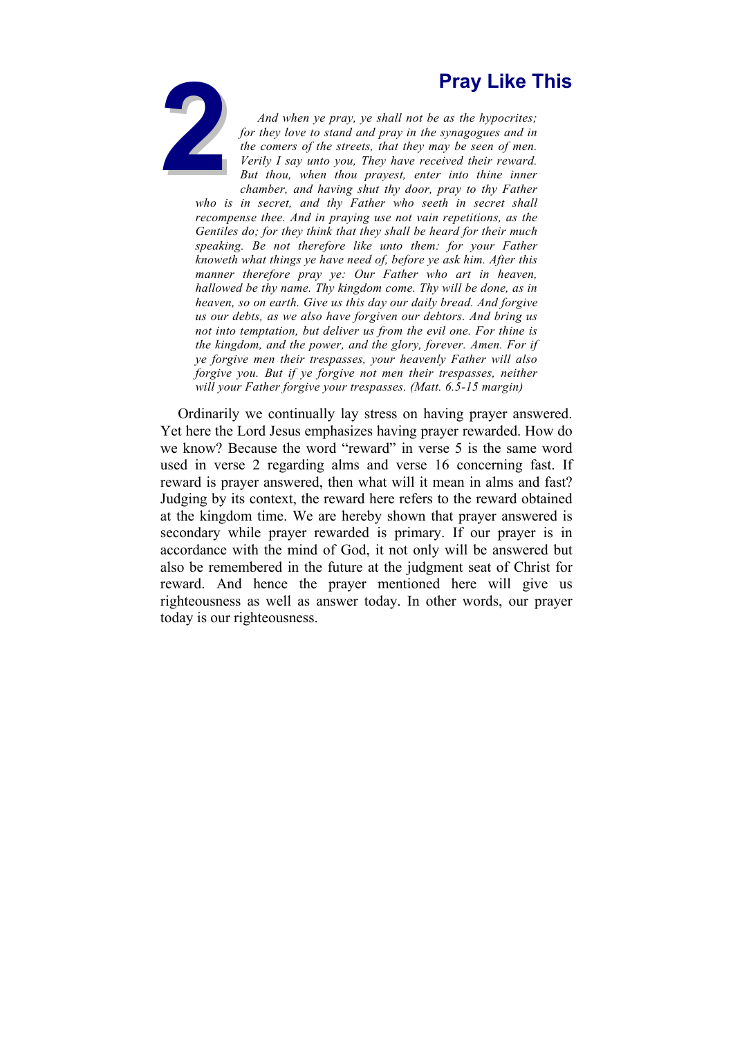# 2 Pray Like This

*And when ye pray, ye shall not be as the hypocrites; for they love to stand and pray in the synagogues and in the corners of the streets, that they may be seen of men. Verily I say unto you, They have received their reward. But thou, when thou prayest, enter into thine inner chamber, and having shut thy door, pray to thy Father who is in secret, and thy Father who seeth in secret shall recompense thee. And in praying use not vain repetitions, as the Gentiles do; for they think that they shall be heard for their much speaking. Be not therefore like unto them: for your Father knoweth what things ye have need of, before ye ask him. After this manner therefore pray ye: Our Father who art in heaven, hallowed be thy name. Thy kingdom come. Thy will be done, as in heaven, so on earth. Give us this day our daily bread. And forgive us our debts, as we also have forgiven our debtors. And bring us not into temptation, but deliver us from the evil one. For thine is the kingdom, and the power, and the glory, forever. Amen. For if ye forgive men their trespasses, your heavenly Father will also forgive you. But if ye forgive not men their trespasses, neither will your Father forgive your trespasses. (Matt. 6.5-15 margin)*

Ordinarily we continually lay stress on having prayer answered. Yet here the Lord Jesus emphasizes having prayer rewarded. How do we know? Because the word "reward" in verse 5 is the same word used in verse 2 regarding alms and verse 16 concerning fast. If reward is prayer answered, then what will it mean in alms and fast? Judging by its context, the reward here refers to the reward obtained at the kingdom time. We are hereby shown that prayer answered is secondary while prayer rewarded is primary. If our prayer is in accordance with the mind of God, it not only will be answered but also be remembered in the future at the judgment seat of Christ for reward. And hence the prayer mentioned here will give us righteousness as well as answer today. In other words, our prayer today is our righteousness.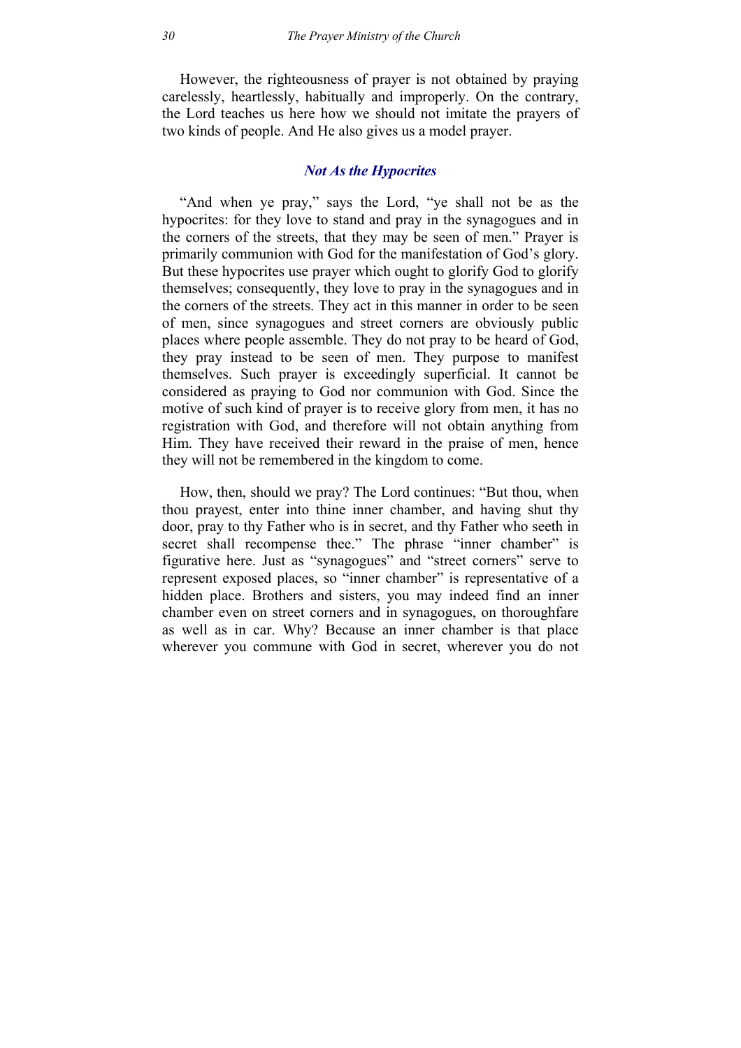However, the righteousness of prayer is not obtained by praying carelessly, heartlessly, habitually and improperly. On the contrary, the Lord teaches us here how we should not imitate the prayers of two kinds of people. And He also gives us a model prayer.

### *Not As the Hypocrites*

"And when ye pray," says the Lord, "ye shall not be as the hypocrites: for they love to stand and pray in the synagogues and in the corners of the streets, that they may be seen of men." Prayer is primarily communion with God for the manifestation of God's glory. But these hypocrites use prayer which ought to glorify God to glorify themselves; consequently, they love to pray in the synagogues and in the corners of the streets. They act in this manner in order to be seen of men, since synagogues and street corners are obviously public places where people assemble. They do not pray to be heard of God, they pray instead to be seen of men. They purpose to manifest themselves. Such prayer is exceedingly superficial. It cannot be considered as praying to God nor communion with God. Since the motive of such kind of prayer is to receive glory from men, it has no registration with God, and therefore will not obtain anything from Him. They have received their reward in the praise of men, hence they will not be remembered in the kingdom to come.

How, then, should we pray? The Lord continues: "But thou, when thou prayest, enter into thine inner chamber, and having shut thy door, pray to thy Father who is in secret, and thy Father who seeth in secret shall recompense thee." The phrase "inner chamber" is figurative here. Just as "synagogues" and "street corners" serve to represent exposed places, so "inner chamber" is representative of a hidden place. Brothers and sisters, you may indeed find an inner chamber even on street corners and in synagogues, on thoroughfare as well as in car. Why? Because an inner chamber is that place wherever you commune with God in secret, wherever you do not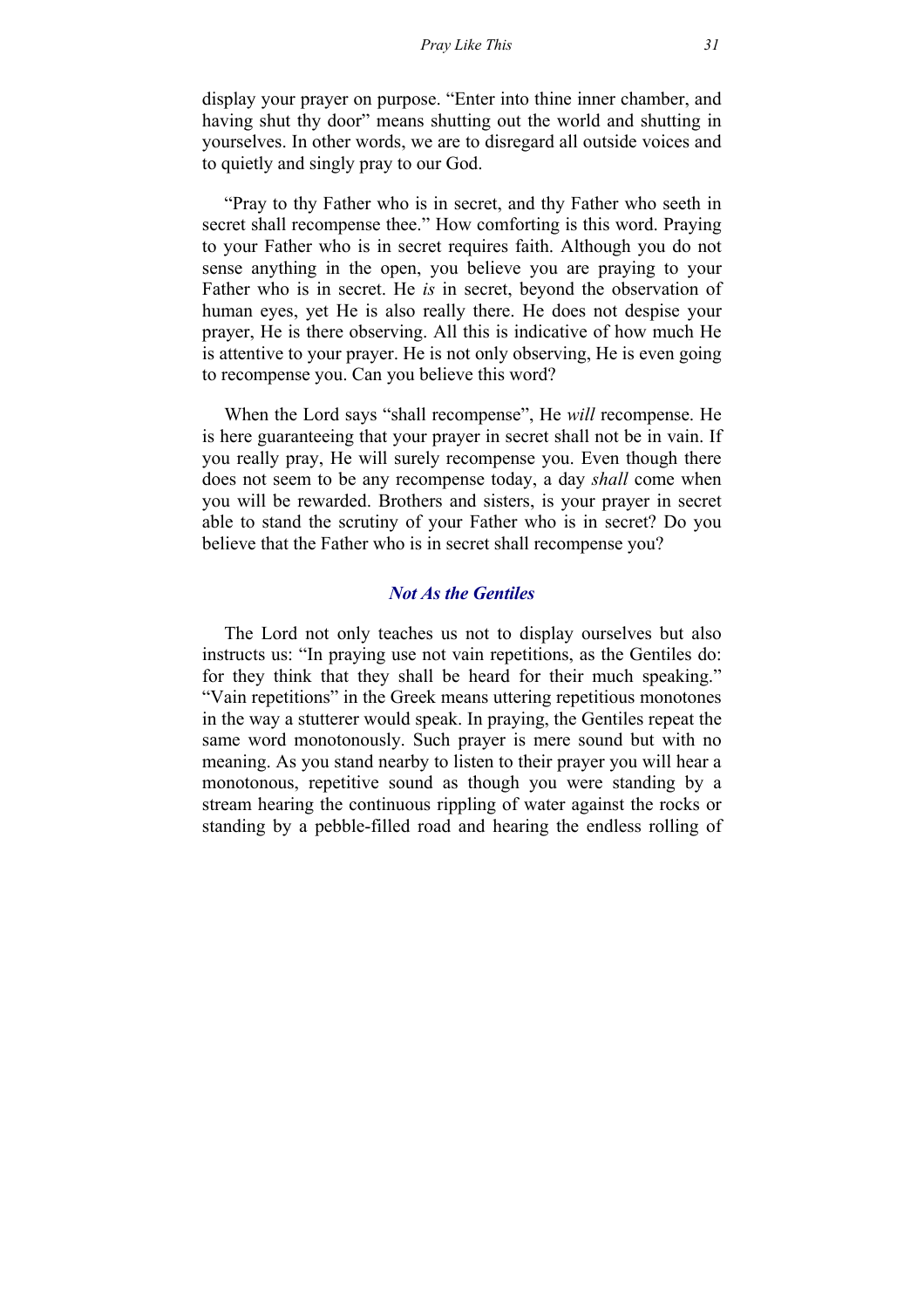display your prayer on purpose. "Enter into thine inner chamber, and having shut thy door" means shutting out the world and shutting in yourselves. In other words, we are to disregard all outside voices and to quietly and singly pray to our God.

"Pray to thy Father who is in secret, and thy Father who seeth in secret shall recompense thee." How comforting is this word. Praying to your Father who is in secret requires faith. Although you do not sense anything in the open, you believe you are praying to your Father who is in secret. He *is* in secret, beyond the observation of human eyes, yet He is also really there. He does not despise your prayer, He is there observing. All this is indicative of how much He is attentive to your prayer. He is not only observing, He is even going to recompense you. Can you believe this word?

When the Lord says "shall recompense", He *will* recompense. He is here guaranteeing that your prayer in secret shall not be in vain. If you really pray, He will surely recompense you. Even though there does not seem to be any recompense today, a day *shall* come when you will be rewarded. Brothers and sisters, is your prayer in secret able to stand the scrutiny of your Father who is in secret? Do you believe that the Father who is in secret shall recompense you?

### *Not As the Gentiles*

The Lord not only teaches us not to display ourselves but also instructs us: "In praying use not vain repetitions, as the Gentiles do: for they think that they shall be heard for their much speaking." "Vain repetitions" in the Greek means uttering repetitious monotones in the way a stutterer would speak. In praying, the Gentiles repeat the same word monotonously. Such prayer is mere sound but with no meaning. As you stand nearby to listen to their prayer you will hear a monotonous, repetitive sound as though you were standing by a stream hearing the continuous rippling of water against the rocks or standing by a pebble-filled road and hearing the endless rolling of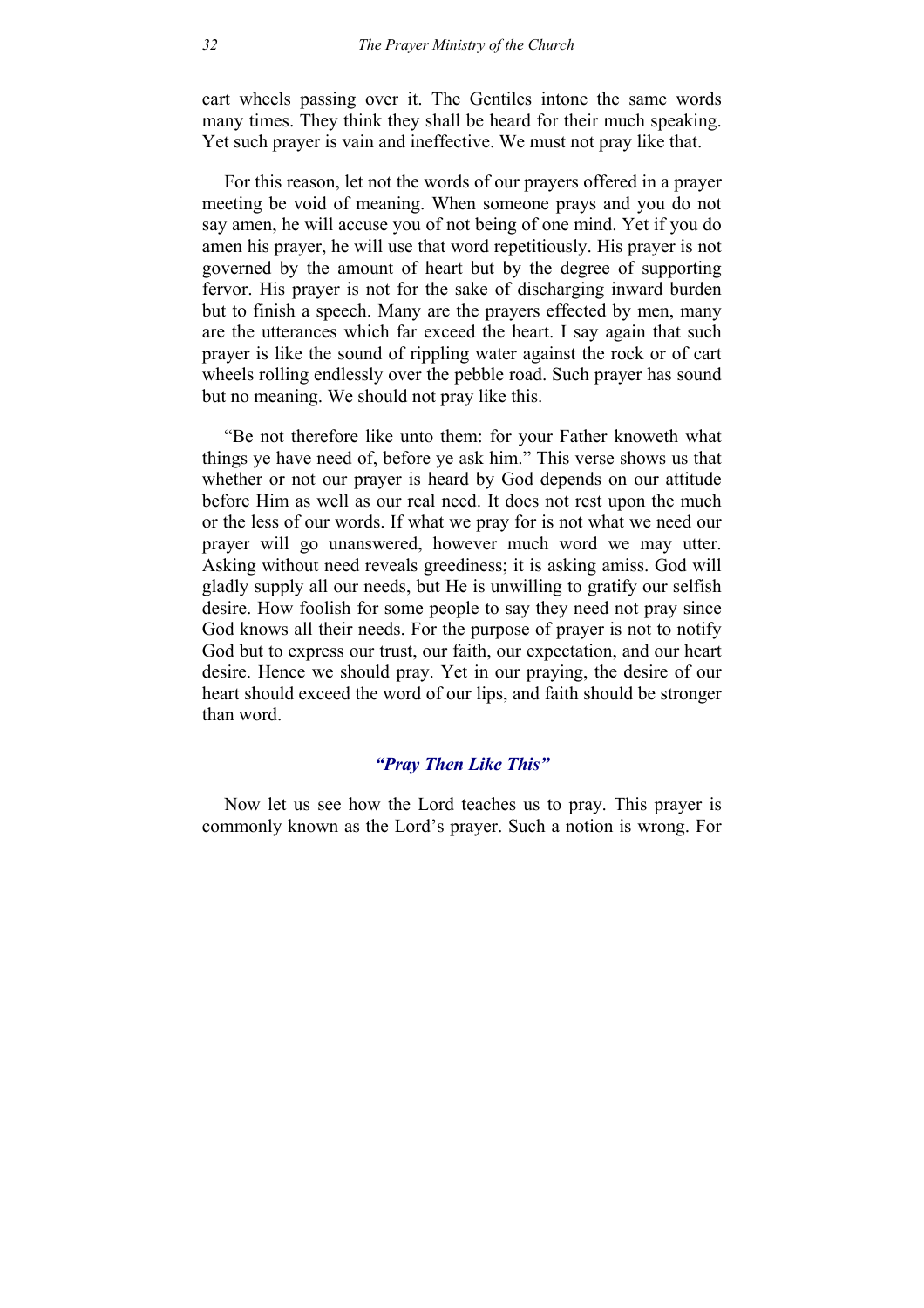cart wheels passing over it. The Gentiles intone the same words many times. They think they shall be heard for their much speaking. Yet such prayer is vain and ineffective. We must not pray like that.

For this reason, let not the words of our prayers offered in a prayer meeting be void of meaning. When someone prays and you do not say amen, he will accuse you of not being of one mind. Yet if you do amen his prayer, he will use that word repetitiously. His prayer is not governed by the amount of heart but by the degree of supporting fervor. His prayer is not for the sake of discharging inward burden but to finish a speech. Many are the prayers effected by men, many are the utterances which far exceed the heart. I say again that such prayer is like the sound of rippling water against the rock or of cart wheels rolling endlessly over the pebble road. Such prayer has sound but no meaning. We should not pray like this.

"Be not therefore like unto them: for your Father knoweth what things ye have need of, before ye ask him." This verse shows us that whether or not our prayer is heard by God depends on our attitude before Him as well as our real need. It does not rest upon the much or the less of our words. If what we pray for is not what we need our prayer will go unanswered, however much word we may utter. Asking without need reveals greediness; it is asking amiss. God will gladly supply all our needs, but He is unwilling to gratify our selfish desire. How foolish for some people to say they need not pray since God knows all their needs. For the purpose of prayer is not to notify God but to express our trust, our faith, our expectation, and our heart desire. Hence we should pray. Yet in our praying, the desire of our heart should exceed the word of our lips, and faith should be stronger than word.

### *"Pray Then Like This"*

Now let us see how the Lord teaches us to pray. This prayer is commonly known as the Lord's prayer. Such a notion is wrong. For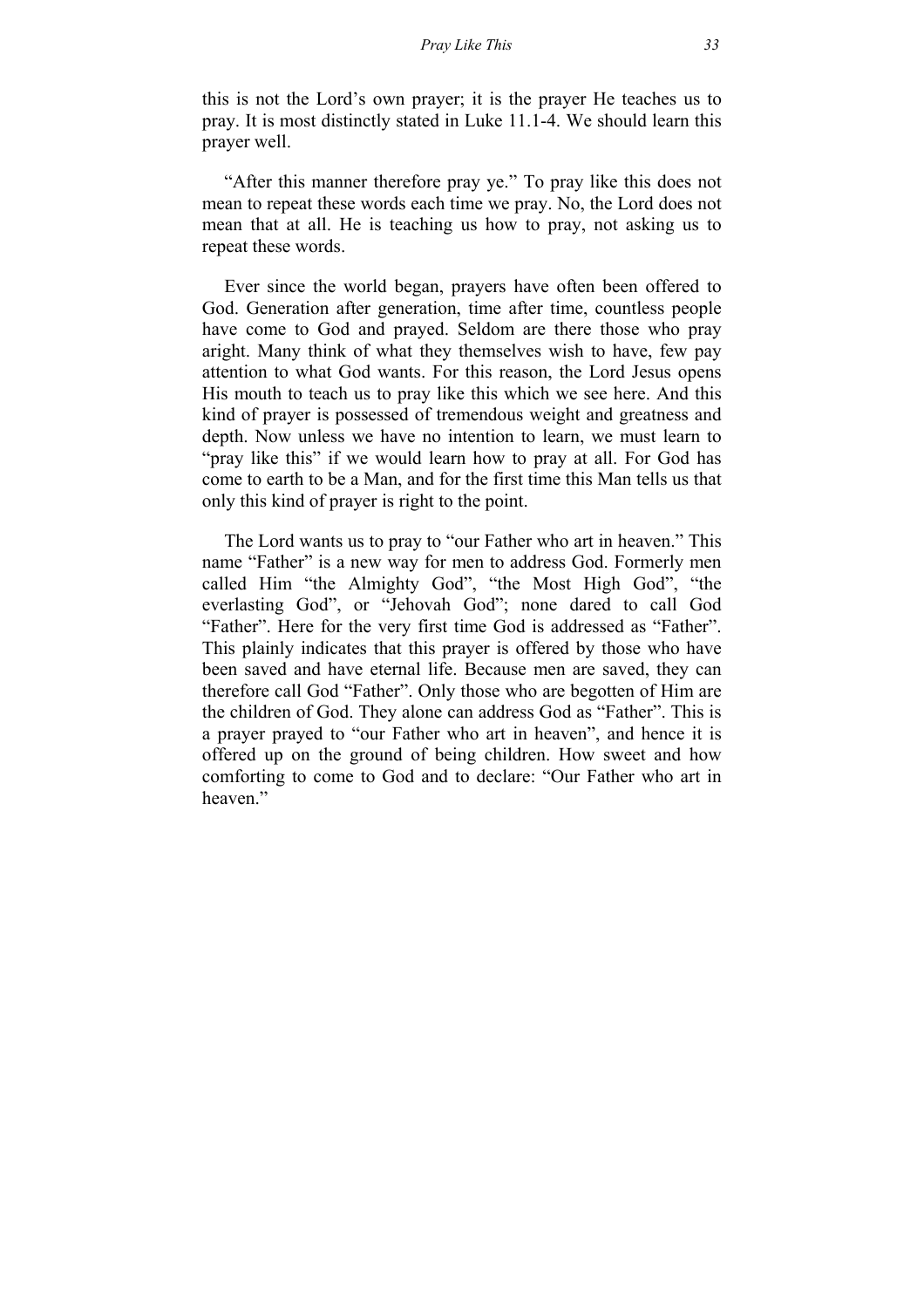this is not the Lord's own prayer; it is the prayer He teaches us to pray. It is most distinctly stated in Luke 11.1-4. We should learn this prayer well.

"After this manner therefore pray ye." To pray like this does not mean to repeat these words each time we pray. No, the Lord does not mean that at all. He is teaching us how to pray, not asking us to repeat these words.

Ever since the world began, prayers have often been offered to God. Generation after generation, time after time, countless people have come to God and prayed. Seldom are there those who pray aright. Many think of what they themselves wish to have, few pay attention to what God wants. For this reason, the Lord Jesus opens His mouth to teach us to pray like this which we see here. And this kind of prayer is possessed of tremendous weight and greatness and depth. Now unless we have no intention to learn, we must learn to "pray like this" if we would learn how to pray at all. For God has come to earth to be a Man, and for the first time this Man tells us that only this kind of prayer is right to the point.

The Lord wants us to pray to "our Father who art in heaven." This name "Father" is a new way for men to address God. Formerly men called Him "the Almighty God", "the Most High God", "the everlasting God", or "Jehovah God"; none dared to call God "Father". Here for the very first time God is addressed as "Father". This plainly indicates that this prayer is offered by those who have been saved and have eternal life. Because men are saved, they can therefore call God "Father". Only those who are begotten of Him are the children of God. They alone can address God as "Father". This is a prayer prayed to "our Father who art in heaven", and hence it is offered up on the ground of being children. How sweet and how comforting to come to God and to declare: "Our Father who art in heaven."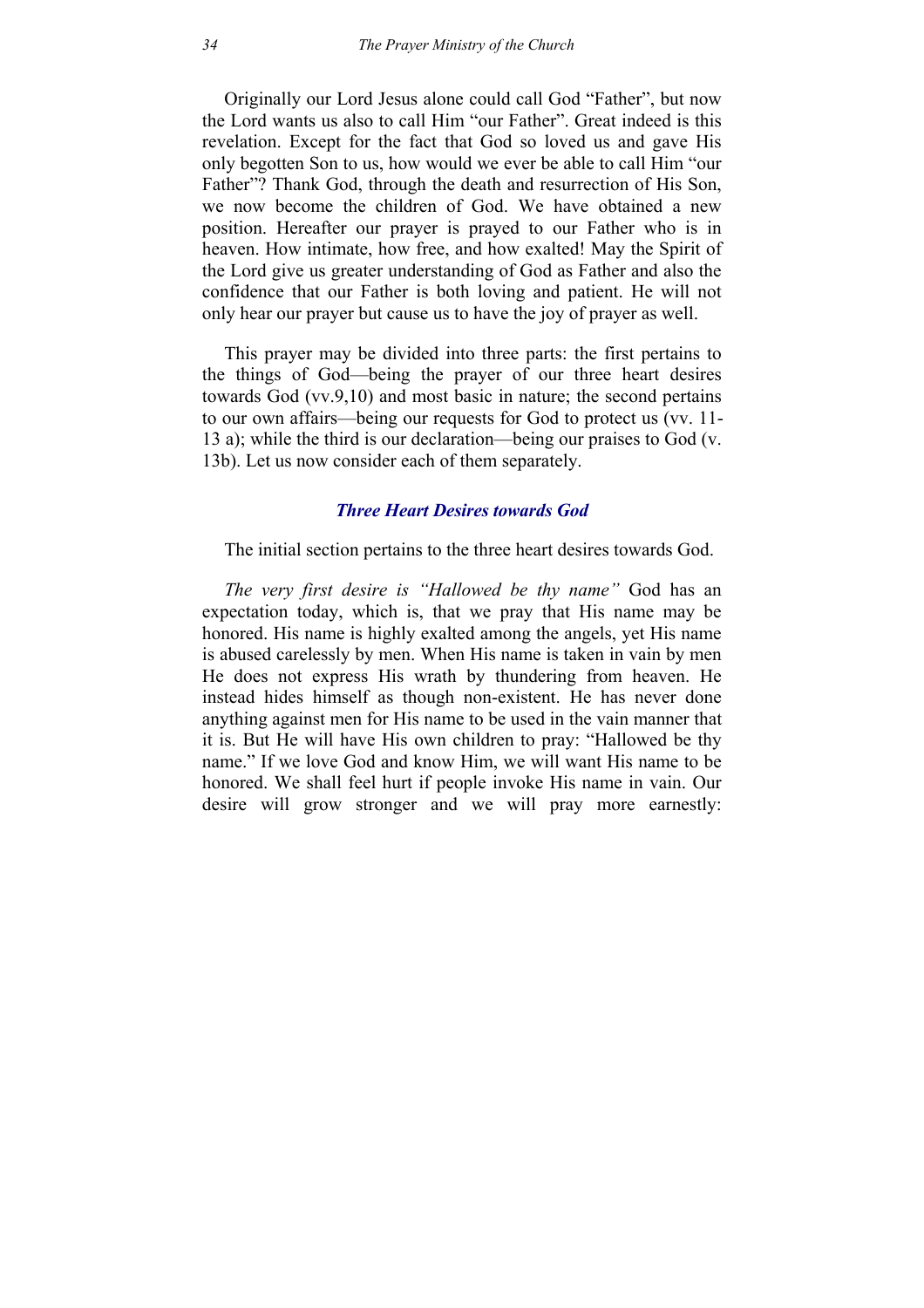Originally our Lord Jesus alone could call God "Father", but now the Lord wants us also to call Him "our Father". Great indeed is this revelation. Except for the fact that God so loved us and gave His only begotten Son to us, how would we ever be able to call Him "our Father"? Thank God, through the death and resurrection of His Son, we now become the children of God. We have obtained a new position. Hereafter our prayer is prayed to our Father who is in heaven. How intimate, how free, and how exalted! May the Spirit of the Lord give us greater understanding of God as Father and also the confidence that our Father is both loving and patient. He will not only hear our prayer but cause us to have the joy of prayer as well.

This prayer may be divided into three parts: the first pertains to the things of God—being the prayer of our three heart desires towards God (vv.9,10) and most basic in nature; the second pertains to our own affairs—being our requests for God to protect us (vv. 11-13 a); while the third is our declaration—being our praises to God (v. 13b). Let us now consider each of them separately.

### *Three Heart Desires towards God*

The initial section pertains to the three heart desires towards God.

*The very first desire is "Hallowed be thy name"* God has an expectation today, which is, that we pray that His name may be honored. His name is highly exalted among the angels, yet His name is abused carelessly by men. When His name is taken in vain by men He does not express His wrath by thundering from heaven. He instead hides himself as though non-existent. He has never done anything against men for His name to be used in the vain manner that it is. But He will have His own children to pray: "Hallowed be thy name." If we love God and know Him, we will want His name to be honored. We shall feel hurt if people invoke His name in vain. Our desire will grow stronger and we will pray more earnestly: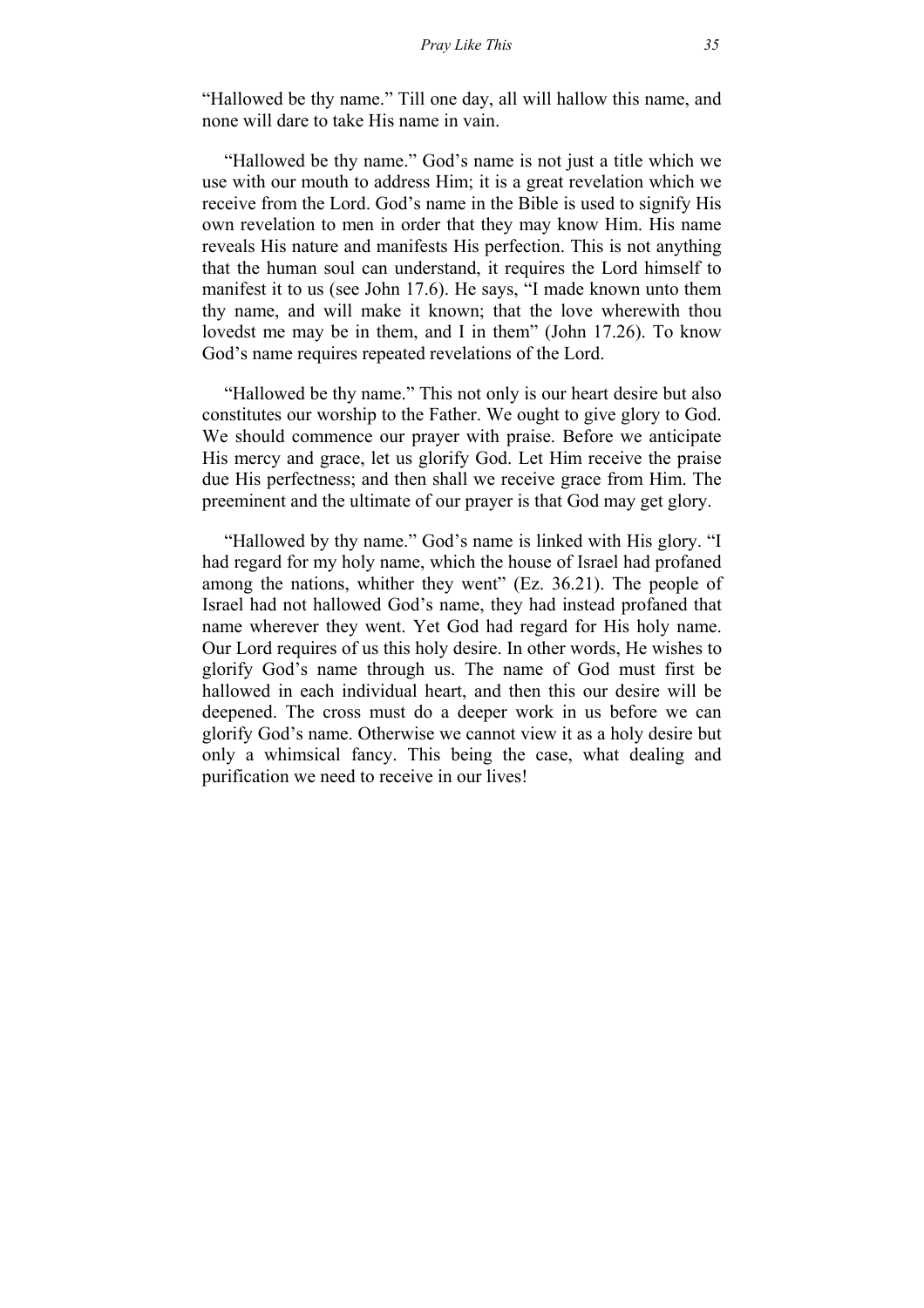"Hallowed be thy name." Till one day, all will hallow this name, and none will dare to take His name in vain.

"Hallowed be thy name." God's name is not just a title which we use with our mouth to address Him; it is a great revelation which we receive from the Lord. God's name in the Bible is used to signify His own revelation to men in order that they may know Him. His name reveals His nature and manifests His perfection. This is not anything that the human soul can understand, it requires the Lord himself to manifest it to us (see John 17.6). He says, "I made known unto them thy name, and will make it known; that the love wherewith thou lovedst me may be in them, and I in them" (John 17.26). To know God's name requires repeated revelations of the Lord.

"Hallowed be thy name." This not only is our heart desire but also constitutes our worship to the Father. We ought to give glory to God. We should commence our prayer with praise. Before we anticipate His mercy and grace, let us glorify God. Let Him receive the praise due His perfectness; and then shall we receive grace from Him. The preeminent and the ultimate of our prayer is that God may get glory.

"Hallowed by thy name." God's name is linked with His glory. "I had regard for my holy name, which the house of Israel had profaned among the nations, whither they went" (Ez. 36.21). The people of Israel had not hallowed God's name, they had instead profaned that name wherever they went. Yet God had regard for His holy name. Our Lord requires of us this holy desire. In other words, He wishes to glorify God's name through us. The name of God must first be hallowed in each individual heart, and then this our desire will be deepened. The cross must do a deeper work in us before we can glorify God's name. Otherwise we cannot view it as a holy desire but only a whimsical fancy. This being the case, what dealing and purification we need to receive in our lives!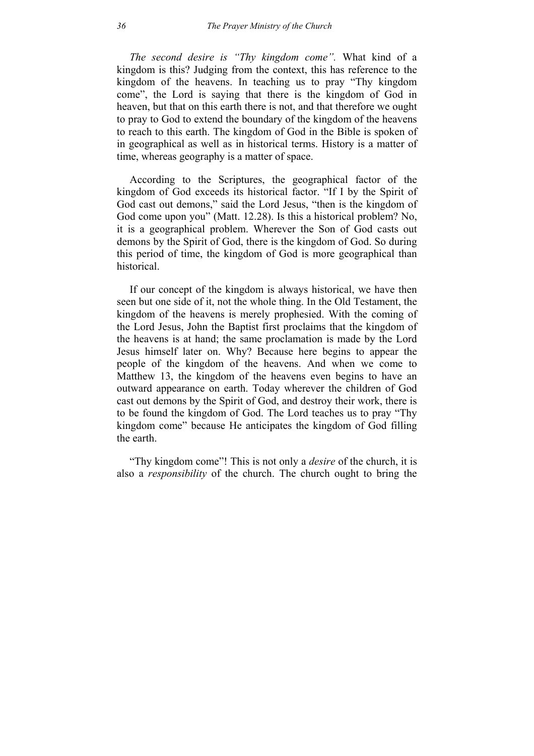*The second desire is "Thy kingdom come".* What kind of a kingdom is this? Judging from the context, this has reference to the kingdom of the heavens. In teaching us to pray "Thy kingdom come", the Lord is saying that there is the kingdom of God in heaven, but that on this earth there is not, and that therefore we ought to pray to God to extend the boundary of the kingdom of the heavens to reach to this earth. The kingdom of God in the Bible is spoken of in geographical as well as in historical terms. History is a matter of time, whereas geography is a matter of space.

According to the Scriptures, the geographical factor of the kingdom of God exceeds its historical factor. "If I by the Spirit of God cast out demons," said the Lord Jesus, "then is the kingdom of God come upon you" (Matt. 12.28). Is this a historical problem? No, it is a geographical problem. Wherever the Son of God casts out demons by the Spirit of God, there is the kingdom of God. So during this period of time, the kingdom of God is more geographical than historical.

If our concept of the kingdom is always historical, we have then seen but one side of it, not the whole thing. In the Old Testament, the kingdom of the heavens is merely prophesied. With the coming of the Lord Jesus, John the Baptist first proclaims that the kingdom of the heavens is at hand; the same proclamation is made by the Lord Jesus himself later on. Why? Because here begins to appear the people of the kingdom of the heavens. And when we come to Matthew 13, the kingdom of the heavens even begins to have an outward appearance on earth. Today wherever the children of God cast out demons by the Spirit of God, and destroy their work, there is to be found the kingdom of God. The Lord teaches us to pray "Thy kingdom come" because He anticipates the kingdom of God filling the earth.

"Thy kingdom come"! This is not only a *desire* of the church, it is also a *responsibility* of the church. The church ought to bring the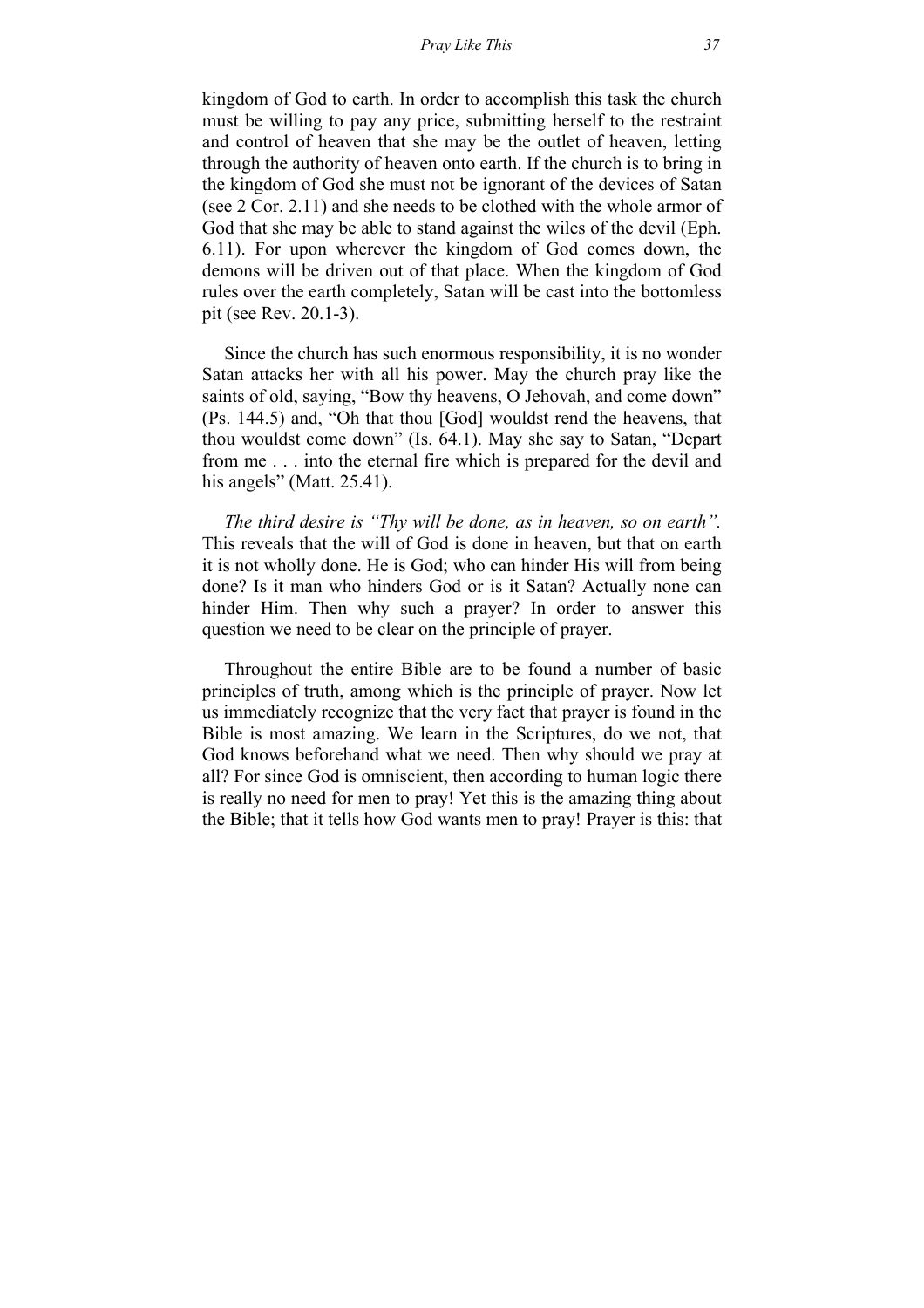kingdom of God to earth. In order to accomplish this task the church must be willing to pay any price, submitting herself to the restraint and control of heaven that she may be the outlet of heaven, letting through the authority of heaven onto earth. If the church is to bring in the kingdom of God she must not be ignorant of the devices of Satan (see 2 Cor. 2.11) and she needs to be clothed with the whole armor of God that she may be able to stand against the wiles of the devil (Eph. 6.11). For upon wherever the kingdom of God comes down, the demons will be driven out of that place. When the kingdom of God rules over the earth completely, Satan will be cast into the bottomless pit (see Rev. 20.1-3).

Since the church has such enormous responsibility, it is no wonder Satan attacks her with all his power. May the church pray like the saints of old, saying, "Bow thy heavens, O Jehovah, and come down" (Ps. 144.5) and, "Oh that thou [God] wouldst rend the heavens, that thou wouldst come down" (Is. 64.1). May she say to Satan, "Depart from me . . . into the eternal fire which is prepared for the devil and his angels" (Matt. 25.41).

*The third desire is "Thy will be done, as in heaven, so on earth".* This reveals that the will of God is done in heaven, but that on earth it is not wholly done. He is God; who can hinder His will from being done? Is it man who hinders God or is it Satan? Actually none can hinder Him. Then why such a prayer? In order to answer this question we need to be clear on the principle of prayer.

Throughout the entire Bible are to be found a number of basic principles of truth, among which is the principle of prayer. Now let us immediately recognize that the very fact that prayer is found in the Bible is most amazing. We learn in the Scriptures, do we not, that God knows beforehand what we need. Then why should we pray at all? For since God is omniscient, then according to human logic there is really no need for men to pray! Yet this is the amazing thing about the Bible; that it tells how God wants men to pray! Prayer is this: that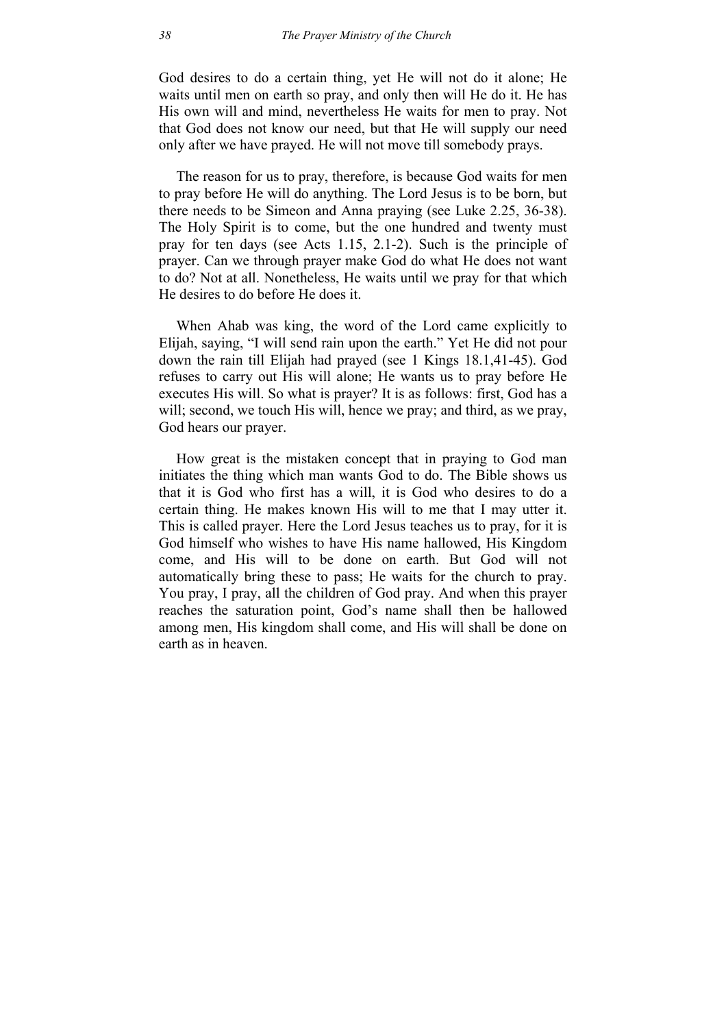God desires to do a certain thing, yet He will not do it alone; He waits until men on earth so pray, and only then will He do it. He has His own will and mind, nevertheless He waits for men to pray. Not that God does not know our need, but that He will supply our need only after we have prayed. He will not move till somebody prays.

The reason for us to pray, therefore, is because God waits for men to pray before He will do anything. The Lord Jesus is to be born, but there needs to be Simeon and Anna praying (see Luke 2.25, 36-38). The Holy Spirit is to come, but the one hundred and twenty must pray for ten days (see Acts 1.15, 2.1-2). Such is the principle of prayer. Can we through prayer make God do what He does not want to do? Not at all. Nonetheless, He waits until we pray for that which He desires to do before He does it.

When Ahab was king, the word of the Lord came explicitly to Elijah, saying, "I will send rain upon the earth." Yet He did not pour down the rain till Elijah had prayed (see 1 Kings 18.1,41-45). God refuses to carry out His will alone; He wants us to pray before He executes His will. So what is prayer? It is as follows: first, God has a will; second, we touch His will, hence we pray; and third, as we pray, God hears our prayer.

How great is the mistaken concept that in praying to God man initiates the thing which man wants God to do. The Bible shows us that it is God who first has a will, it is God who desires to do a certain thing. He makes known His will to me that I may utter it. This is called prayer. Here the Lord Jesus teaches us to pray, for it is God himself who wishes to have His name hallowed, His Kingdom come, and His will to be done on earth. But God will not automatically bring these to pass; He waits for the church to pray. You pray, I pray, all the children of God pray. And when this prayer reaches the saturation point, God's name shall then be hallowed among men, His kingdom shall come, and His will shall be done on earth as in heaven.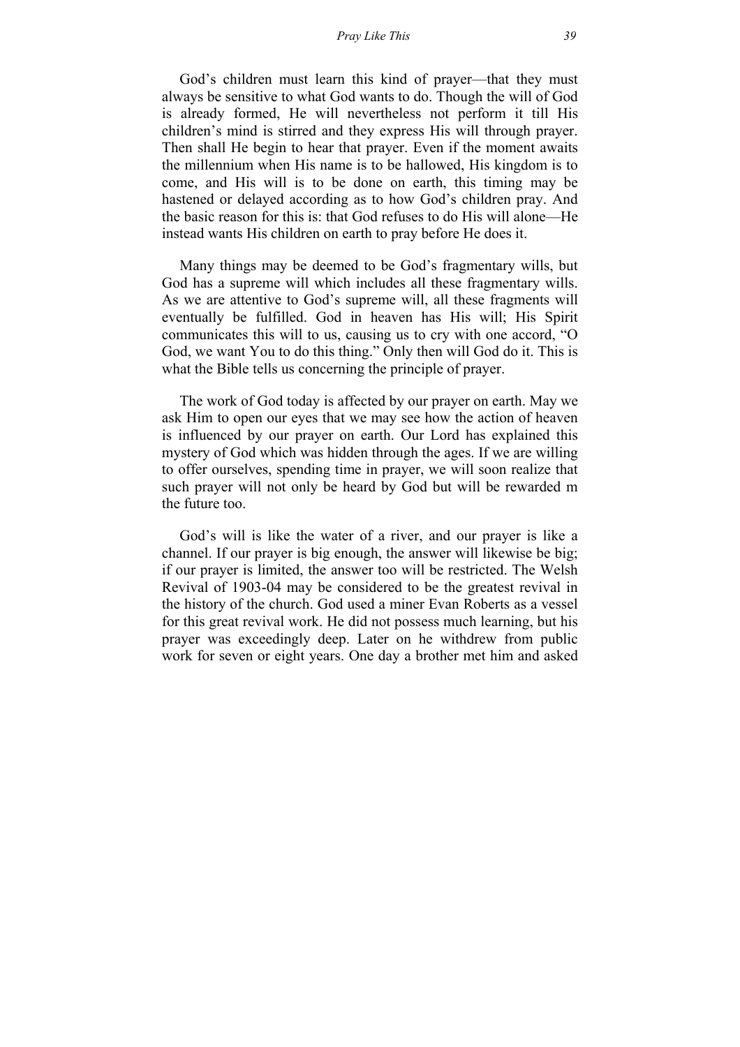God's children must learn this kind of prayer—that they must always be sensitive to what God wants to do. Though the will of God is already formed, He will nevertheless not perform it till His children's mind is stirred and they express His will through prayer. Then shall He begin to hear that prayer. Even if the moment awaits the millennium when His name is to be hallowed, His kingdom is to come, and His will is to be done on earth, this timing may be hastened or delayed according as to how God's children pray. And the basic reason for this is: that God refuses to do His will alone—He instead wants His children on earth to pray before He does it.

Many things may be deemed to be God's fragmentary wills, but God has a supreme will which includes all these fragmentary wills. As we are attentive to God's supreme will, all these fragments will eventually be fulfilled. God in heaven has His will; His Spirit communicates this will to us, causing us to cry with one accord, "O God, we want You to do this thing." Only then will God do it. This is what the Bible tells us concerning the principle of prayer.

The work of God today is affected by our prayer on earth. May we ask Him to open our eyes that we may see how the action of heaven is influenced by our prayer on earth. Our Lord has explained this mystery of God which was hidden through the ages. If we are willing to offer ourselves, spending time in prayer, we will soon realize that such prayer will not only be heard by God but will be rewarded m the future too.

God's will is like the water of a river, and our prayer is like a channel. If our prayer is big enough, the answer will likewise be big; if our prayer is limited, the answer too will be restricted. The Welsh Revival of 1903-04 may be considered to be the greatest revival in the history of the church. God used a miner Evan Roberts as a vessel for this great revival work. He did not possess much learning, but his prayer was exceedingly deep. Later on he withdrew from public work for seven or eight years. One day a brother met him and asked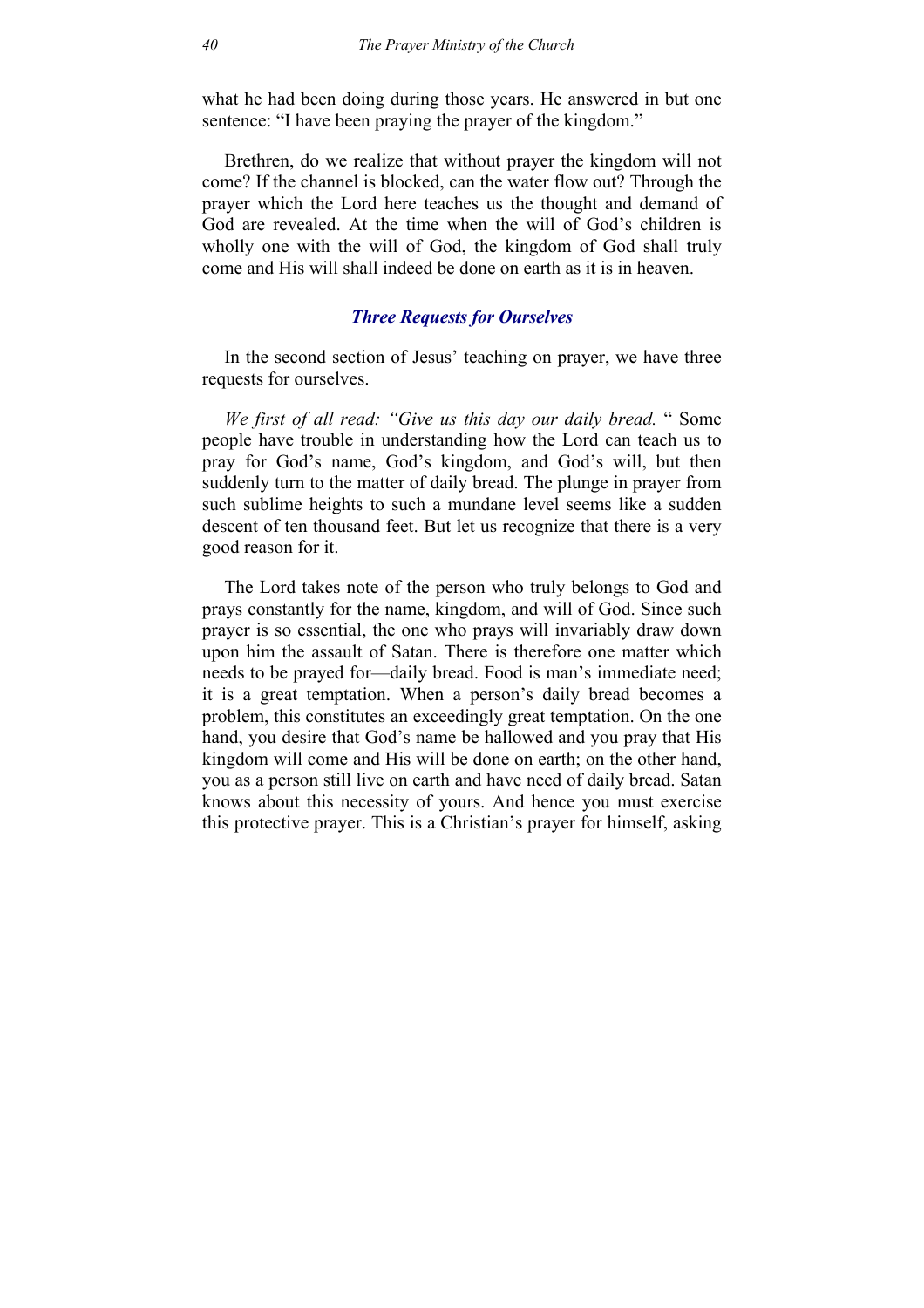what he had been doing during those years. He answered in but one sentence: "I have been praying the prayer of the kingdom."

Brethren, do we realize that without prayer the kingdom will not come? If the channel is blocked, can the water flow out? Through the prayer which the Lord here teaches us the thought and demand of God are revealed. At the time when the will of God's children is wholly one with the will of God, the kingdom of God shall truly come and His will shall indeed be done on earth as it is in heaven.

### *Three Requests for Ourselves*

In the second section of Jesus' teaching on prayer, we have three requests for ourselves.

*We first of all read: "Give us this day our daily bread.* " Some people have trouble in understanding how the Lord can teach us to pray for God's name, God's kingdom, and God's will, but then suddenly turn to the matter of daily bread. The plunge in prayer from such sublime heights to such a mundane level seems like a sudden descent of ten thousand feet. But let us recognize that there is a very good reason for it.

The Lord takes note of the person who truly belongs to God and prays constantly for the name, kingdom, and will of God. Since such prayer is so essential, the one who prays will invariably draw down upon him the assault of Satan. There is therefore one matter which needs to be prayed for—daily bread. Food is man's immediate need; it is a great temptation. When a person's daily bread becomes a problem, this constitutes an exceedingly great temptation. On the one hand, you desire that God's name be hallowed and you pray that His kingdom will come and His will be done on earth; on the other hand, you as a person still live on earth and have need of daily bread. Satan knows about this necessity of yours. And hence you must exercise this protective prayer. This is a Christian's prayer for himself, asking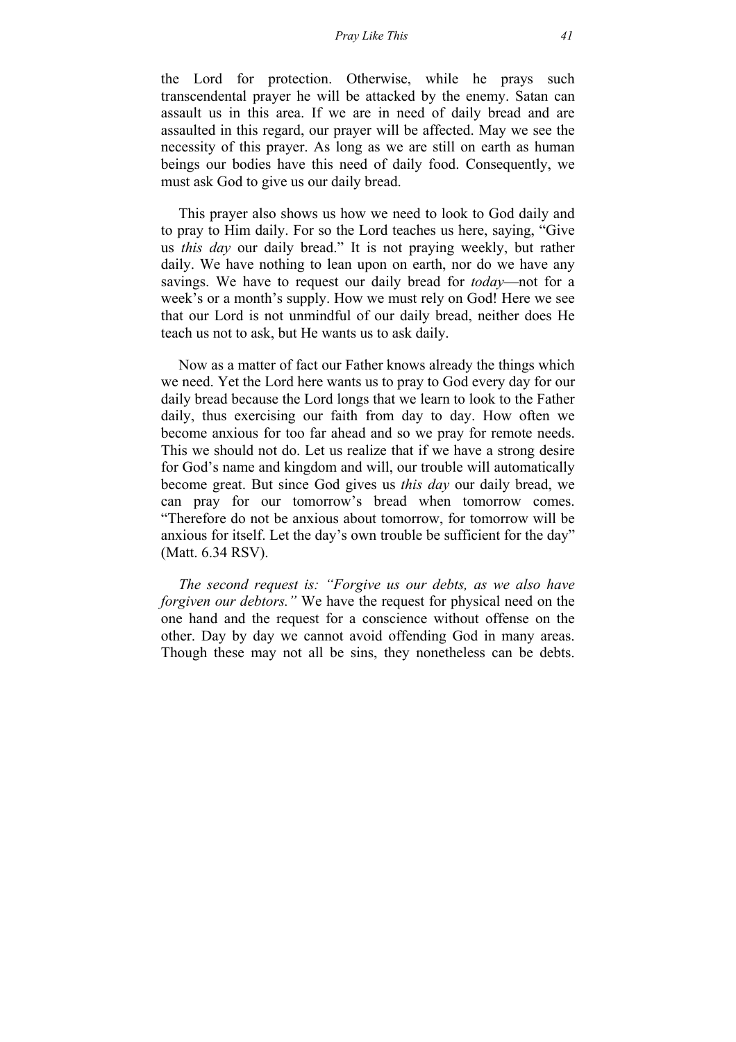the Lord for protection. Otherwise, while he prays such transcendental prayer he will be attacked by the enemy. Satan can assault us in this area. If we are in need of daily bread and are assaulted in this regard, our prayer will be affected. May we see the necessity of this prayer. As long as we are still on earth as human beings our bodies have this need of daily food. Consequently, we must ask God to give us our daily bread.

This prayer also shows us how we need to look to God daily and to pray to Him daily. For so the Lord teaches us here, saying, "Give us *this day* our daily bread." It is not praying weekly, but rather daily. We have nothing to lean upon on earth, nor do we have any savings. We have to request our daily bread for *today*—not for a week's or a month's supply. How we must rely on God! Here we see that our Lord is not unmindful of our daily bread, neither does He teach us not to ask, but He wants us to ask daily.

Now as a matter of fact our Father knows already the things which we need. Yet the Lord here wants us to pray to God every day for our daily bread because the Lord longs that we learn to look to the Father daily, thus exercising our faith from day to day. How often we become anxious for too far ahead and so we pray for remote needs. This we should not do. Let us realize that if we have a strong desire for God's name and kingdom and will, our trouble will automatically become great. But since God gives us *this day* our daily bread, we can pray for our tomorrow's bread when tomorrow comes. "Therefore do not be anxious about tomorrow, for tomorrow will be anxious for itself. Let the day's own trouble be sufficient for the day" (Matt. 6.34 RSV).

*The second request is: "Forgive us our debts, as we also have forgiven our debtors."* We have the request for physical need on the one hand and the request for a conscience without offense on the other. Day by day we cannot avoid offending God in many areas. Though these may not all be sins, they nonetheless can be debts.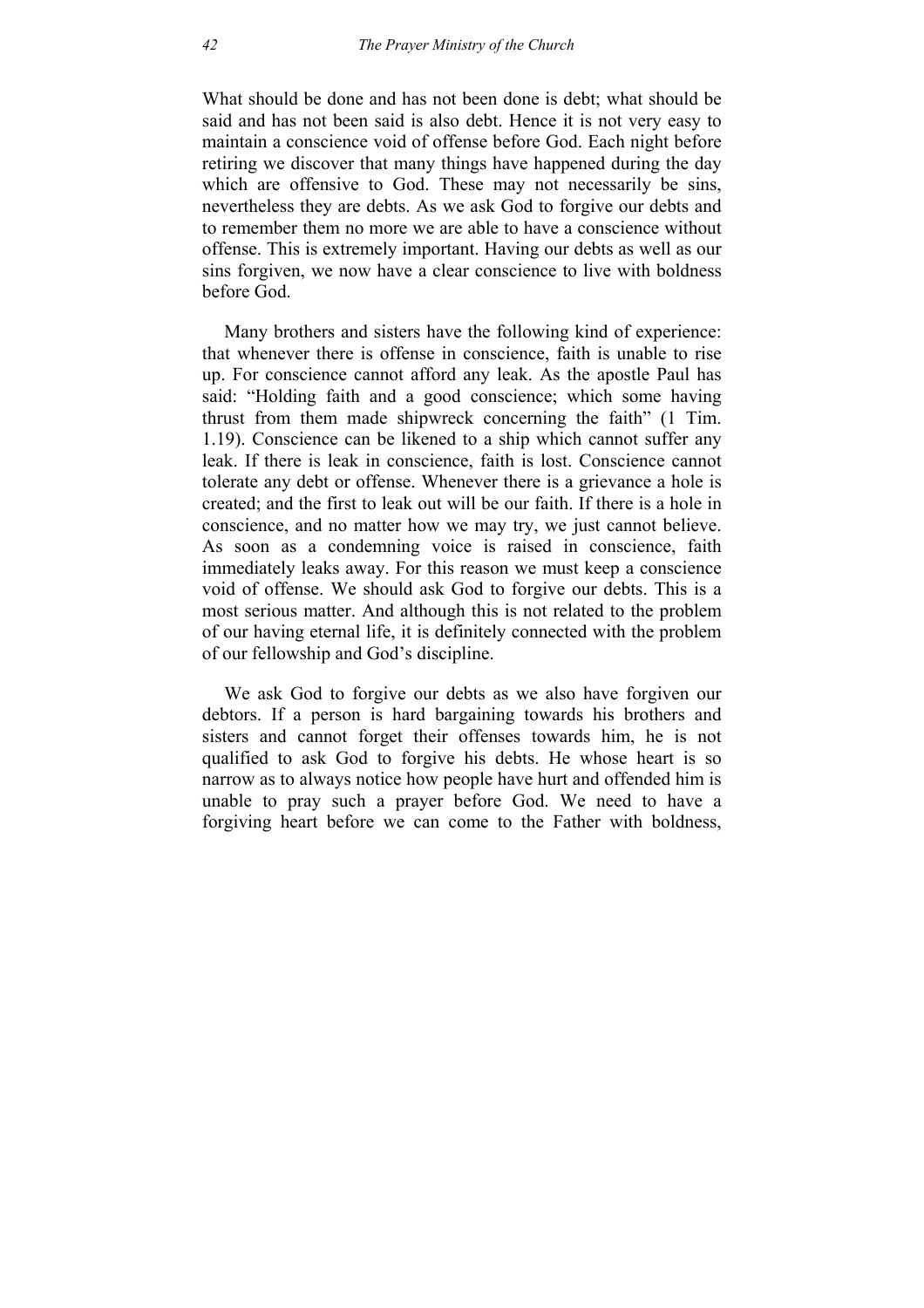What should be done and has not been done is debt; what should be said and has not been said is also debt. Hence it is not very easy to maintain a conscience void of offense before God. Each night before retiring we discover that many things have happened during the day which are offensive to God. These may not necessarily be sins, nevertheless they are debts. As we ask God to forgive our debts and to remember them no more we are able to have a conscience without offense. This is extremely important. Having our debts as well as our sins forgiven, we now have a clear conscience to live with boldness before God.

Many brothers and sisters have the following kind of experience: that whenever there is offense in conscience, faith is unable to rise up. For conscience cannot afford any leak. As the apostle Paul has said: "Holding faith and a good conscience; which some having thrust from them made shipwreck concerning the faith" (1 Tim. 1.19). Conscience can be likened to a ship which cannot suffer any leak. If there is leak in conscience, faith is lost. Conscience cannot tolerate any debt or offense. Whenever there is a grievance a hole is created; and the first to leak out will be our faith. If there is a hole in conscience, and no matter how we may try, we just cannot believe. As soon as a condemning voice is raised in conscience, faith immediately leaks away. For this reason we must keep a conscience void of offense. We should ask God to forgive our debts. This is a most serious matter. And although this is not related to the problem of our having eternal life, it is definitely connected with the problem of our fellowship and God's discipline.

We ask God to forgive our debts as we also have forgiven our debtors. If a person is hard bargaining towards his brothers and sisters and cannot forget their offenses towards him, he is not qualified to ask God to forgive his debts. He whose heart is so narrow as to always notice how people have hurt and offended him is unable to pray such a prayer before God. We need to have a forgiving heart before we can come to the Father with boldness,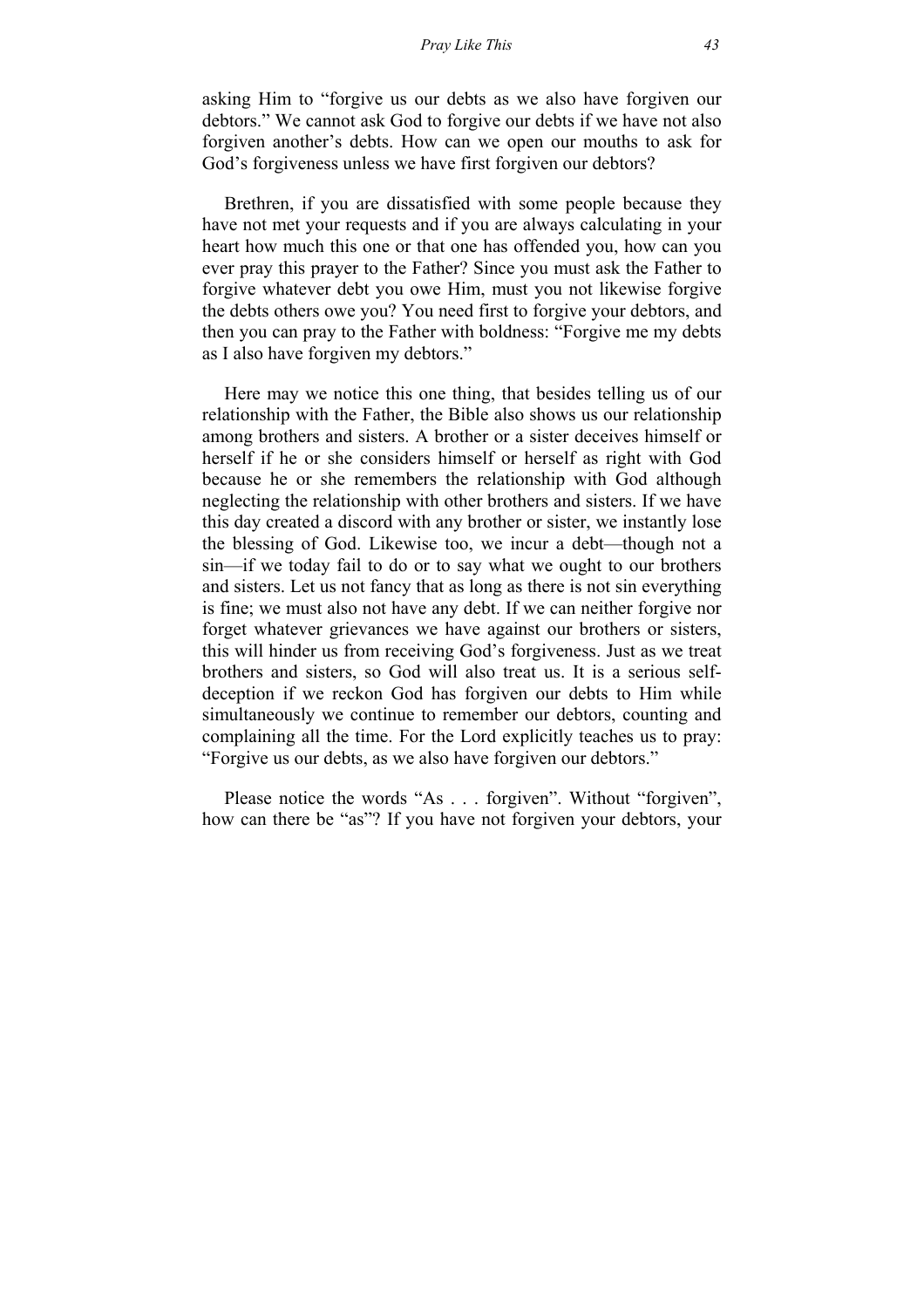asking Him to "forgive us our debts as we also have forgiven our debtors." We cannot ask God to forgive our debts if we have not also forgiven another's debts. How can we open our mouths to ask for God's forgiveness unless we have first forgiven our debtors?

Brethren, if you are dissatisfied with some people because they have not met your requests and if you are always calculating in your heart how much this one or that one has offended you, how can you ever pray this prayer to the Father? Since you must ask the Father to forgive whatever debt you owe Him, must you not likewise forgive the debts others owe you? You need first to forgive your debtors, and then you can pray to the Father with boldness: "Forgive me my debts as I also have forgiven my debtors."

Here may we notice this one thing, that besides telling us of our relationship with the Father, the Bible also shows us our relationship among brothers and sisters. A brother or a sister deceives himself or herself if he or she considers himself or herself as right with God because he or she remembers the relationship with God although neglecting the relationship with other brothers and sisters. If we have this day created a discord with any brother or sister, we instantly lose the blessing of God. Likewise too, we incur a debt—though not a sin—if we today fail to do or to say what we ought to our brothers and sisters. Let us not fancy that as long as there is not sin everything is fine; we must also not have any debt. If we can neither forgive nor forget whatever grievances we have against our brothers or sisters, this will hinder us from receiving God's forgiveness. Just as we treat brothers and sisters, so God will also treat us. It is a serious self-deception if we reckon God has forgiven our debts to Him while simultaneously we continue to remember our debtors, counting and complaining all the time. For the Lord explicitly teaches us to pray: "Forgive us our debts, as we also have forgiven our debtors."

Please notice the words "As . . . forgiven". Without "forgiven", how can there be "as"? If you have not forgiven your debtors, your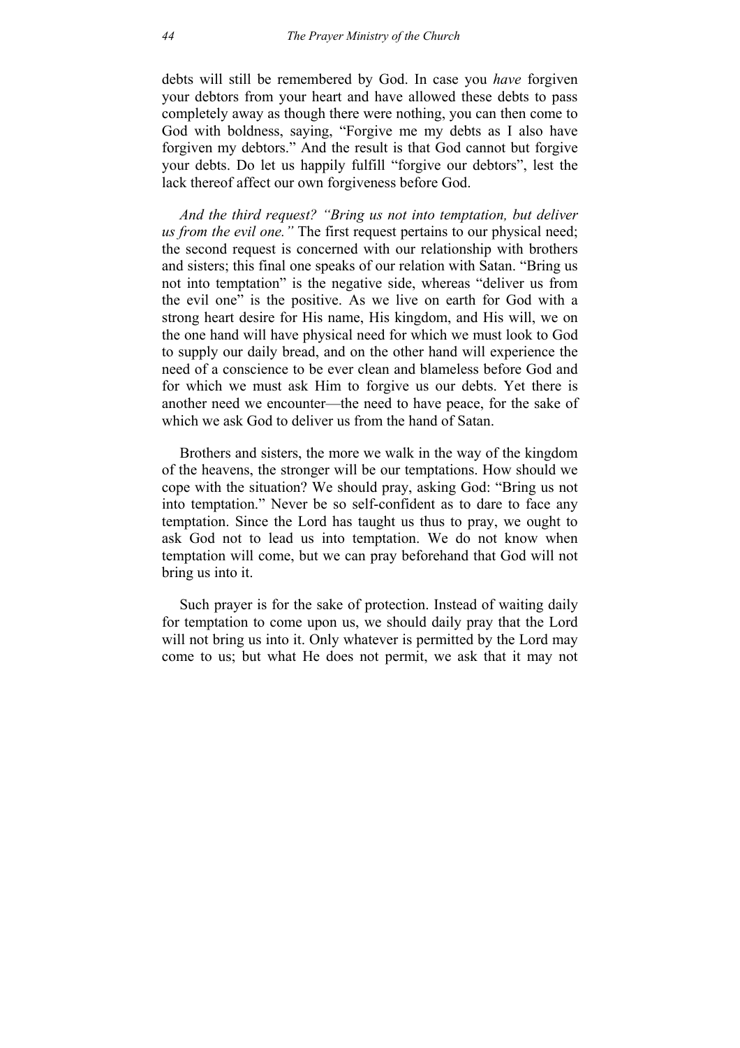debts will still be remembered by God. In case you *have* forgiven your debtors from your heart and have allowed these debts to pass completely away as though there were nothing, you can then come to God with boldness, saying, "Forgive me my debts as I also have forgiven my debtors." And the result is that God cannot but forgive your debts. Do let us happily fulfill "forgive our debtors", lest the lack thereof affect our own forgiveness before God.

*And the third request? "Bring us not into temptation, but deliver us from the evil one."* The first request pertains to our physical need; the second request is concerned with our relationship with brothers and sisters; this final one speaks of our relation with Satan. "Bring us not into temptation" is the negative side, whereas "deliver us from the evil one" is the positive. As we live on earth for God with a strong heart desire for His name, His kingdom, and His will, we on the one hand will have physical need for which we must look to God to supply our daily bread, and on the other hand will experience the need of a conscience to be ever clean and blameless before God and for which we must ask Him to forgive us our debts. Yet there is another need we encounter—the need to have peace, for the sake of which we ask God to deliver us from the hand of Satan.

Brothers and sisters, the more we walk in the way of the kingdom of the heavens, the stronger will be our temptations. How should we cope with the situation? We should pray, asking God: "Bring us not into temptation." Never be so self-confident as to dare to face any temptation. Since the Lord has taught us thus to pray, we ought to ask God not to lead us into temptation. We do not know when temptation will come, but we can pray beforehand that God will not bring us into it.

Such prayer is for the sake of protection. Instead of waiting daily for temptation to come upon us, we should daily pray that the Lord will not bring us into it. Only whatever is permitted by the Lord may come to us; but what He does not permit, we ask that it may not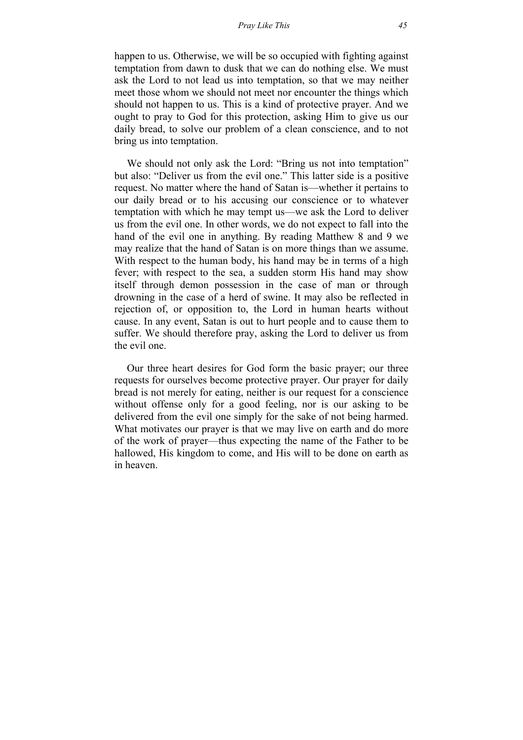happen to us. Otherwise, we will be so occupied with fighting against temptation from dawn to dusk that we can do nothing else. We must ask the Lord to not lead us into temptation, so that we may neither meet those whom we should not meet nor encounter the things which should not happen to us. This is a kind of protective prayer. And we ought to pray to God for this protection, asking Him to give us our daily bread, to solve our problem of a clean conscience, and to not bring us into temptation.

We should not only ask the Lord: "Bring us not into temptation" but also: "Deliver us from the evil one." This latter side is a positive request. No matter where the hand of Satan is—whether it pertains to our daily bread or to his accusing our conscience or to whatever temptation with which he may tempt us—we ask the Lord to deliver us from the evil one. In other words, we do not expect to fall into the hand of the evil one in anything. By reading Matthew 8 and 9 we may realize that the hand of Satan is on more things than we assume. With respect to the human body, his hand may be in terms of a high fever; with respect to the sea, a sudden storm His hand may show itself through demon possession in the case of man or through drowning in the case of a herd of swine. It may also be reflected in rejection of, or opposition to, the Lord in human hearts without cause. In any event, Satan is out to hurt people and to cause them to suffer. We should therefore pray, asking the Lord to deliver us from the evil one.

Our three heart desires for God form the basic prayer; our three requests for ourselves become protective prayer. Our prayer for daily bread is not merely for eating, neither is our request for a conscience without offense only for a good feeling, nor is our asking to be delivered from the evil one simply for the sake of not being harmed. What motivates our prayer is that we may live on earth and do more of the work of prayer—thus expecting the name of the Father to be hallowed, His kingdom to come, and His will to be done on earth as in heaven.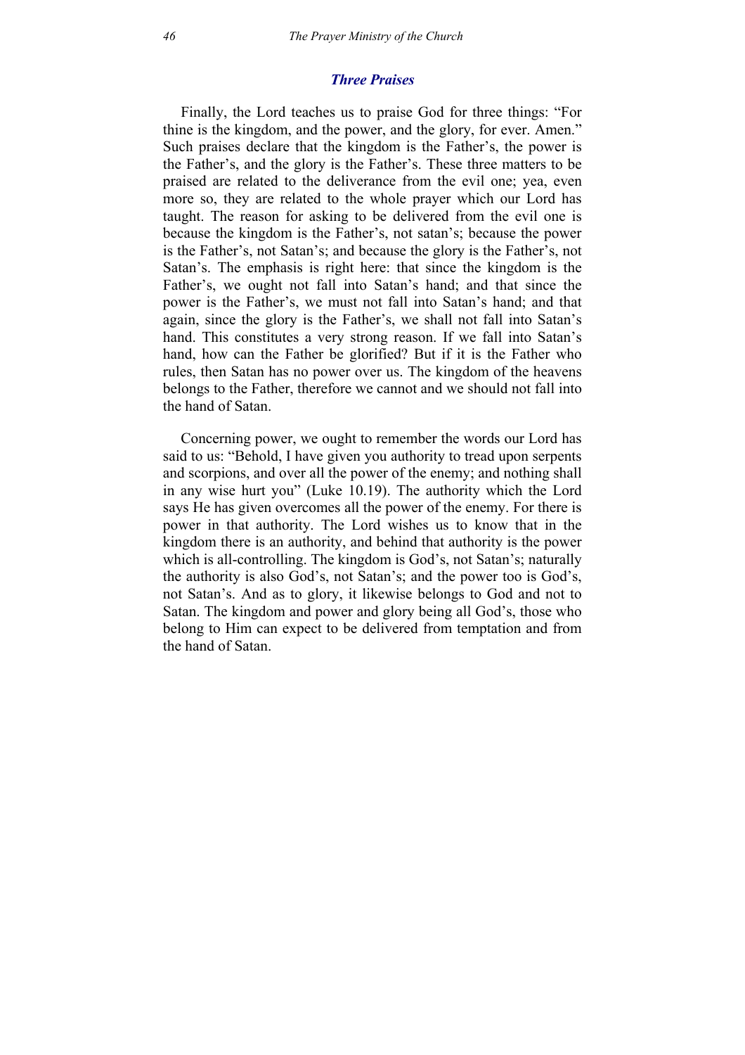### *Three Praises*

Finally, the Lord teaches us to praise God for three things: "For thine is the kingdom, and the power, and the glory, for ever. Amen." Such praises declare that the kingdom is the Father's, the power is the Father's, and the glory is the Father's. These three matters to be praised are related to the deliverance from the evil one; yea, even more so, they are related to the whole prayer which our Lord has taught. The reason for asking to be delivered from the evil one is because the kingdom is the Father's, not satan's; because the power is the Father's, not Satan's; and because the glory is the Father's, not Satan's. The emphasis is right here: that since the kingdom is the Father's, we ought not fall into Satan's hand; and that since the power is the Father's, we must not fall into Satan's hand; and that again, since the glory is the Father's, we shall not fall into Satan's hand. This constitutes a very strong reason. If we fall into Satan's hand, how can the Father be glorified? But if it is the Father who rules, then Satan has no power over us. The kingdom of the heavens belongs to the Father, therefore we cannot and we should not fall into the hand of Satan.

Concerning power, we ought to remember the words our Lord has said to us: "Behold, I have given you authority to tread upon serpents and scorpions, and over all the power of the enemy; and nothing shall in any wise hurt you" (Luke 10.19). The authority which the Lord says He has given overcomes all the power of the enemy. For there is power in that authority. The Lord wishes us to know that in the kingdom there is an authority, and behind that authority is the power which is all-controlling. The kingdom is God's, not Satan's; naturally the authority is also God's, not Satan's; and the power too is God's, not Satan's. And as to glory, it likewise belongs to God and not to Satan. The kingdom and power and glory being all God's, those who belong to Him can expect to be delivered from temptation and from the hand of Satan.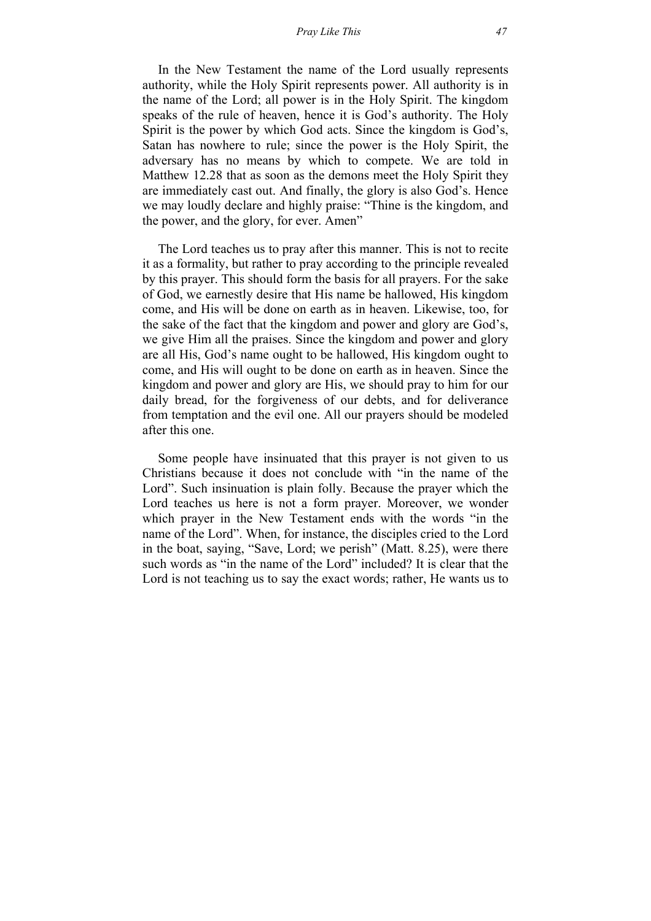In the New Testament the name of the Lord usually represents authority, while the Holy Spirit represents power. All authority is in the name of the Lord; all power is in the Holy Spirit. The kingdom speaks of the rule of heaven, hence it is God's authority. The Holy Spirit is the power by which God acts. Since the kingdom is God's, Satan has nowhere to rule; since the power is the Holy Spirit, the adversary has no means by which to compete. We are told in Matthew 12.28 that as soon as the demons meet the Holy Spirit they are immediately cast out. And finally, the glory is also God's. Hence we may loudly declare and highly praise: "Thine is the kingdom, and the power, and the glory, for ever. Amen"

The Lord teaches us to pray after this manner. This is not to recite it as a formality, but rather to pray according to the principle revealed by this prayer. This should form the basis for all prayers. For the sake of God, we earnestly desire that His name be hallowed, His kingdom come, and His will be done on earth as in heaven. Likewise, too, for the sake of the fact that the kingdom and power and glory are God's, we give Him all the praises. Since the kingdom and power and glory are all His, God's name ought to be hallowed, His kingdom ought to come, and His will ought to be done on earth as in heaven. Since the kingdom and power and glory are His, we should pray to him for our daily bread, for the forgiveness of our debts, and for deliverance from temptation and the evil one. All our prayers should be modeled after this one.

Some people have insinuated that this prayer is not given to us Christians because it does not conclude with "in the name of the Lord". Such insinuation is plain folly. Because the prayer which the Lord teaches us here is not a form prayer. Moreover, we wonder which prayer in the New Testament ends with the words "in the name of the Lord". When, for instance, the disciples cried to the Lord in the boat, saying, "Save, Lord; we perish" (Matt. 8.25), were there such words as "in the name of the Lord" included? It is clear that the Lord is not teaching us to say the exact words; rather, He wants us to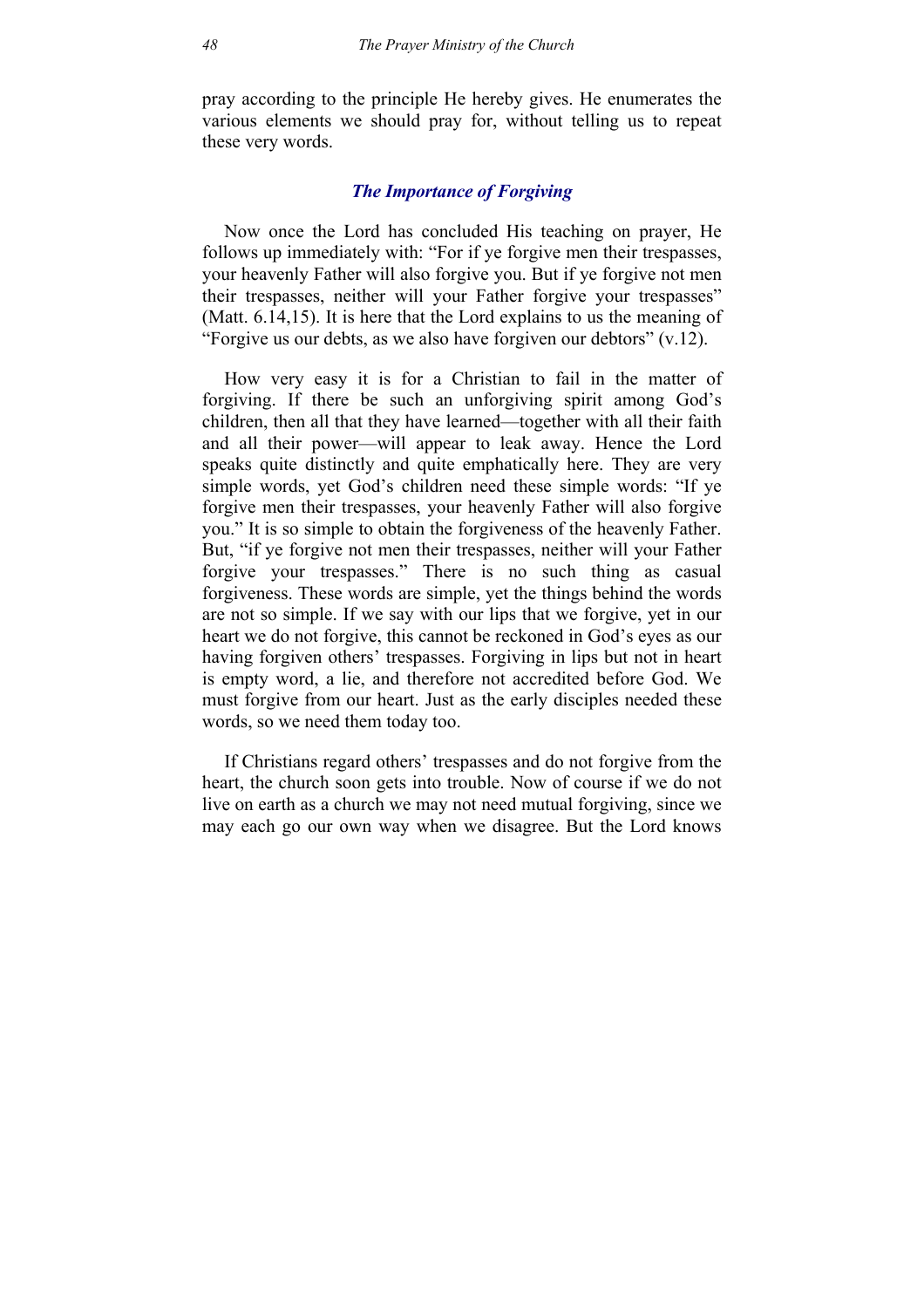pray according to the principle He hereby gives. He enumerates the various elements we should pray for, without telling us to repeat these very words.

### *The Importance of Forgiving*

Now once the Lord has concluded His teaching on prayer, He follows up immediately with: "For if ye forgive men their trespasses, your heavenly Father will also forgive you. But if ye forgive not men their trespasses, neither will your Father forgive your trespasses" (Matt. 6.14,15). It is here that the Lord explains to us the meaning of "Forgive us our debts, as we also have forgiven our debtors" (v.12).

How very easy it is for a Christian to fail in the matter of forgiving. If there be such an unforgiving spirit among God's children, then all that they have learned—together with all their faith and all their power—will appear to leak away. Hence the Lord speaks quite distinctly and quite emphatically here. They are very simple words, yet God's children need these simple words: "If ye forgive men their trespasses, your heavenly Father will also forgive you." It is so simple to obtain the forgiveness of the heavenly Father. But, "if ye forgive not men their trespasses, neither will your Father forgive your trespasses." There is no such thing as casual forgiveness. These words are simple, yet the things behind the words are not so simple. If we say with our lips that we forgive, yet in our heart we do not forgive, this cannot be reckoned in God's eyes as our having forgiven others' trespasses. Forgiving in lips but not in heart is empty word, a lie, and therefore not accredited before God. We must forgive from our heart. Just as the early disciples needed these words, so we need them today too.

If Christians regard others' trespasses and do not forgive from the heart, the church soon gets into trouble. Now of course if we do not live on earth as a church we may not need mutual forgiving, since we may each go our own way when we disagree. But the Lord knows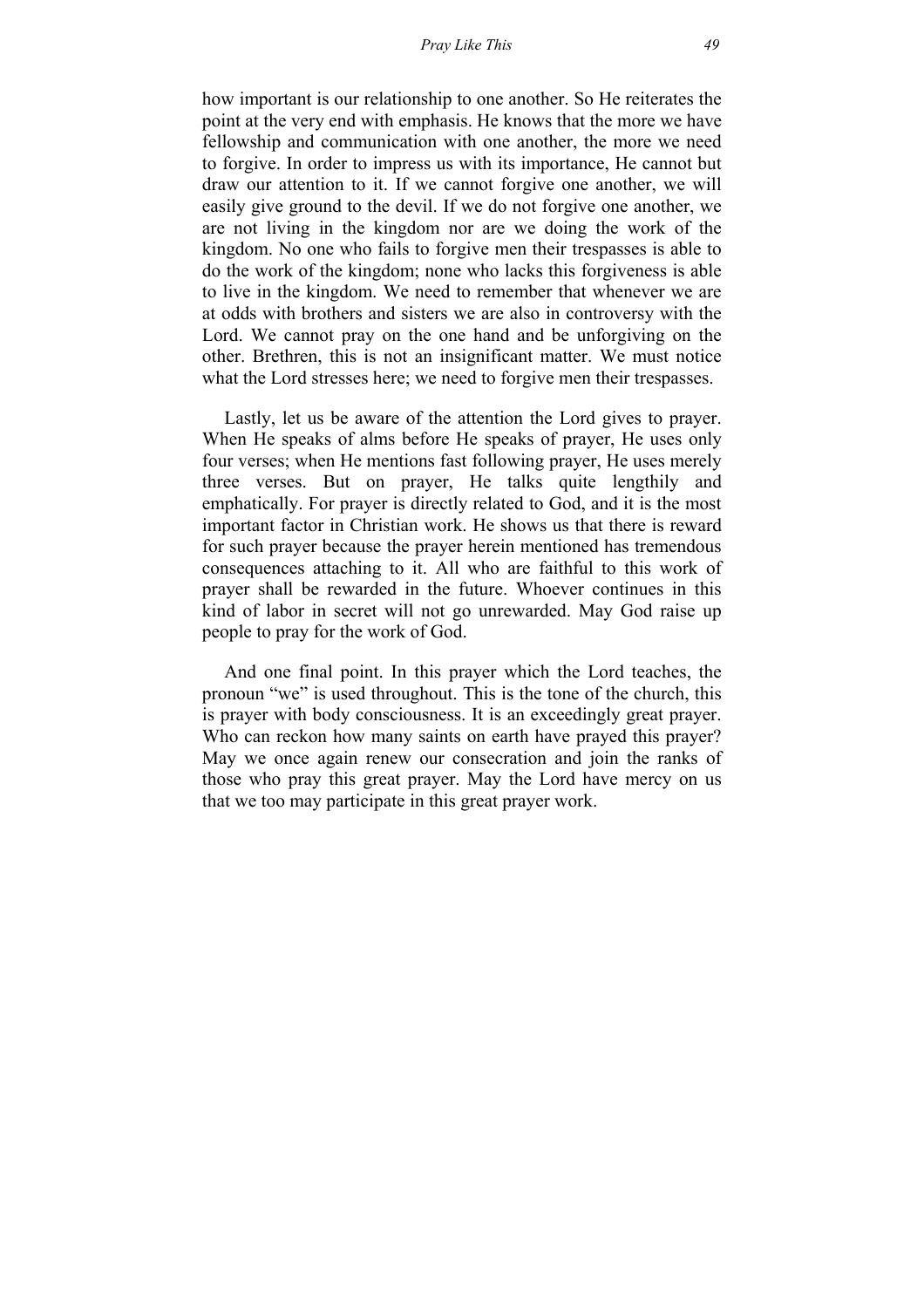how important is our relationship to one another. So He reiterates the point at the very end with emphasis. He knows that the more we have fellowship and communication with one another, the more we need to forgive. In order to impress us with its importance, He cannot but draw our attention to it. If we cannot forgive one another, we will easily give ground to the devil. If we do not forgive one another, we are not living in the kingdom nor are we doing the work of the kingdom. No one who fails to forgive men their trespasses is able to do the work of the kingdom; none who lacks this forgiveness is able to live in the kingdom. We need to remember that whenever we are at odds with brothers and sisters we are also in controversy with the Lord. We cannot pray on the one hand and be unforgiving on the other. Brethren, this is not an insignificant matter. We must notice what the Lord stresses here; we need to forgive men their trespasses.

Lastly, let us be aware of the attention the Lord gives to prayer. When He speaks of alms before He speaks of prayer, He uses only four verses; when He mentions fast following prayer, He uses merely three verses. But on prayer, He talks quite lengthily and emphatically. For prayer is directly related to God, and it is the most important factor in Christian work. He shows us that there is reward for such prayer because the prayer herein mentioned has tremendous consequences attaching to it. All who are faithful to this work of prayer shall be rewarded in the future. Whoever continues in this kind of labor in secret will not go unrewarded. May God raise up people to pray for the work of God.

And one final point. In this prayer which the Lord teaches, the pronoun "we" is used throughout. This is the tone of the church, this is prayer with body consciousness. It is an exceedingly great prayer. Who can reckon how many saints on earth have prayed this prayer? May we once again renew our consecration and join the ranks of those who pray this great prayer. May the Lord have mercy on us that we too may participate in this great prayer work.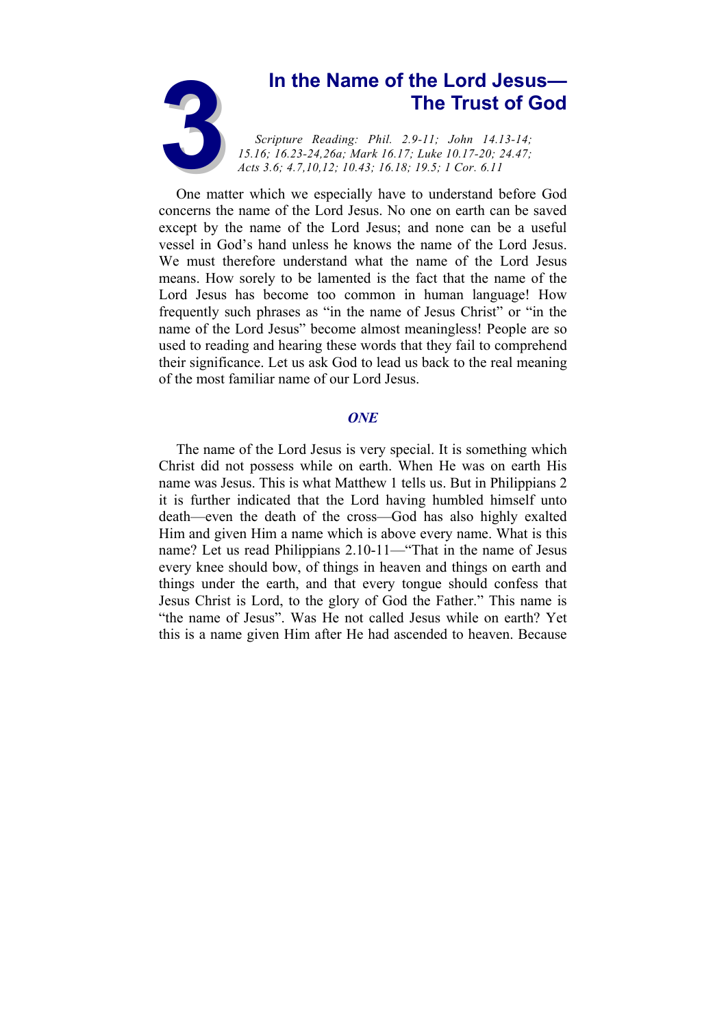# 3 In the Name of the Lord Jesus—The Trust of God

*Scripture Reading: Phil. 2.9-11; John 14.13-14; 15.16; 16.23-24,26a; Mark 16.17; Luke 10.17-20; 24.47; Acts 3.6; 4.7,10,12; 10.43; 16.18; 19.5; 1 Cor. 6.11*

One matter which we especially have to understand before God concerns the name of the Lord Jesus. No one on earth can be saved except by the name of the Lord Jesus; and none can be a useful vessel in God's hand unless he knows the name of the Lord Jesus. We must therefore understand what the name of the Lord Jesus means. How sorely to be lamented is the fact that the name of the Lord Jesus has become too common in human language! How frequently such phrases as "in the name of Jesus Christ" or "in the name of the Lord Jesus" become almost meaningless! People are so used to reading and hearing these words that they fail to comprehend their significance. Let us ask God to lead us back to the real meaning of the most familiar name of our Lord Jesus.

## *ONE*

The name of the Lord Jesus is very special. It is something which Christ did not possess while on earth. When He was on earth His name was Jesus. This is what Matthew 1 tells us. But in Philippians 2 it is further indicated that the Lord having humbled himself unto death—even the death of the cross—God has also highly exalted Him and given Him a name which is above every name. What is this name? Let us read Philippians 2.10-11—"That in the name of Jesus every knee should bow, of things in heaven and things on earth and things under the earth, and that every tongue should confess that Jesus Christ is Lord, to the glory of God the Father." This name is "the name of Jesus". Was He not called Jesus while on earth? Yet this is a name given Him after He had ascended to heaven. Because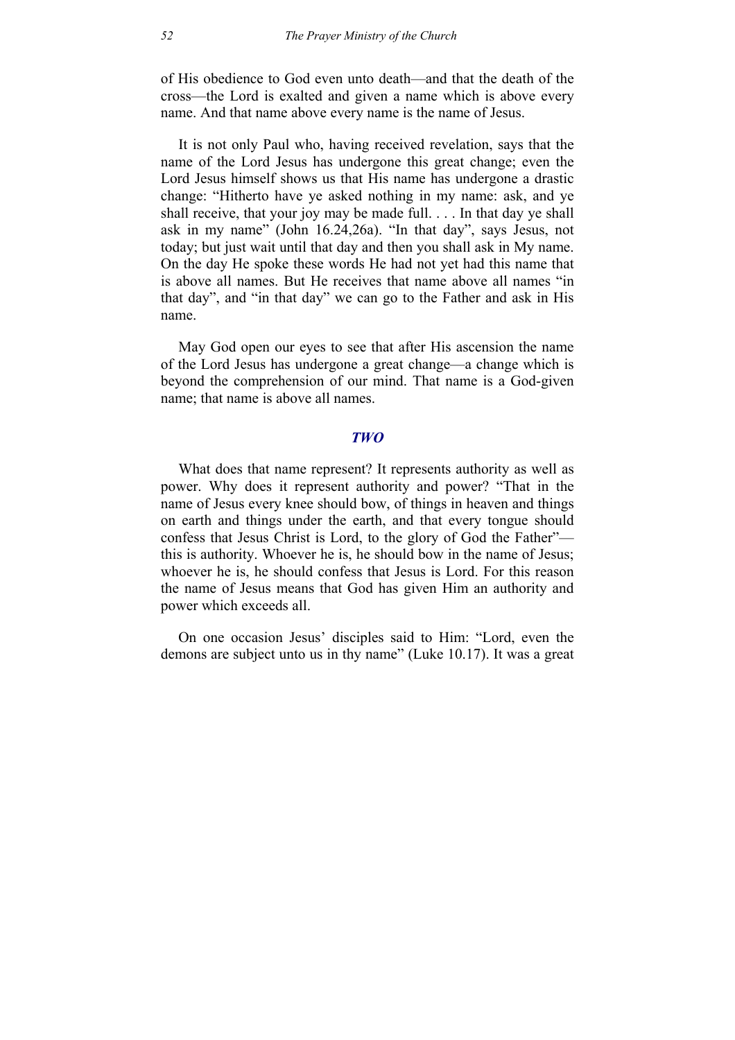of His obedience to God even unto death—and that the death of the cross—the Lord is exalted and given a name which is above every name. And that name above every name is the name of Jesus.

It is not only Paul who, having received revelation, says that the name of the Lord Jesus has undergone this great change; even the Lord Jesus himself shows us that His name has undergone a drastic change: "Hitherto have ye asked nothing in my name: ask, and ye shall receive, that your joy may be made full. . . . In that day ye shall ask in my name" (John 16.24,26a). "In that day", says Jesus, not today; but just wait until that day and then you shall ask in My name. On the day He spoke these words He had not yet had this name that is above all names. But He receives that name above all names "in that day", and "in that day" we can go to the Father and ask in His name.

May God open our eyes to see that after His ascension the name of the Lord Jesus has undergone a great change—a change which is beyond the comprehension of our mind. That name is a God-given name; that name is above all names.

## *TWO*

What does that name represent? It represents authority as well as power. Why does it represent authority and power? "That in the name of Jesus every knee should bow, of things in heaven and things on earth and things under the earth, and that every tongue should confess that Jesus Christ is Lord, to the glory of God the Father"—this is authority. Whoever he is, he should bow in the name of Jesus; whoever he is, he should confess that Jesus is Lord. For this reason the name of Jesus means that God has given Him an authority and power which exceeds all.

On one occasion Jesus' disciples said to Him: "Lord, even the demons are subject unto us in thy name" (Luke 10.17). It was a great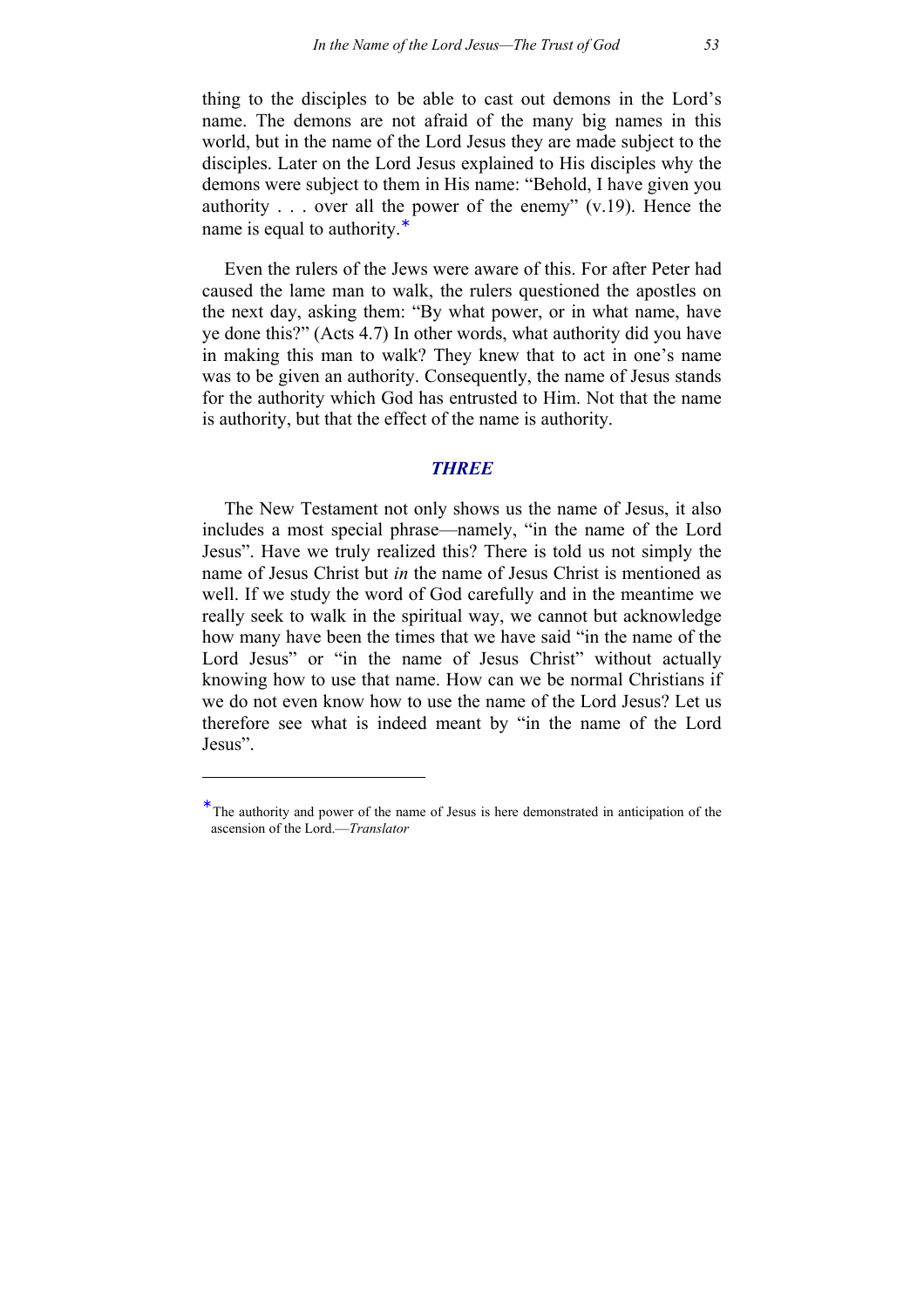thing to the disciples to be able to cast out demons in the Lord's name. The demons are not afraid of the many big names in this world, but in the name of the Lord Jesus they are made subject to the disciples. Later on the Lord Jesus explained to His disciples why the demons were subject to them in His name: "Behold, I have given you authority . . . over all the power of the enemy" (v.19). Hence the name is equal to authority.*

Even the rulers of the Jews were aware of this. For after Peter had caused the lame man to walk, the rulers questioned the apostles on the next day, asking them: "By what power, or in what name, have ye done this?" (Acts 4.7) In other words, what authority did you have in making this man to walk? They knew that to act in one's name was to be given an authority. Consequently, the name of Jesus stands for the authority which God has entrusted to Him. Not that the name is authority, but that the effect of the name is authority.

### *THREE*

The New Testament not only shows us the name of Jesus, it also includes a most special phrase—namely, "in the name of the Lord Jesus". Have we truly realized this? There is told us not simply the name of Jesus Christ but *in* the name of Jesus Christ is mentioned as well. If we study the word of God carefully and in the meantime we really seek to walk in the spiritual way, we cannot but acknowledge how many have been the times that we have said "in the name of the Lord Jesus" or "in the name of Jesus Christ" without actually knowing how to use that name. How can we be normal Christians if we do not even know how to use the name of the Lord Jesus? Let us therefore see what is indeed meant by "in the name of the Lord Jesus".

---

*The authority and power of the name of Jesus is here demonstrated in anticipation of the ascension of the Lord.—*Translator*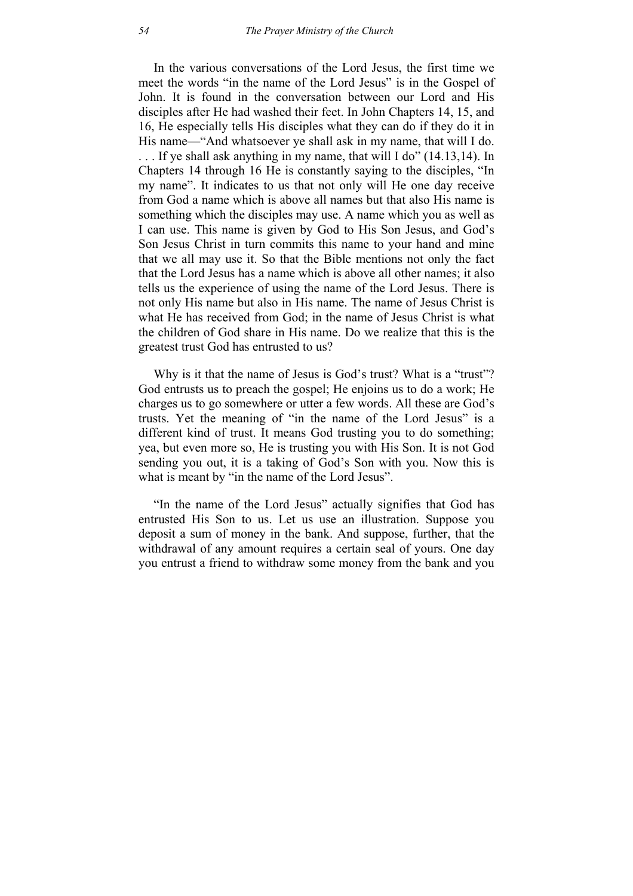In the various conversations of the Lord Jesus, the first time we meet the words "in the name of the Lord Jesus" is in the Gospel of John. It is found in the conversation between our Lord and His disciples after He had washed their feet. In John Chapters 14, 15, and 16, He especially tells His disciples what they can do if they do it in His name—"And whatsoever ye shall ask in my name, that will I do. . . . If ye shall ask anything in my name, that will I do" (14.13,14). In Chapters 14 through 16 He is constantly saying to the disciples, "In my name". It indicates to us that not only will He one day receive from God a name which is above all names but that also His name is something which the disciples may use. A name which you as well as I can use. This name is given by God to His Son Jesus, and God's Son Jesus Christ in turn commits this name to your hand and mine that we all may use it. So that the Bible mentions not only the fact that the Lord Jesus has a name which is above all other names; it also tells us the experience of using the name of the Lord Jesus. There is not only His name but also in His name. The name of Jesus Christ is what He has received from God; in the name of Jesus Christ is what the children of God share in His name. Do we realize that this is the greatest trust God has entrusted to us?

Why is it that the name of Jesus is God's trust? What is a "trust"? God entrusts us to preach the gospel; He enjoins us to do a work; He charges us to go somewhere or utter a few words. All these are God's trusts. Yet the meaning of "in the name of the Lord Jesus" is a different kind of trust. It means God trusting you to do something; yea, but even more so, He is trusting you with His Son. It is not God sending you out, it is a taking of God's Son with you. Now this is what is meant by "in the name of the Lord Jesus".

"In the name of the Lord Jesus" actually signifies that God has entrusted His Son to us. Let us use an illustration. Suppose you deposit a sum of money in the bank. And suppose, further, that the withdrawal of any amount requires a certain seal of yours. One day you entrust a friend to withdraw some money from the bank and you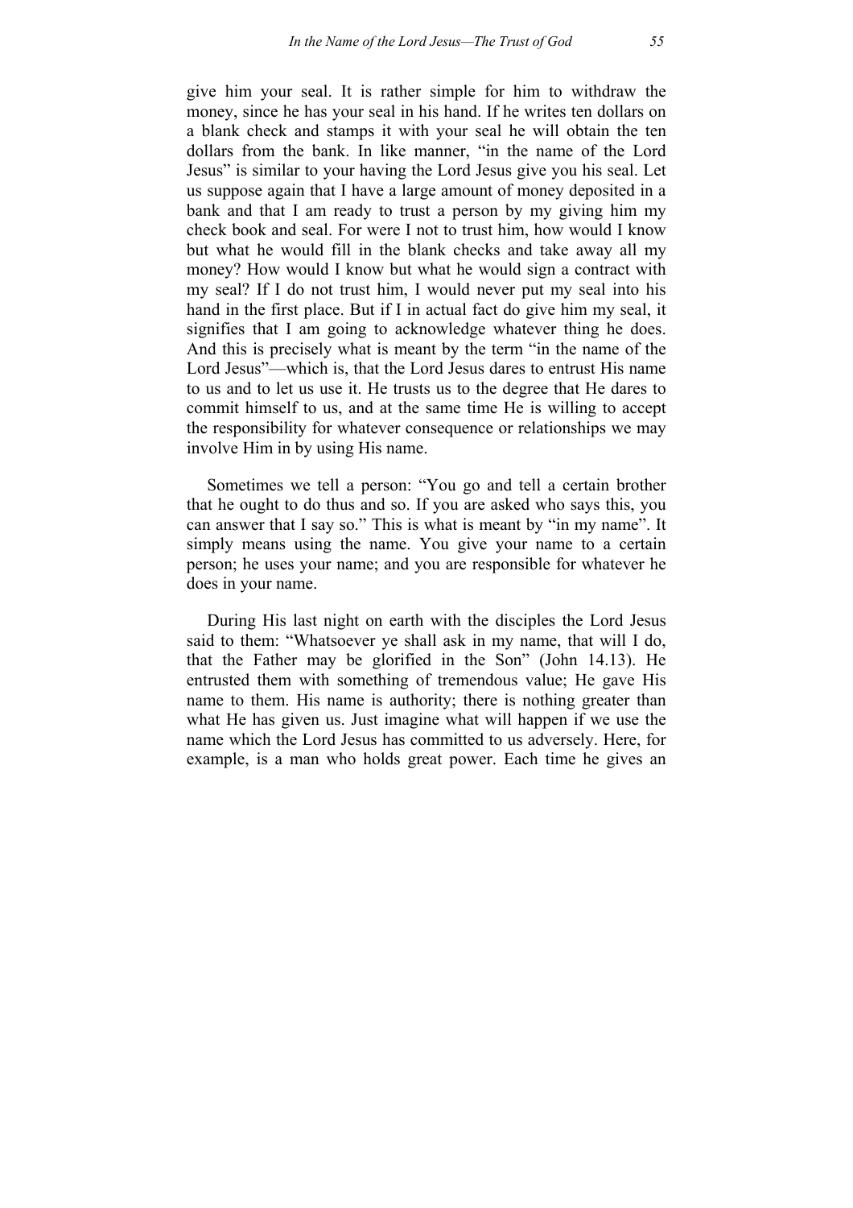give him your seal. It is rather simple for him to withdraw the money, since he has your seal in his hand. If he writes ten dollars on a blank check and stamps it with your seal he will obtain the ten dollars from the bank. In like manner, "in the name of the Lord Jesus" is similar to your having the Lord Jesus give you his seal. Let us suppose again that I have a large amount of money deposited in a bank and that I am ready to trust a person by my giving him my check book and seal. For were I not to trust him, how would I know but what he would fill in the blank checks and take away all my money? How would I know but what he would sign a contract with my seal? If I do not trust him, I would never put my seal into his hand in the first place. But if I in actual fact do give him my seal, it signifies that I am going to acknowledge whatever thing he does. And this is precisely what is meant by the term "in the name of the Lord Jesus"—which is, that the Lord Jesus dares to entrust His name to us and to let us use it. He trusts us to the degree that He dares to commit himself to us, and at the same time He is willing to accept the responsibility for whatever consequence or relationships we may involve Him in by using His name.

Sometimes we tell a person: "You go and tell a certain brother that he ought to do thus and so. If you are asked who says this, you can answer that I say so." This is what is meant by "in my name". It simply means using the name. You give your name to a certain person; he uses your name; and you are responsible for whatever he does in your name.

During His last night on earth with the disciples the Lord Jesus said to them: "Whatsoever ye shall ask in my name, that will I do, that the Father may be glorified in the Son" (John 14.13). He entrusted them with something of tremendous value; He gave His name to them. His name is authority; there is nothing greater than what He has given us. Just imagine what will happen if we use the name which the Lord Jesus has committed to us adversely. Here, for example, is a man who holds great power. Each time he gives an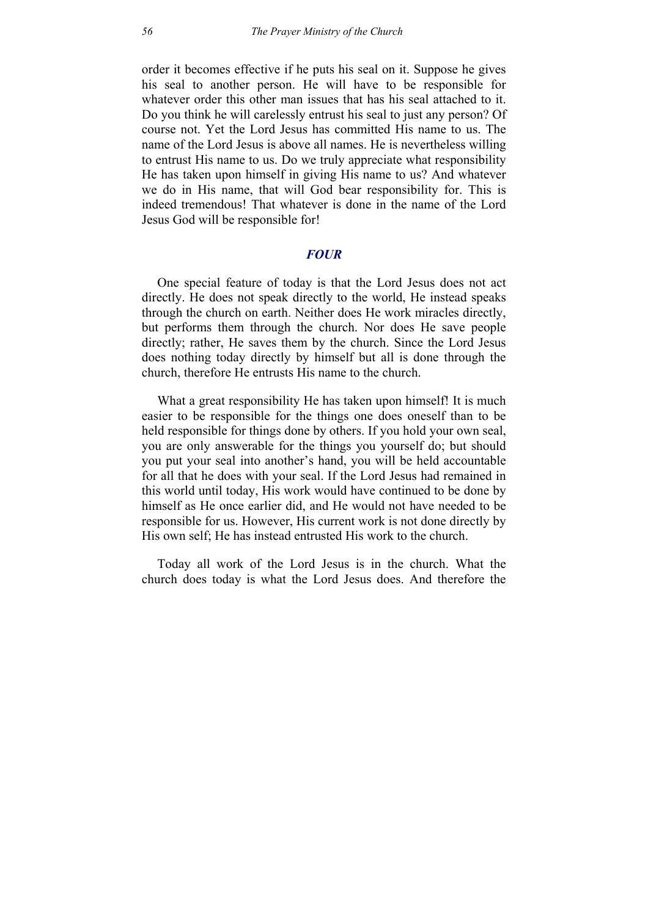order it becomes effective if he puts his seal on it. Suppose he gives his seal to another person. He will have to be responsible for whatever order this other man issues that has his seal attached to it. Do you think he will carelessly entrust his seal to just any person? Of course not. Yet the Lord Jesus has committed His name to us. The name of the Lord Jesus is above all names. He is nevertheless willing to entrust His name to us. Do we truly appreciate what responsibility He has taken upon himself in giving His name to us? And whatever we do in His name, that will God bear responsibility for. This is indeed tremendous! That whatever is done in the name of the Lord Jesus God will be responsible for!

### *FOUR*

One special feature of today is that the Lord Jesus does not act directly. He does not speak directly to the world, He instead speaks through the church on earth. Neither does He work miracles directly, but performs them through the church. Nor does He save people directly; rather, He saves them by the church. Since the Lord Jesus does nothing today directly by himself but all is done through the church, therefore He entrusts His name to the church.

What a great responsibility He has taken upon himself! It is much easier to be responsible for the things one does oneself than to be held responsible for things done by others. If you hold your own seal, you are only answerable for the things you yourself do; but should you put your seal into another's hand, you will be held accountable for all that he does with your seal. If the Lord Jesus had remained in this world until today, His work would have continued to be done by himself as He once earlier did, and He would not have needed to be responsible for us. However, His current work is not done directly by His own self; He has instead entrusted His work to the church.

Today all work of the Lord Jesus is in the church. What the church does today is what the Lord Jesus does. And therefore the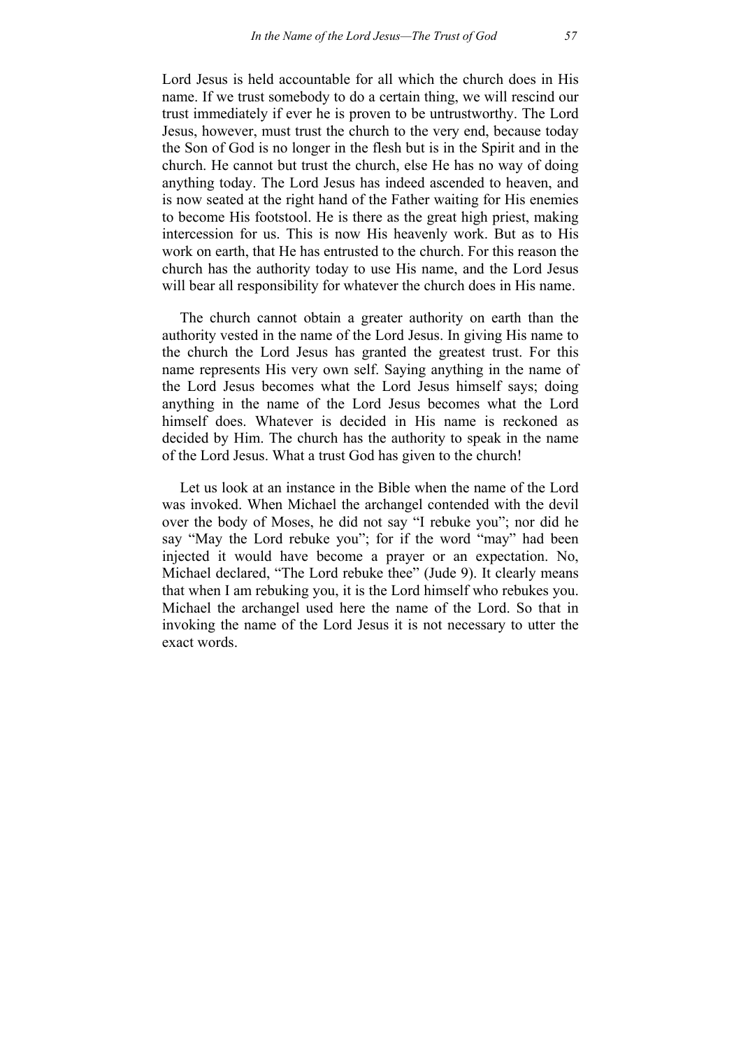Lord Jesus is held accountable for all which the church does in His name. If we trust somebody to do a certain thing, we will rescind our trust immediately if ever he is proven to be untrustworthy. The Lord Jesus, however, must trust the church to the very end, because today the Son of God is no longer in the flesh but is in the Spirit and in the church. He cannot but trust the church, else He has no way of doing anything today. The Lord Jesus has indeed ascended to heaven, and is now seated at the right hand of the Father waiting for His enemies to become His footstool. He is there as the great high priest, making intercession for us. This is now His heavenly work. But as to His work on earth, that He has entrusted to the church. For this reason the church has the authority today to use His name, and the Lord Jesus will bear all responsibility for whatever the church does in His name.

The church cannot obtain a greater authority on earth than the authority vested in the name of the Lord Jesus. In giving His name to the church the Lord Jesus has granted the greatest trust. For this name represents His very own self. Saying anything in the name of the Lord Jesus becomes what the Lord Jesus himself says; doing anything in the name of the Lord Jesus becomes what the Lord himself does. Whatever is decided in His name is reckoned as decided by Him. The church has the authority to speak in the name of the Lord Jesus. What a trust God has given to the church!

Let us look at an instance in the Bible when the name of the Lord was invoked. When Michael the archangel contended with the devil over the body of Moses, he did not say "I rebuke you"; nor did he say "May the Lord rebuke you"; for if the word "may" had been injected it would have become a prayer or an expectation. No, Michael declared, "The Lord rebuke thee" (Jude 9). It clearly means that when I am rebuking you, it is the Lord himself who rebukes you. Michael the archangel used here the name of the Lord. So that in invoking the name of the Lord Jesus it is not necessary to utter the exact words.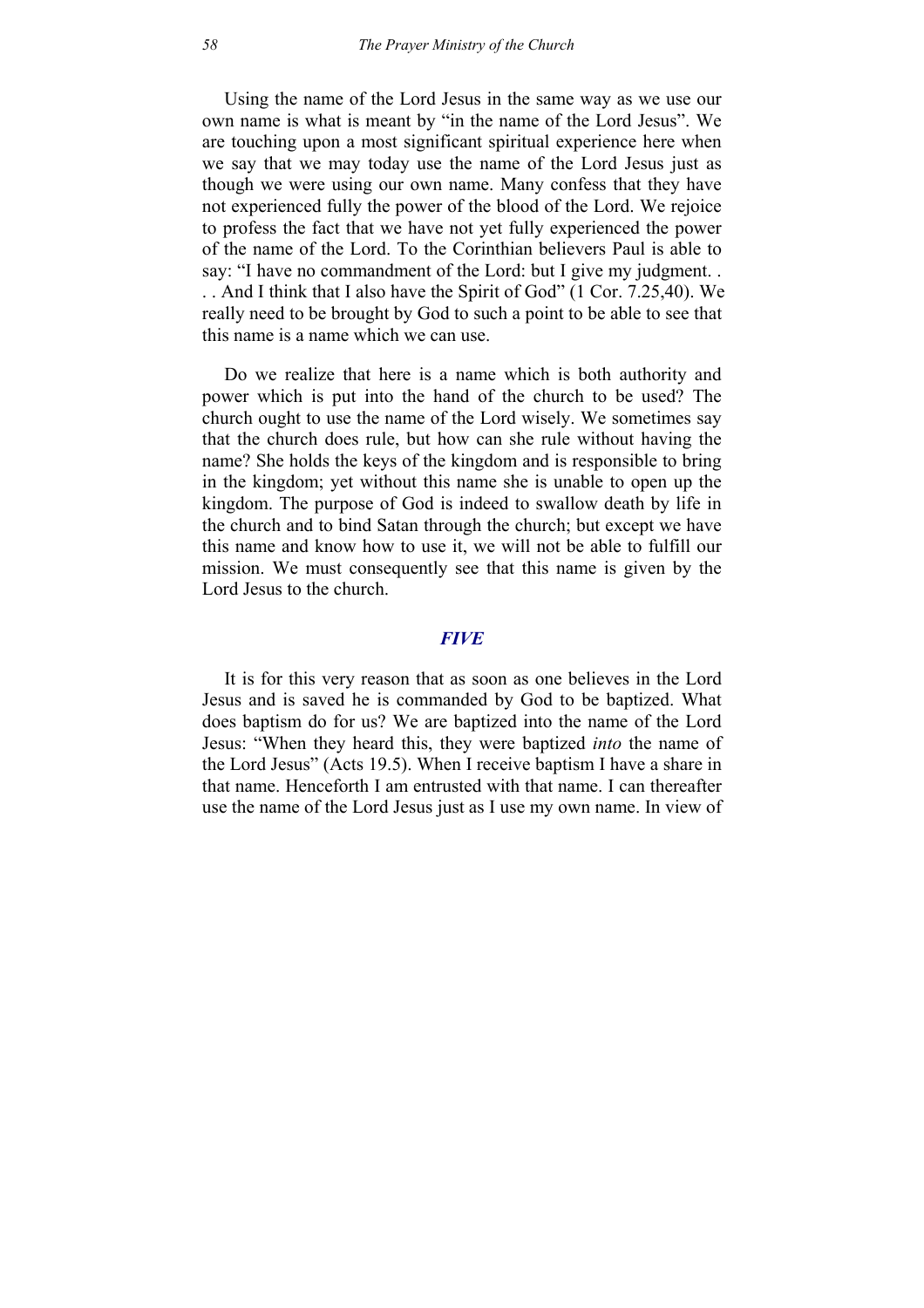Using the name of the Lord Jesus in the same way as we use our own name is what is meant by "in the name of the Lord Jesus". We are touching upon a most significant spiritual experience here when we say that we may today use the name of the Lord Jesus just as though we were using our own name. Many confess that they have not experienced fully the power of the blood of the Lord. We rejoice to profess the fact that we have not yet fully experienced the power of the name of the Lord. To the Corinthian believers Paul is able to say: "I have no commandment of the Lord: but I give my judgment. . . . And I think that I also have the Spirit of God" (1 Cor. 7.25,40). We really need to be brought by God to such a point to be able to see that this name is a name which we can use.

Do we realize that here is a name which is both authority and power which is put into the hand of the church to be used? The church ought to use the name of the Lord wisely. We sometimes say that the church does rule, but how can she rule without having the name? She holds the keys of the kingdom and is responsible to bring in the kingdom; yet without this name she is unable to open up the kingdom. The purpose of God is indeed to swallow death by life in the church and to bind Satan through the church; but except we have this name and know how to use it, we will not be able to fulfill our mission. We must consequently see that this name is given by the Lord Jesus to the church.

### *FIVE*

It is for this very reason that as soon as one believes in the Lord Jesus and is saved he is commanded by God to be baptized. What does baptism do for us? We are baptized into the name of the Lord Jesus: "When they heard this, they were baptized *into* the name of the Lord Jesus" (Acts 19.5). When I receive baptism I have a share in that name. Henceforth I am entrusted with that name. I can thereafter use the name of the Lord Jesus just as I use my own name. In view of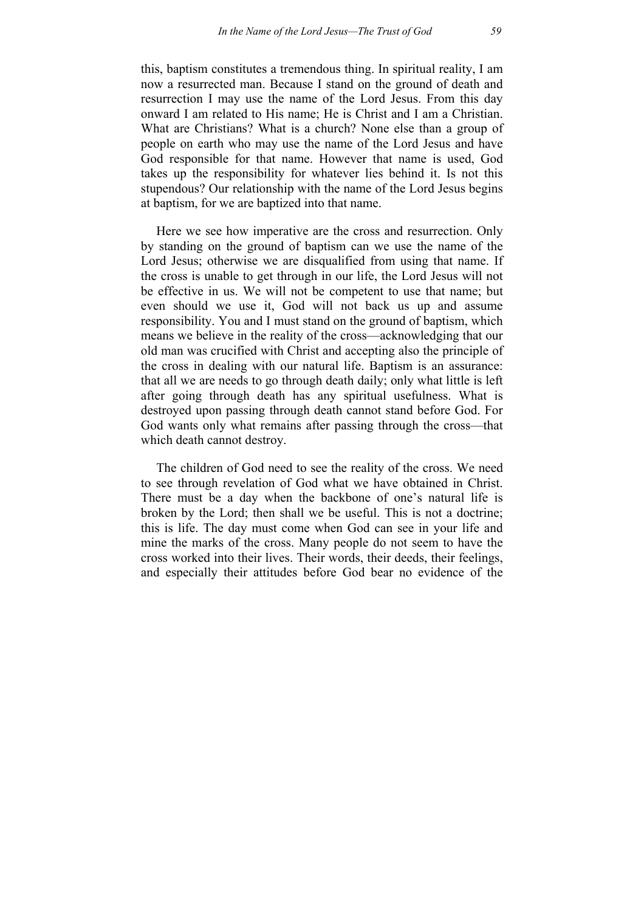this, baptism constitutes a tremendous thing. In spiritual reality, I am now a resurrected man. Because I stand on the ground of death and resurrection I may use the name of the Lord Jesus. From this day onward I am related to His name; He is Christ and I am a Christian. What are Christians? What is a church? None else than a group of people on earth who may use the name of the Lord Jesus and have God responsible for that name. However that name is used, God takes up the responsibility for whatever lies behind it. Is not this stupendous? Our relationship with the name of the Lord Jesus begins at baptism, for we are baptized into that name.

Here we see how imperative are the cross and resurrection. Only by standing on the ground of baptism can we use the name of the Lord Jesus; otherwise we are disqualified from using that name. If the cross is unable to get through in our life, the Lord Jesus will not be effective in us. We will not be competent to use that name; but even should we use it, God will not back us up and assume responsibility. You and I must stand on the ground of baptism, which means we believe in the reality of the cross—acknowledging that our old man was crucified with Christ and accepting also the principle of the cross in dealing with our natural life. Baptism is an assurance: that all we are needs to go through death daily; only what little is left after going through death has any spiritual usefulness. What is destroyed upon passing through death cannot stand before God. For God wants only what remains after passing through the cross—that which death cannot destroy.

The children of God need to see the reality of the cross. We need to see through revelation of God what we have obtained in Christ. There must be a day when the backbone of one's natural life is broken by the Lord; then shall we be useful. This is not a doctrine; this is life. The day must come when God can see in your life and mine the marks of the cross. Many people do not seem to have the cross worked into their lives. Their words, their deeds, their feelings, and especially their attitudes before God bear no evidence of the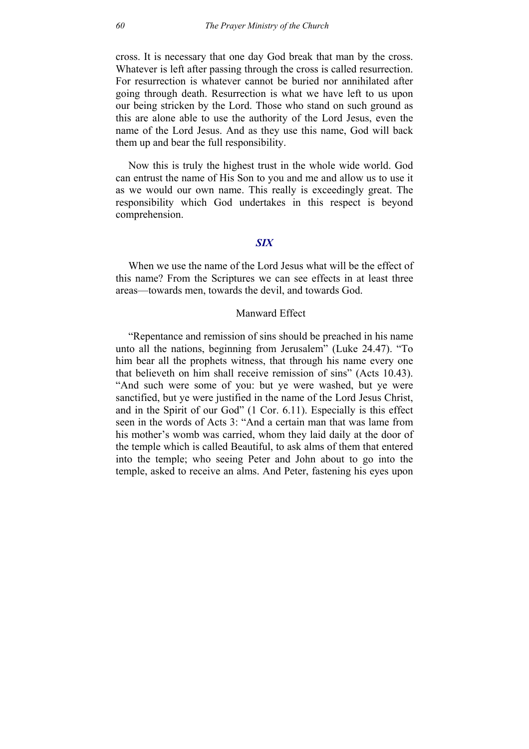cross. It is necessary that one day God break that man by the cross. Whatever is left after passing through the cross is called resurrection. For resurrection is whatever cannot be buried nor annihilated after going through death. Resurrection is what we have left to us upon our being stricken by the Lord. Those who stand on such ground as this are alone able to use the authority of the Lord Jesus, even the name of the Lord Jesus. And as they use this name, God will back them up and bear the full responsibility.

Now this is truly the highest trust in the whole wide world. God can entrust the name of His Son to you and me and allow us to use it as we would our own name. This really is exceedingly great. The responsibility which God undertakes in this respect is beyond comprehension.

## *SIX*

When we use the name of the Lord Jesus what will be the effect of this name? From the Scriptures we can see effects in at least three areas—towards men, towards the devil, and towards God.

### Manward Effect

"Repentance and remission of sins should be preached in his name unto all the nations, beginning from Jerusalem" (Luke 24.47). "To him bear all the prophets witness, that through his name every one that believeth on him shall receive remission of sins" (Acts 10.43). "And such were some of you: but ye were washed, but ye were sanctified, but ye were justified in the name of the Lord Jesus Christ, and in the Spirit of our God" (1 Cor. 6.11). Especially is this effect seen in the words of Acts 3: "And a certain man that was lame from his mother's womb was carried, whom they laid daily at the door of the temple which is called Beautiful, to ask alms of them that entered into the temple; who seeing Peter and John about to go into the temple, asked to receive an alms. And Peter, fastening his eyes upon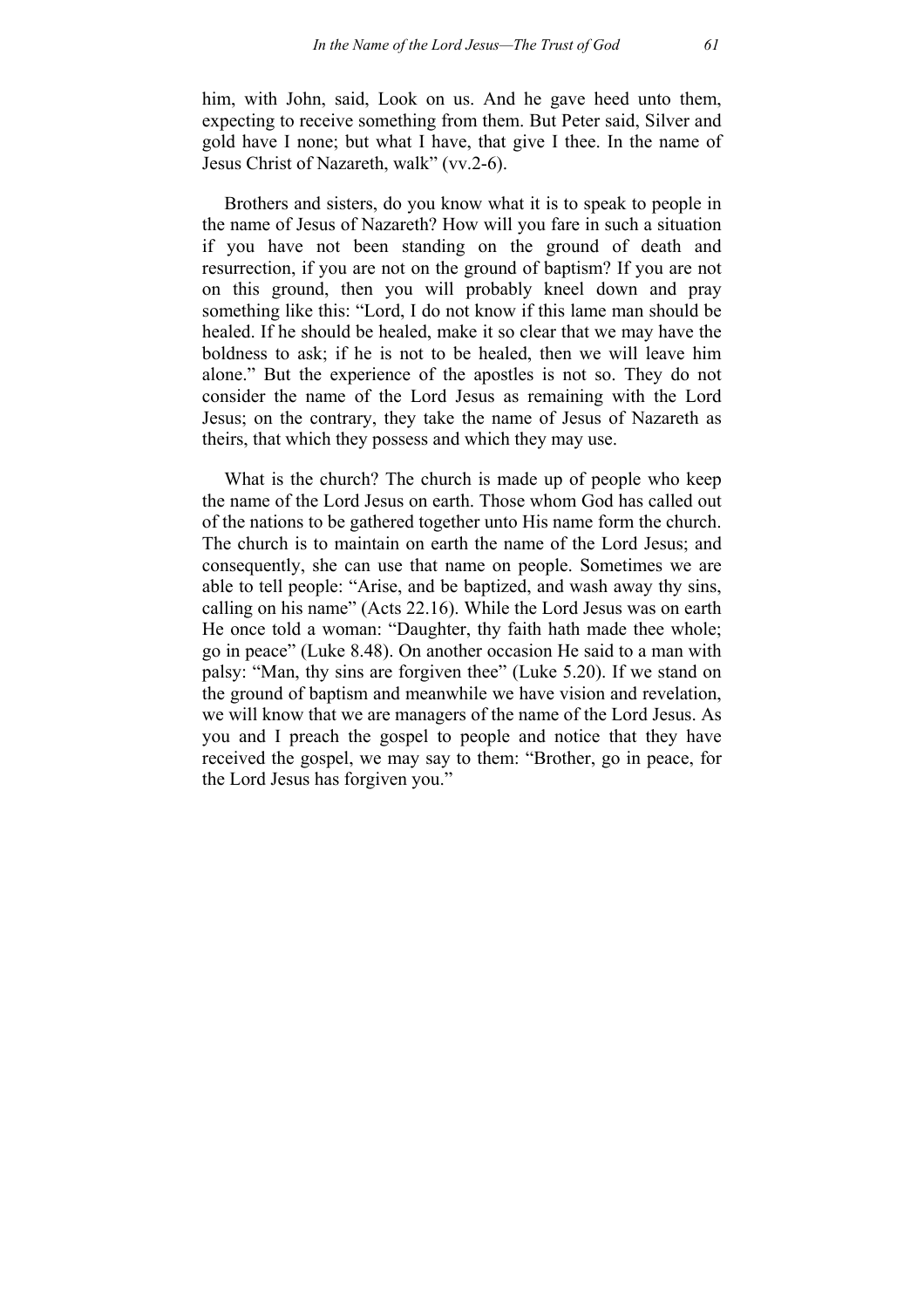him, with John, said, Look on us. And he gave heed unto them, expecting to receive something from them. But Peter said, Silver and gold have I none; but what I have, that give I thee. In the name of Jesus Christ of Nazareth, walk" (vv.2-6).

Brothers and sisters, do you know what it is to speak to people in the name of Jesus of Nazareth? How will you fare in such a situation if you have not been standing on the ground of death and resurrection, if you are not on the ground of baptism? If you are not on this ground, then you will probably kneel down and pray something like this: "Lord, I do not know if this lame man should be healed. If he should be healed, make it so clear that we may have the boldness to ask; if he is not to be healed, then we will leave him alone." But the experience of the apostles is not so. They do not consider the name of the Lord Jesus as remaining with the Lord Jesus; on the contrary, they take the name of Jesus of Nazareth as theirs, that which they possess and which they may use.

What is the church? The church is made up of people who keep the name of the Lord Jesus on earth. Those whom God has called out of the nations to be gathered together unto His name form the church. The church is to maintain on earth the name of the Lord Jesus; and consequently, she can use that name on people. Sometimes we are able to tell people: "Arise, and be baptized, and wash away thy sins, calling on his name" (Acts 22.16). While the Lord Jesus was on earth He once told a woman: "Daughter, thy faith hath made thee whole; go in peace" (Luke 8.48). On another occasion He said to a man with palsy: "Man, thy sins are forgiven thee" (Luke 5.20). If we stand on the ground of baptism and meanwhile we have vision and revelation, we will know that we are managers of the name of the Lord Jesus. As you and I preach the gospel to people and notice that they have received the gospel, we may say to them: "Brother, go in peace, for the Lord Jesus has forgiven you."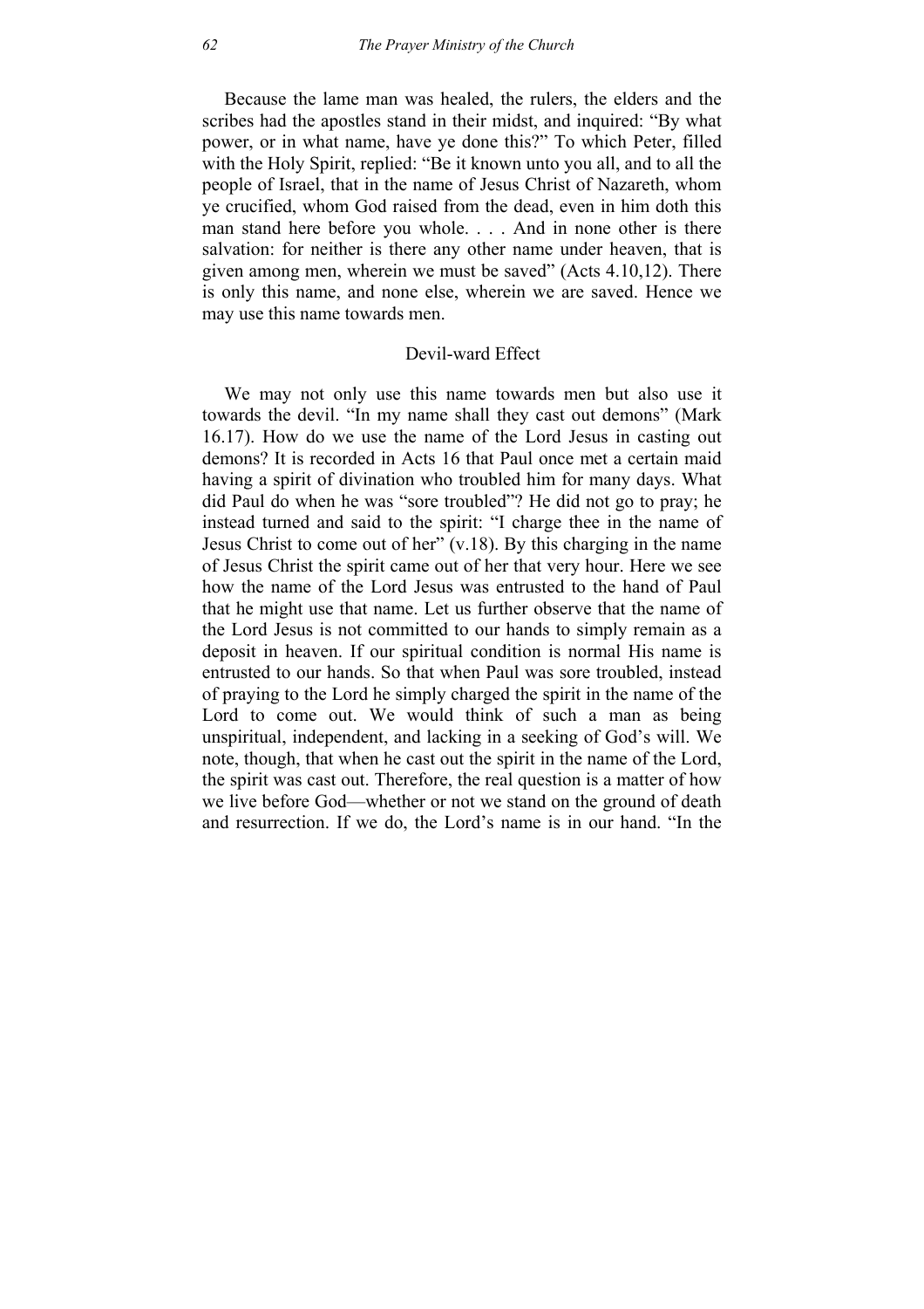Because the lame man was healed, the rulers, the elders and the scribes had the apostles stand in their midst, and inquired: "By what power, or in what name, have ye done this?" To which Peter, filled with the Holy Spirit, replied: "Be it known unto you all, and to all the people of Israel, that in the name of Jesus Christ of Nazareth, whom ye crucified, whom God raised from the dead, even in him doth this man stand here before you whole. . . . And in none other is there salvation: for neither is there any other name under heaven, that is given among men, wherein we must be saved" (Acts 4.10,12). There is only this name, and none else, wherein we are saved. Hence we may use this name towards men.

## Devil-ward Effect

We may not only use this name towards men but also use it towards the devil. "In my name shall they cast out demons" (Mark 16.17). How do we use the name of the Lord Jesus in casting out demons? It is recorded in Acts 16 that Paul once met a certain maid having a spirit of divination who troubled him for many days. What did Paul do when he was "sore troubled"? He did not go to pray; he instead turned and said to the spirit: "I charge thee in the name of Jesus Christ to come out of her" (v.18). By this charging in the name of Jesus Christ the spirit came out of her that very hour. Here we see how the name of the Lord Jesus was entrusted to the hand of Paul that he might use that name. Let us further observe that the name of the Lord Jesus is not committed to our hands to simply remain as a deposit in heaven. If our spiritual condition is normal His name is entrusted to our hands. So that when Paul was sore troubled, instead of praying to the Lord he simply charged the spirit in the name of the Lord to come out. We would think of such a man as being unspiritual, independent, and lacking in a seeking of God's will. We note, though, that when he cast out the spirit in the name of the Lord, the spirit was cast out. Therefore, the real question is a matter of how we live before God—whether or not we stand on the ground of death and resurrection. If we do, the Lord's name is in our hand. "In the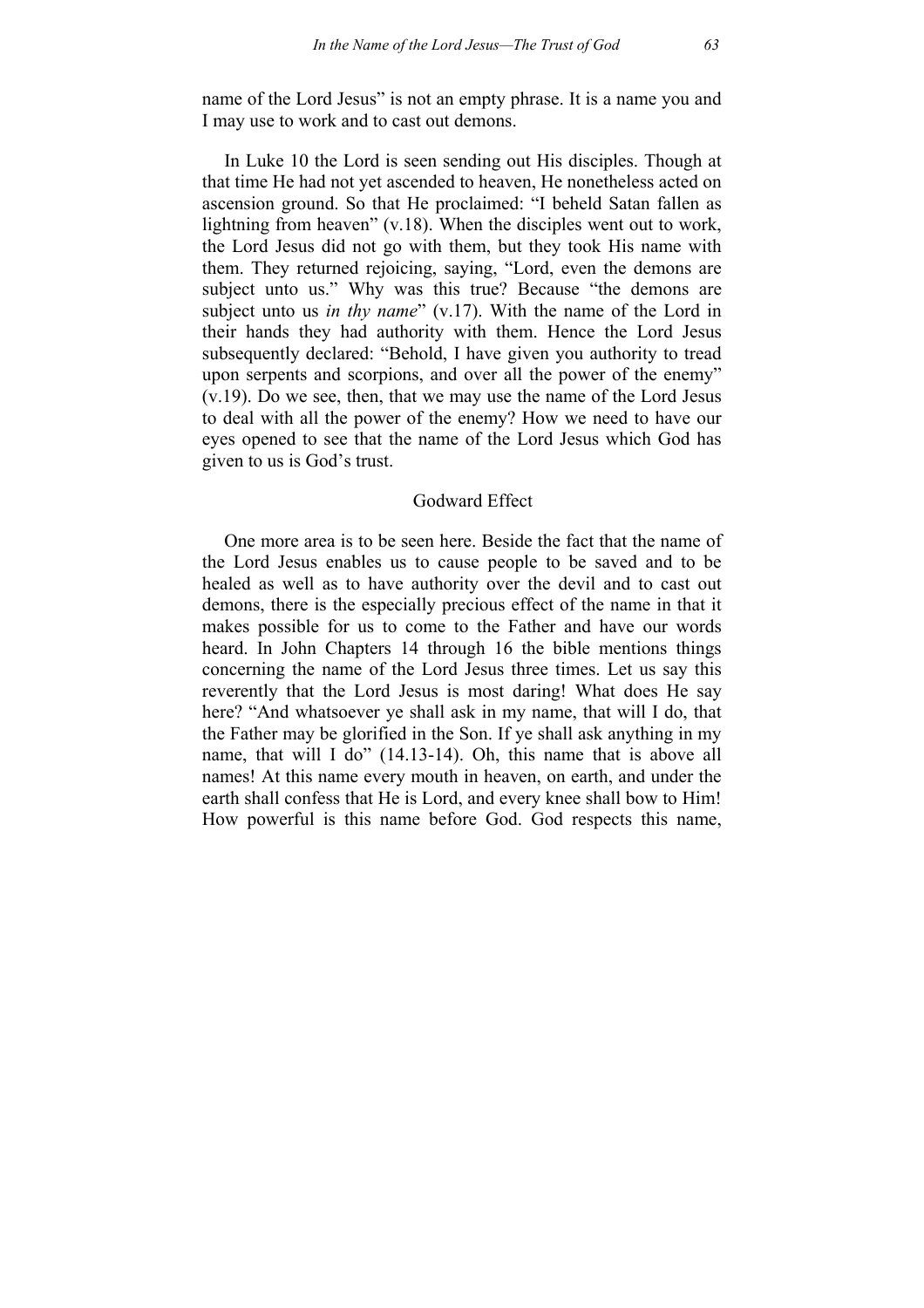name of the Lord Jesus" is not an empty phrase. It is a name you and I may use to work and to cast out demons.

In Luke 10 the Lord is seen sending out His disciples. Though at that time He had not yet ascended to heaven, He nonetheless acted on ascension ground. So that He proclaimed: "I beheld Satan fallen as lightning from heaven" (v.18). When the disciples went out to work, the Lord Jesus did not go with them, but they took His name with them. They returned rejoicing, saying, "Lord, even the demons are subject unto us." Why was this true? Because "the demons are subject unto us *in thy name*" (v.17). With the name of the Lord in their hands they had authority with them. Hence the Lord Jesus subsequently declared: "Behold, I have given you authority to tread upon serpents and scorpions, and over all the power of the enemy" (v.19). Do we see, then, that we may use the name of the Lord Jesus to deal with all the power of the enemy? How we need to have our eyes opened to see that the name of the Lord Jesus which God has given to us is God's trust.

### Godward Effect

One more area is to be seen here. Beside the fact that the name of the Lord Jesus enables us to cause people to be saved and to be healed as well as to have authority over the devil and to cast out demons, there is the especially precious effect of the name in that it makes possible for us to come to the Father and have our words heard. In John Chapters 14 through 16 the bible mentions things concerning the name of the Lord Jesus three times. Let us say this reverently that the Lord Jesus is most daring! What does He say here? "And whatsoever ye shall ask in my name, that will I do, that the Father may be glorified in the Son. If ye shall ask anything in my name, that will I do" (14.13-14). Oh, this name that is above all names! At this name every mouth in heaven, on earth, and under the earth shall confess that He is Lord, and every knee shall bow to Him! How powerful is this name before God. God respects this name,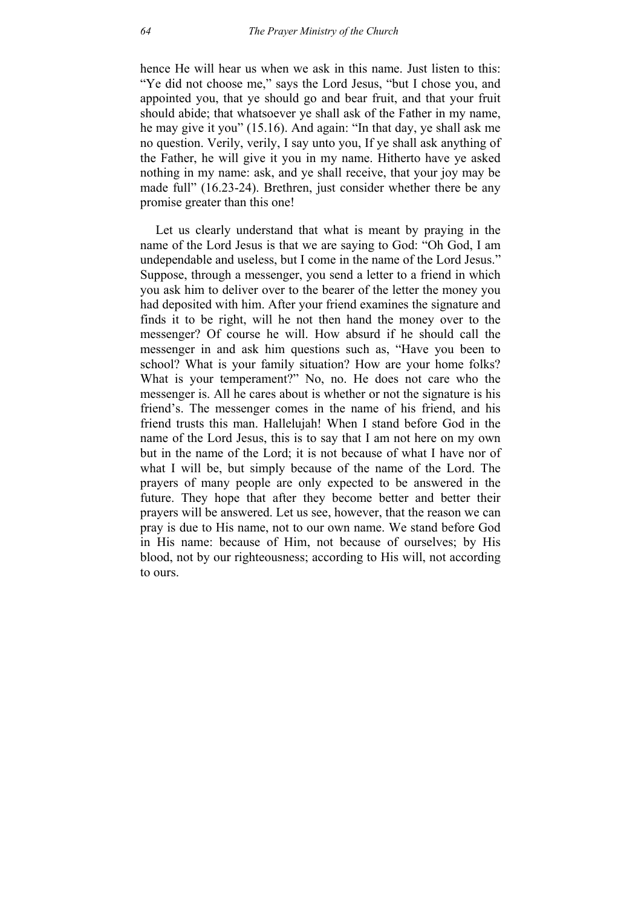hence He will hear us when we ask in this name. Just listen to this: "Ye did not choose me," says the Lord Jesus, "but I chose you, and appointed you, that ye should go and bear fruit, and that your fruit should abide; that whatsoever ye shall ask of the Father in my name, he may give it you" (15.16). And again: "In that day, ye shall ask me no question. Verily, verily, I say unto you, If ye shall ask anything of the Father, he will give it you in my name. Hitherto have ye asked nothing in my name: ask, and ye shall receive, that your joy may be made full" (16.23-24). Brethren, just consider whether there be any promise greater than this one!

Let us clearly understand that what is meant by praying in the name of the Lord Jesus is that we are saying to God: "Oh God, I am undependable and useless, but I come in the name of the Lord Jesus." Suppose, through a messenger, you send a letter to a friend in which you ask him to deliver over to the bearer of the letter the money you had deposited with him. After your friend examines the signature and finds it to be right, will he not then hand the money over to the messenger? Of course he will. How absurd if he should call the messenger in and ask him questions such as, "Have you been to school? What is your family situation? How are your home folks? What is your temperament?" No, no. He does not care who the messenger is. All he cares about is whether or not the signature is his friend's. The messenger comes in the name of his friend, and his friend trusts this man. Hallelujah! When I stand before God in the name of the Lord Jesus, this is to say that I am not here on my own but in the name of the Lord; it is not because of what I have nor of what I will be, but simply because of the name of the Lord. The prayers of many people are only expected to be answered in the future. They hope that after they become better and better their prayers will be answered. Let us see, however, that the reason we can pray is due to His name, not to our own name. We stand before God in His name: because of Him, not because of ourselves; by His blood, not by our righteousness; according to His will, not according to ours.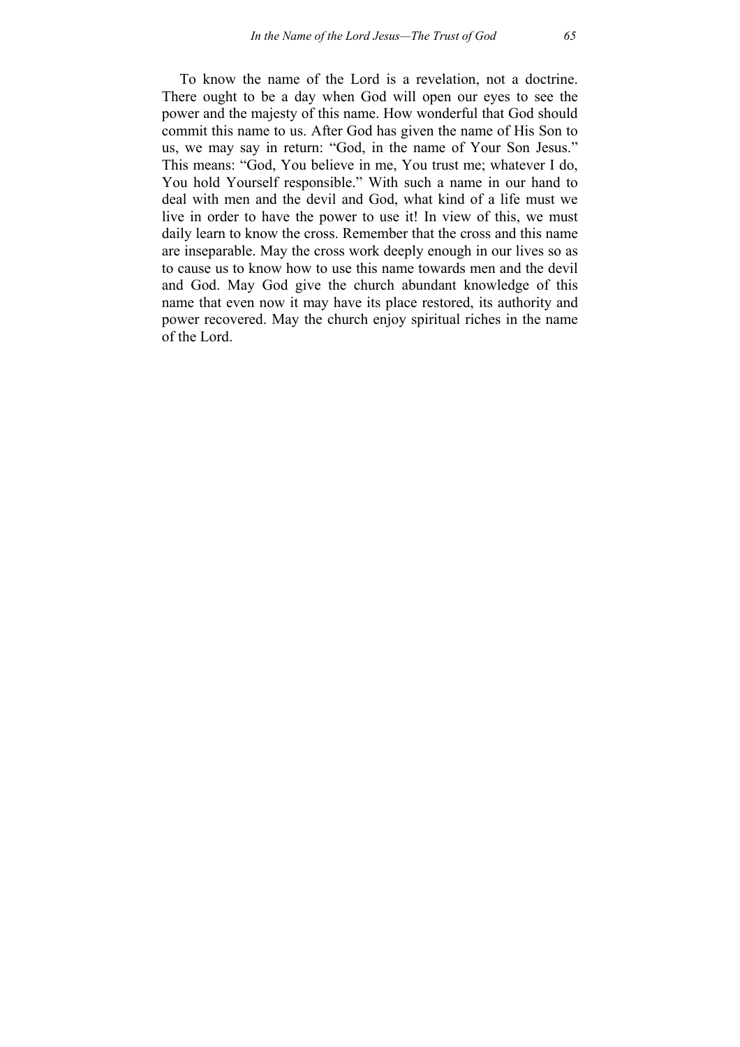To know the name of the Lord is a revelation, not a doctrine. There ought to be a day when God will open our eyes to see the power and the majesty of this name. How wonderful that God should commit this name to us. After God has given the name of His Son to us, we may say in return: "God, in the name of Your Son Jesus." This means: "God, You believe in me, You trust me; whatever I do, You hold Yourself responsible." With such a name in our hand to deal with men and the devil and God, what kind of a life must we live in order to have the power to use it! In view of this, we must daily learn to know the cross. Remember that the cross and this name are inseparable. May the cross work deeply enough in our lives so as to cause us to know how to use this name towards men and the devil and God. May God give the church abundant knowledge of this name that even now it may have its place restored, its authority and power recovered. May the church enjoy spiritual riches in the name of the Lord.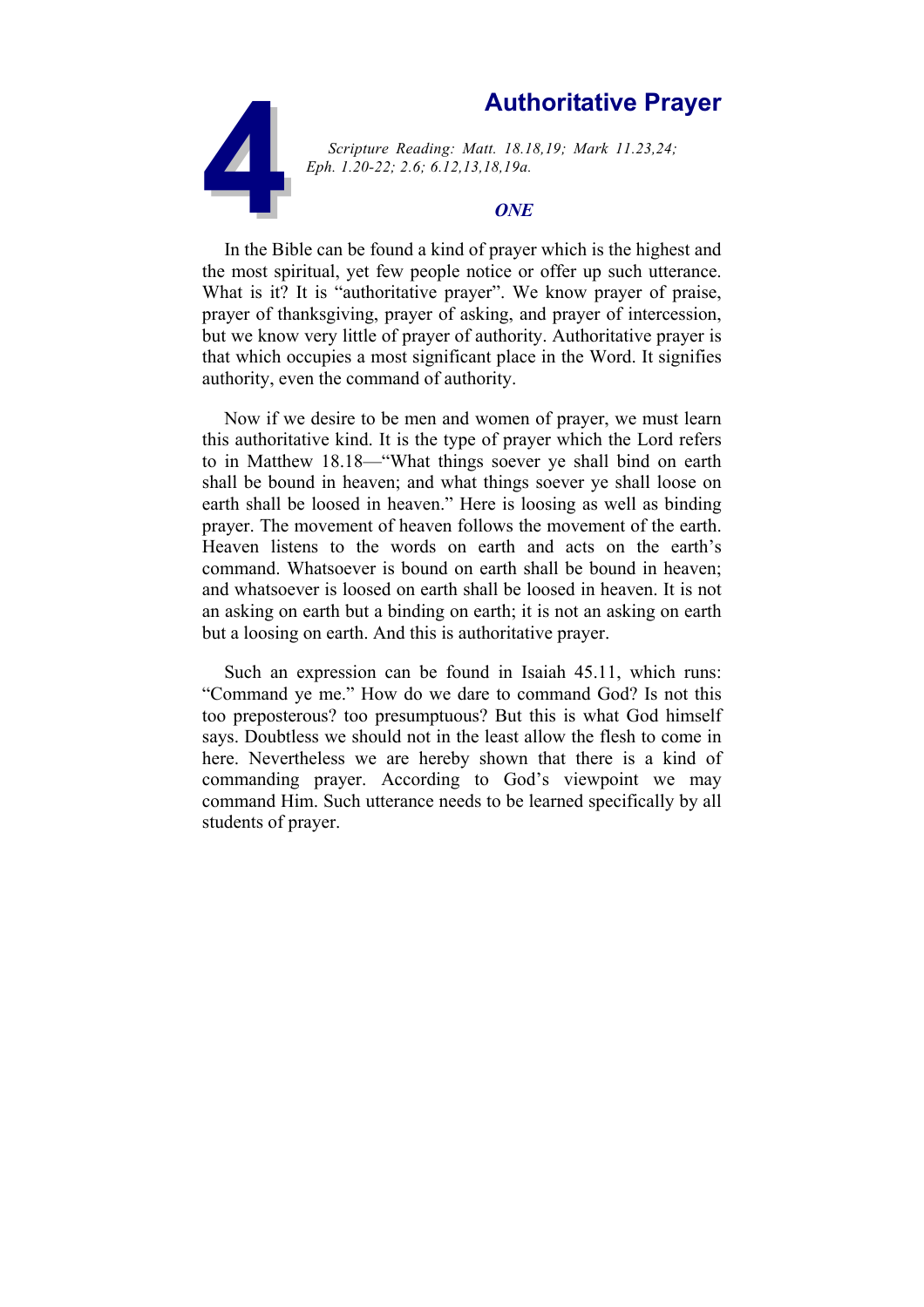# 4 Authoritative Prayer

*Scripture Reading: Matt. 18.18,19; Mark 11.23,24; Eph. 1.20-22; 2.6; 6.12,13,18,19a.*

## *ONE*

In the Bible can be found a kind of prayer which is the highest and the most spiritual, yet few people notice or offer up such utterance. What is it? It is "authoritative prayer". We know prayer of praise, prayer of thanksgiving, prayer of asking, and prayer of intercession, but we know very little of prayer of authority. Authoritative prayer is that which occupies a most significant place in the Word. It signifies authority, even the command of authority.

Now if we desire to be men and women of prayer, we must learn this authoritative kind. It is the type of prayer which the Lord refers to in Matthew 18.18—"What things soever ye shall bind on earth shall be bound in heaven; and what things soever ye shall loose on earth shall be loosed in heaven." Here is loosing as well as binding prayer. The movement of heaven follows the movement of the earth. Heaven listens to the words on earth and acts on the earth's command. Whatsoever is bound on earth shall be bound in heaven; and whatsoever is loosed on earth shall be loosed in heaven. It is not an asking on earth but a binding on earth; it is not an asking on earth but a loosing on earth. And this is authoritative prayer.

Such an expression can be found in Isaiah 45.11, which runs: "Command ye me." How do we dare to command God? Is not this too preposterous? too presumptuous? But this is what God himself says. Doubtless we should not in the least allow the flesh to come in here. Nevertheless we are hereby shown that there is a kind of commanding prayer. According to God's viewpoint we may command Him. Such utterance needs to be learned specifically by all students of prayer.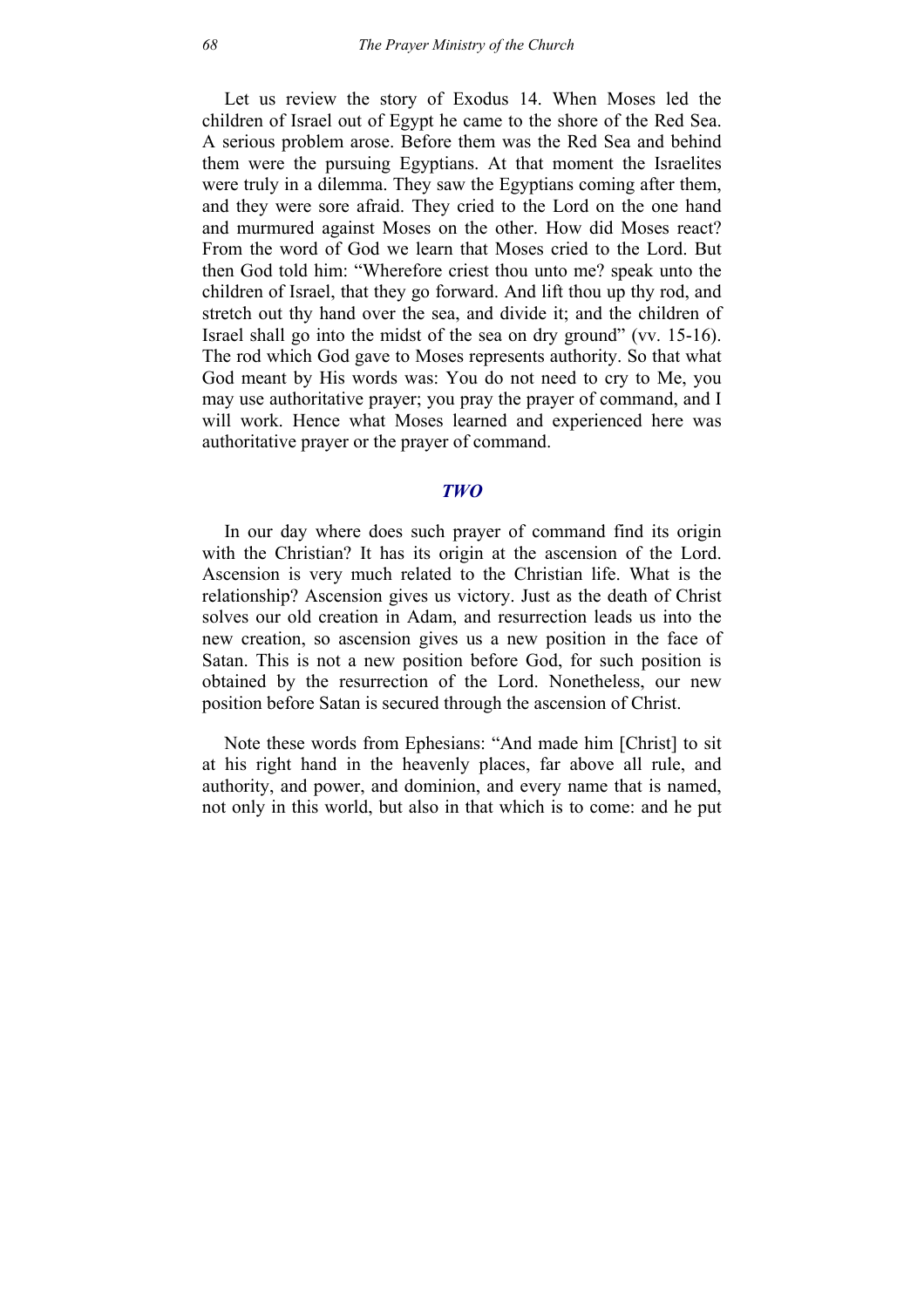Let us review the story of Exodus 14. When Moses led the children of Israel out of Egypt he came to the shore of the Red Sea. A serious problem arose. Before them was the Red Sea and behind them were the pursuing Egyptians. At that moment the Israelites were truly in a dilemma. They saw the Egyptians coming after them, and they were sore afraid. They cried to the Lord on the one hand and murmured against Moses on the other. How did Moses react? From the word of God we learn that Moses cried to the Lord. But then God told him: "Wherefore criest thou unto me? speak unto the children of Israel, that they go forward. And lift thou up thy rod, and stretch out thy hand over the sea, and divide it; and the children of Israel shall go into the midst of the sea on dry ground" (vv. 15-16). The rod which God gave to Moses represents authority. So that what God meant by His words was: You do not need to cry to Me, you may use authoritative prayer; you pray the prayer of command, and I will work. Hence what Moses learned and experienced here was authoritative prayer or the prayer of command.

## *TWO*

In our day where does such prayer of command find its origin with the Christian? It has its origin at the ascension of the Lord. Ascension is very much related to the Christian life. What is the relationship? Ascension gives us victory. Just as the death of Christ solves our old creation in Adam, and resurrection leads us into the new creation, so ascension gives us a new position in the face of Satan. This is not a new position before God, for such position is obtained by the resurrection of the Lord. Nonetheless, our new position before Satan is secured through the ascension of Christ.

Note these words from Ephesians: "And made him [Christ] to sit at his right hand in the heavenly places, far above all rule, and authority, and power, and dominion, and every name that is named, not only in this world, but also in that which is to come: and he put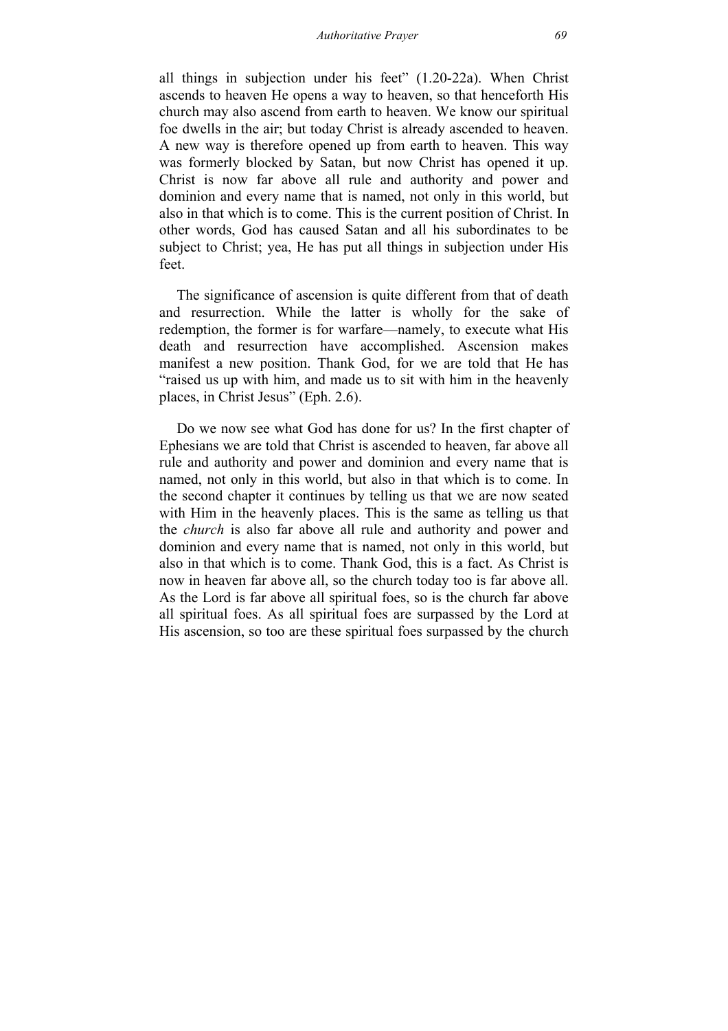all things in subjection under his feet" (1.20-22a). When Christ ascends to heaven He opens a way to heaven, so that henceforth His church may also ascend from earth to heaven. We know our spiritual foe dwells in the air; but today Christ is already ascended to heaven. A new way is therefore opened up from earth to heaven. This way was formerly blocked by Satan, but now Christ has opened it up. Christ is now far above all rule and authority and power and dominion and every name that is named, not only in this world, but also in that which is to come. This is the current position of Christ. In other words, God has caused Satan and all his subordinates to be subject to Christ; yea, He has put all things in subjection under His feet.

The significance of ascension is quite different from that of death and resurrection. While the latter is wholly for the sake of redemption, the former is for warfare—namely, to execute what His death and resurrection have accomplished. Ascension makes manifest a new position. Thank God, for we are told that He has "raised us up with him, and made us to sit with him in the heavenly places, in Christ Jesus" (Eph. 2.6).

Do we now see what God has done for us? In the first chapter of Ephesians we are told that Christ is ascended to heaven, far above all rule and authority and power and dominion and every name that is named, not only in this world, but also in that which is to come. In the second chapter it continues by telling us that we are now seated with Him in the heavenly places. This is the same as telling us that the *church* is also far above all rule and authority and power and dominion and every name that is named, not only in this world, but also in that which is to come. Thank God, this is a fact. As Christ is now in heaven far above all, so the church today too is far above all. As the Lord is far above all spiritual foes, so is the church far above all spiritual foes. As all spiritual foes are surpassed by the Lord at His ascension, so too are these spiritual foes surpassed by the church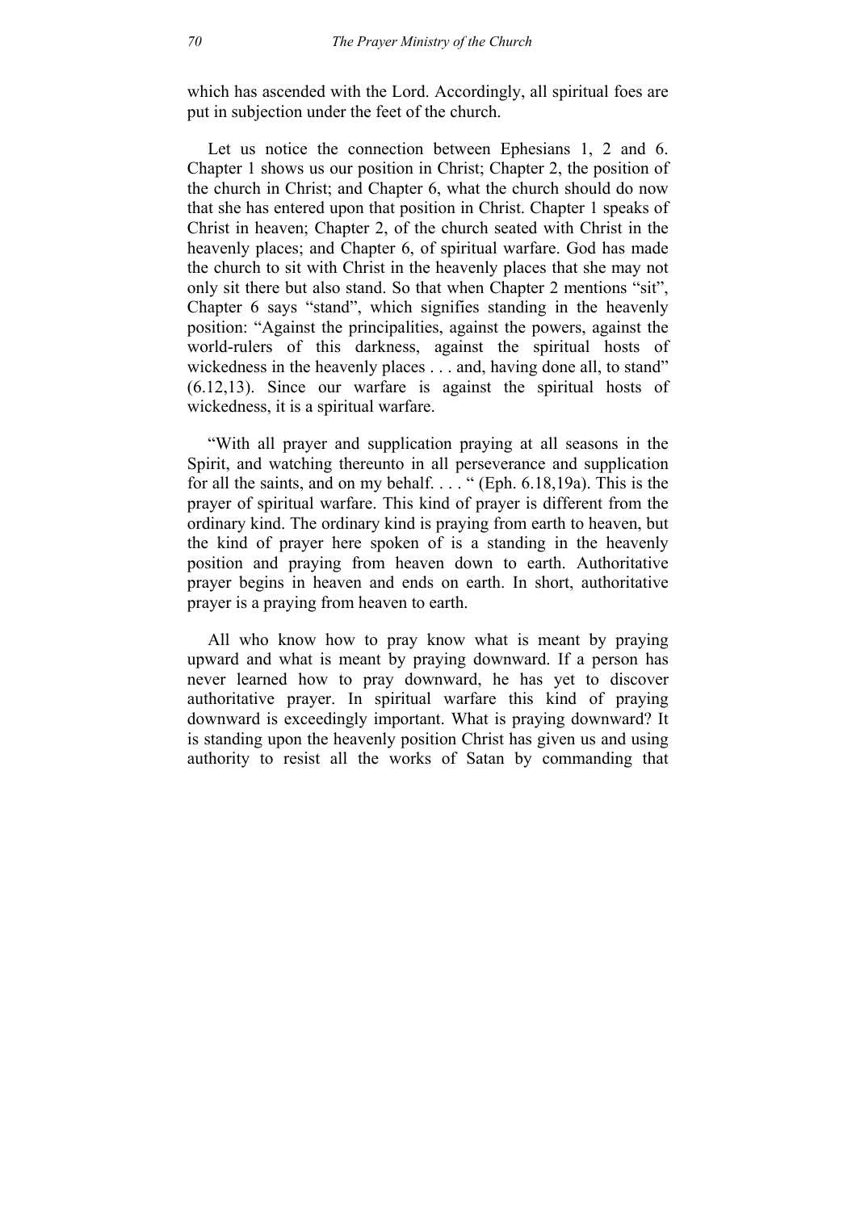which has ascended with the Lord. Accordingly, all spiritual foes are put in subjection under the feet of the church.

Let us notice the connection between Ephesians 1, 2 and 6. Chapter 1 shows us our position in Christ; Chapter 2, the position of the church in Christ; and Chapter 6, what the church should do now that she has entered upon that position in Christ. Chapter 1 speaks of Christ in heaven; Chapter 2, of the church seated with Christ in the heavenly places; and Chapter 6, of spiritual warfare. God has made the church to sit with Christ in the heavenly places that she may not only sit there but also stand. So that when Chapter 2 mentions "sit", Chapter 6 says "stand", which signifies standing in the heavenly position: "Against the principalities, against the powers, against the world-rulers of this darkness, against the spiritual hosts of wickedness in the heavenly places . . . and, having done all, to stand" (6.12,13). Since our warfare is against the spiritual hosts of wickedness, it is a spiritual warfare.

"With all prayer and supplication praying at all seasons in the Spirit, and watching thereunto in all perseverance and supplication for all the saints, and on my behalf. . . . " (Eph. 6.18,19a). This is the prayer of spiritual warfare. This kind of prayer is different from the ordinary kind. The ordinary kind is praying from earth to heaven, but the kind of prayer here spoken of is a standing in the heavenly position and praying from heaven down to earth. Authoritative prayer begins in heaven and ends on earth. In short, authoritative prayer is a praying from heaven to earth.

All who know how to pray know what is meant by praying upward and what is meant by praying downward. If a person has never learned how to pray downward, he has yet to discover authoritative prayer. In spiritual warfare this kind of praying downward is exceedingly important. What is praying downward? It is standing upon the heavenly position Christ has given us and using authority to resist all the works of Satan by commanding that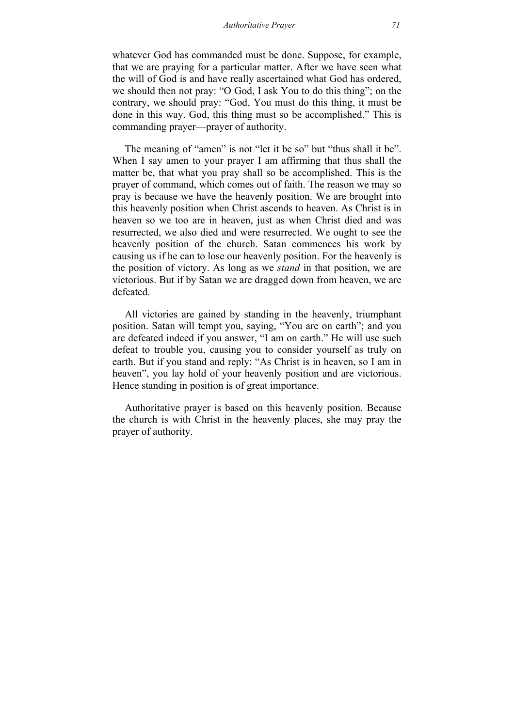whatever God has commanded must be done. Suppose, for example, that we are praying for a particular matter. After we have seen what the will of God is and have really ascertained what God has ordered, we should then not pray: "O God, I ask You to do this thing"; on the contrary, we should pray: "God, You must do this thing, it must be done in this way. God, this thing must so be accomplished." This is commanding prayer—prayer of authority.

The meaning of "amen" is not "let it be so" but "thus shall it be". When I say amen to your prayer I am affirming that thus shall the matter be, that what you pray shall so be accomplished. This is the prayer of command, which comes out of faith. The reason we may so pray is because we have the heavenly position. We are brought into this heavenly position when Christ ascends to heaven. As Christ is in heaven so we too are in heaven, just as when Christ died and was resurrected, we also died and were resurrected. We ought to see the heavenly position of the church. Satan commences his work by causing us if he can to lose our heavenly position. For the heavenly is the position of victory. As long as we *stand* in that position, we are victorious. But if by Satan we are dragged down from heaven, we are defeated.

All victories are gained by standing in the heavenly, triumphant position. Satan will tempt you, saying, "You are on earth"; and you are defeated indeed if you answer, "I am on earth." He will use such defeat to trouble you, causing you to consider yourself as truly on earth. But if you stand and reply: "As Christ is in heaven, so I am in heaven", you lay hold of your heavenly position and are victorious. Hence standing in position is of great importance.

Authoritative prayer is based on this heavenly position. Because the church is with Christ in the heavenly places, she may pray the prayer of authority.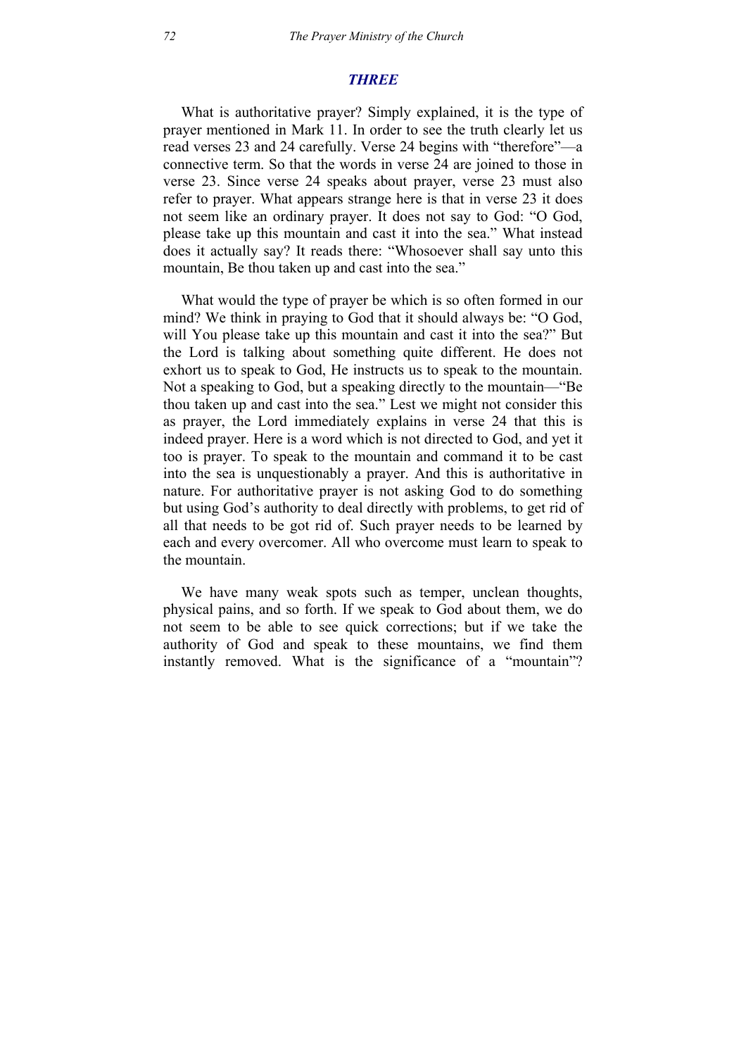## *THREE*

What is authoritative prayer? Simply explained, it is the type of prayer mentioned in Mark 11. In order to see the truth clearly let us read verses 23 and 24 carefully. Verse 24 begins with "therefore"—a connective term. So that the words in verse 24 are joined to those in verse 23. Since verse 24 speaks about prayer, verse 23 must also refer to prayer. What appears strange here is that in verse 23 it does not seem like an ordinary prayer. It does not say to God: "O God, please take up this mountain and cast it into the sea." What instead does it actually say? It reads there: "Whosoever shall say unto this mountain, Be thou taken up and cast into the sea."

What would the type of prayer be which is so often formed in our mind? We think in praying to God that it should always be: "O God, will You please take up this mountain and cast it into the sea?" But the Lord is talking about something quite different. He does not exhort us to speak to God, He instructs us to speak to the mountain. Not a speaking to God, but a speaking directly to the mountain—"Be thou taken up and cast into the sea." Lest we might not consider this as prayer, the Lord immediately explains in verse 24 that this is indeed prayer. Here is a word which is not directed to God, and yet it too is prayer. To speak to the mountain and command it to be cast into the sea is unquestionably a prayer. And this is authoritative in nature. For authoritative prayer is not asking God to do something but using God's authority to deal directly with problems, to get rid of all that needs to be got rid of. Such prayer needs to be learned by each and every overcomer. All who overcome must learn to speak to the mountain.

We have many weak spots such as temper, unclean thoughts, physical pains, and so forth. If we speak to God about them, we do not seem to be able to see quick corrections; but if we take the authority of God and speak to these mountains, we find them instantly removed. What is the significance of a "mountain"?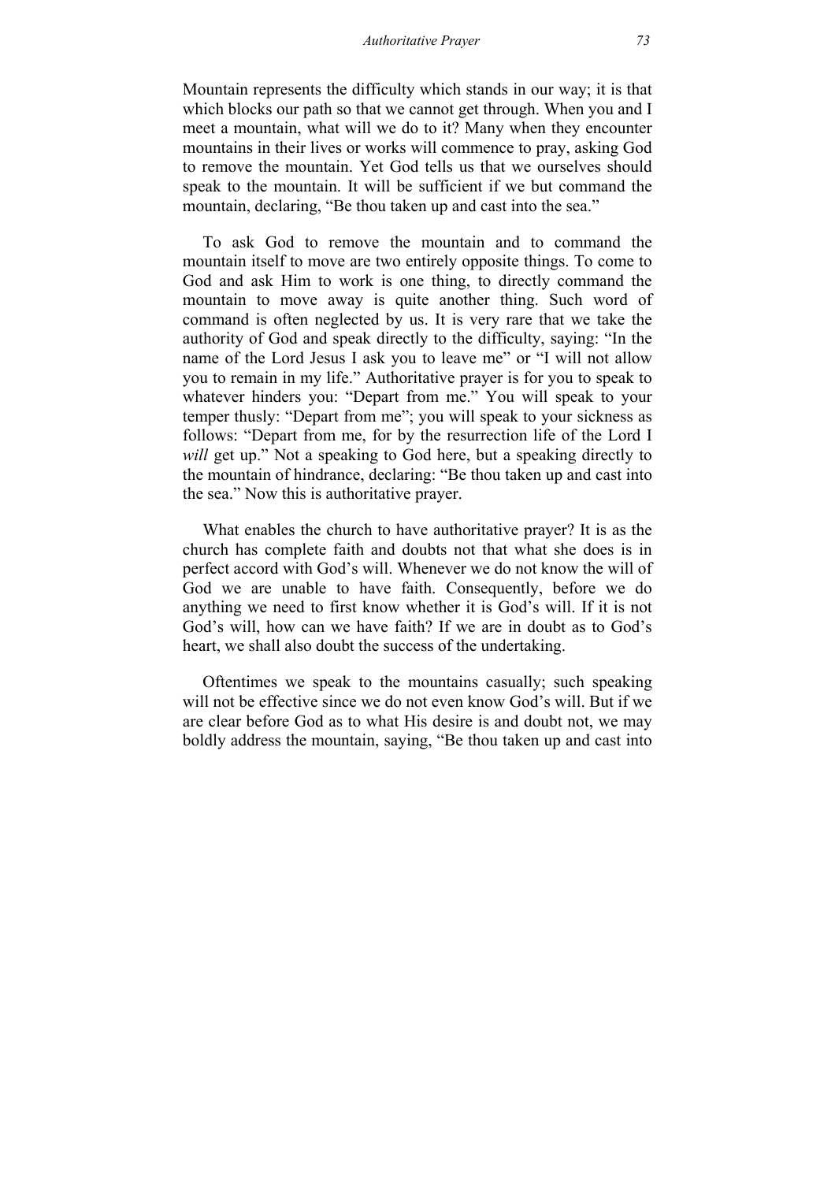Mountain represents the difficulty which stands in our way; it is that which blocks our path so that we cannot get through. When you and I meet a mountain, what will we do to it? Many when they encounter mountains in their lives or works will commence to pray, asking God to remove the mountain. Yet God tells us that we ourselves should speak to the mountain. It will be sufficient if we but command the mountain, declaring, "Be thou taken up and cast into the sea."

To ask God to remove the mountain and to command the mountain itself to move are two entirely opposite things. To come to God and ask Him to work is one thing, to directly command the mountain to move away is quite another thing. Such word of command is often neglected by us. It is very rare that we take the authority of God and speak directly to the difficulty, saying: "In the name of the Lord Jesus I ask you to leave me" or "I will not allow you to remain in my life." Authoritative prayer is for you to speak to whatever hinders you: "Depart from me." You will speak to your temper thusly: "Depart from me"; you will speak to your sickness as follows: "Depart from me, for by the resurrection life of the Lord I *will* get up." Not a speaking to God here, but a speaking directly to the mountain of hindrance, declaring: "Be thou taken up and cast into the sea." Now this is authoritative prayer.

What enables the church to have authoritative prayer? It is as the church has complete faith and doubts not that what she does is in perfect accord with God's will. Whenever we do not know the will of God we are unable to have faith. Consequently, before we do anything we need to first know whether it is God's will. If it is not God's will, how can we have faith? If we are in doubt as to God's heart, we shall also doubt the success of the undertaking.

Oftentimes we speak to the mountains casually; such speaking will not be effective since we do not even know God's will. But if we are clear before God as to what His desire is and doubt not, we may boldly address the mountain, saying, "Be thou taken up and cast into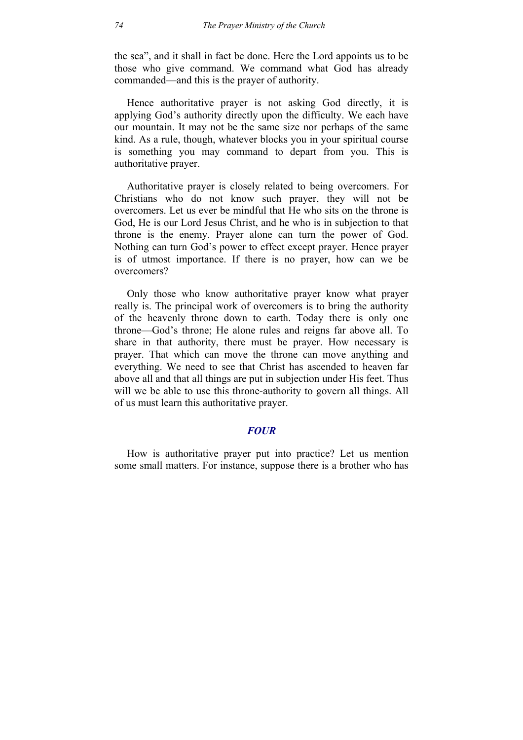the sea", and it shall in fact be done. Here the Lord appoints us to be those who give command. We command what God has already commanded—and this is the prayer of authority.

Hence authoritative prayer is not asking God directly, it is applying God's authority directly upon the difficulty. We each have our mountain. It may not be the same size nor perhaps of the same kind. As a rule, though, whatever blocks you in your spiritual course is something you may command to depart from you. This is authoritative prayer.

Authoritative prayer is closely related to being overcomers. For Christians who do not know such prayer, they will not be overcomers. Let us ever be mindful that He who sits on the throne is God, He is our Lord Jesus Christ, and he who is in subjection to that throne is the enemy. Prayer alone can turn the power of God. Nothing can turn God's power to effect except prayer. Hence prayer is of utmost importance. If there is no prayer, how can we be overcomers?

Only those who know authoritative prayer know what prayer really is. The principal work of overcomers is to bring the authority of the heavenly throne down to earth. Today there is only one throne—God's throne; He alone rules and reigns far above all. To share in that authority, there must be prayer. How necessary is prayer. That which can move the throne can move anything and everything. We need to see that Christ has ascended to heaven far above all and that all things are put in subjection under His feet. Thus will we be able to use this throne-authority to govern all things. All of us must learn this authoritative prayer.

## *FOUR*

How is authoritative prayer put into practice? Let us mention some small matters. For instance, suppose there is a brother who has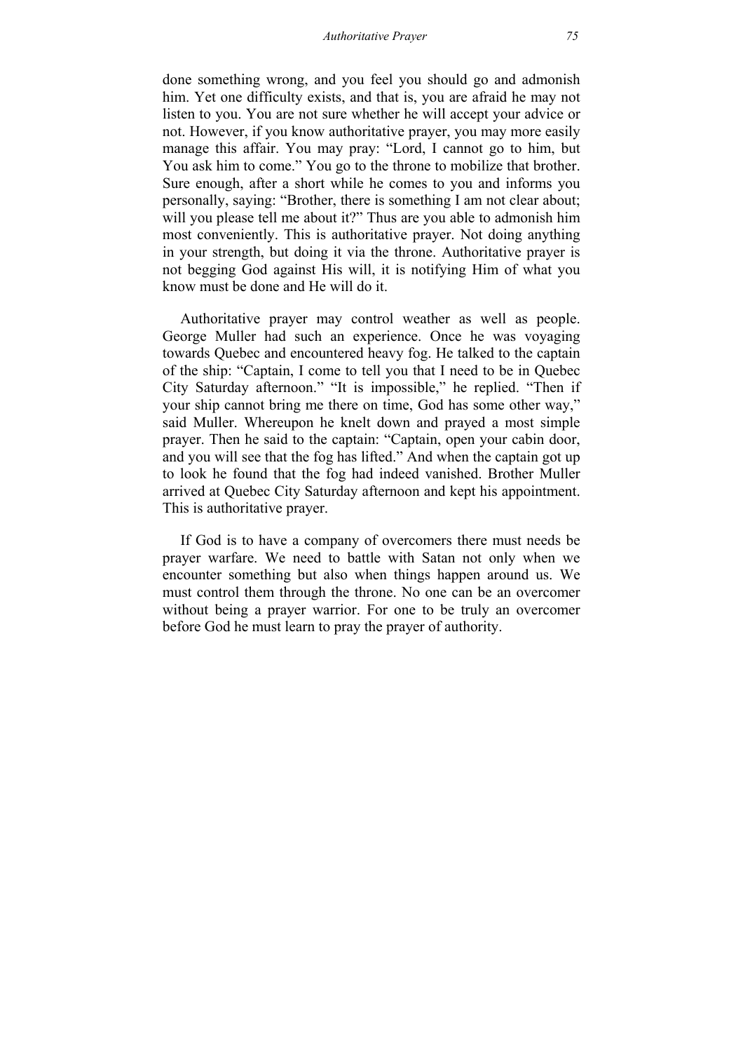done something wrong, and you feel you should go and admonish him. Yet one difficulty exists, and that is, you are afraid he may not listen to you. You are not sure whether he will accept your advice or not. However, if you know authoritative prayer, you may more easily manage this affair. You may pray: "Lord, I cannot go to him, but You ask him to come." You go to the throne to mobilize that brother. Sure enough, after a short while he comes to you and informs you personally, saying: "Brother, there is something I am not clear about; will you please tell me about it?" Thus are you able to admonish him most conveniently. This is authoritative prayer. Not doing anything in your strength, but doing it via the throne. Authoritative prayer is not begging God against His will, it is notifying Him of what you know must be done and He will do it.

Authoritative prayer may control weather as well as people. George Muller had such an experience. Once he was voyaging towards Quebec and encountered heavy fog. He talked to the captain of the ship: "Captain, I come to tell you that I need to be in Quebec City Saturday afternoon." "It is impossible," he replied. "Then if your ship cannot bring me there on time, God has some other way," said Muller. Whereupon he knelt down and prayed a most simple prayer. Then he said to the captain: "Captain, open your cabin door, and you will see that the fog has lifted." And when the captain got up to look he found that the fog had indeed vanished. Brother Muller arrived at Quebec City Saturday afternoon and kept his appointment. This is authoritative prayer.

If God is to have a company of overcomers there must needs be prayer warfare. We need to battle with Satan not only when we encounter something but also when things happen around us. We must control them through the throne. No one can be an overcomer without being a prayer warrior. For one to be truly an overcomer before God he must learn to pray the prayer of authority.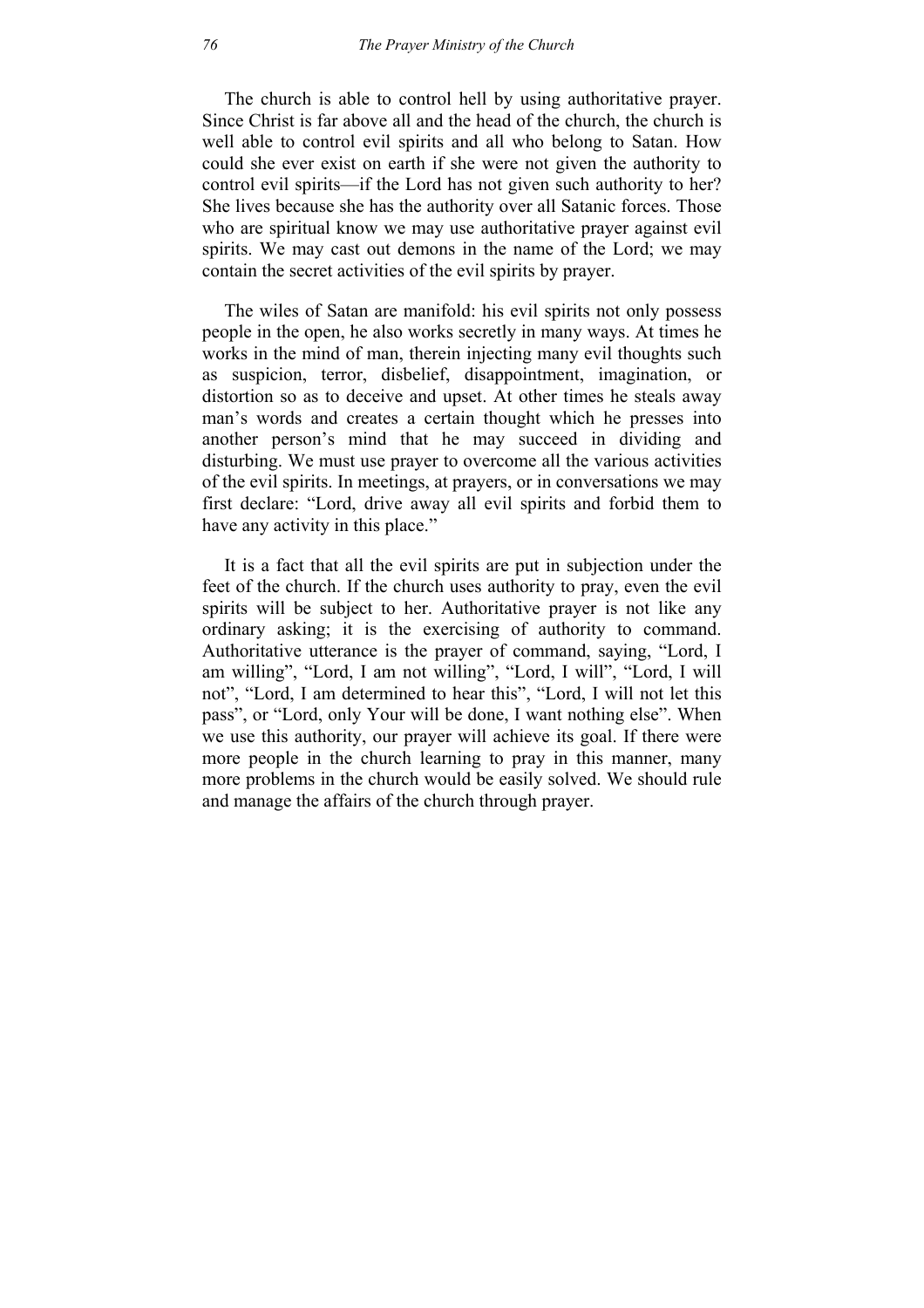The church is able to control hell by using authoritative prayer. Since Christ is far above all and the head of the church, the church is well able to control evil spirits and all who belong to Satan. How could she ever exist on earth if she were not given the authority to control evil spirits—if the Lord has not given such authority to her? She lives because she has the authority over all Satanic forces. Those who are spiritual know we may use authoritative prayer against evil spirits. We may cast out demons in the name of the Lord; we may contain the secret activities of the evil spirits by prayer.

The wiles of Satan are manifold: his evil spirits not only possess people in the open, he also works secretly in many ways. At times he works in the mind of man, therein injecting many evil thoughts such as suspicion, terror, disbelief, disappointment, imagination, or distortion so as to deceive and upset. At other times he steals away man's words and creates a certain thought which he presses into another person's mind that he may succeed in dividing and disturbing. We must use prayer to overcome all the various activities of the evil spirits. In meetings, at prayers, or in conversations we may first declare: "Lord, drive away all evil spirits and forbid them to have any activity in this place."

It is a fact that all the evil spirits are put in subjection under the feet of the church. If the church uses authority to pray, even the evil spirits will be subject to her. Authoritative prayer is not like any ordinary asking; it is the exercising of authority to command. Authoritative utterance is the prayer of command, saying, "Lord, I am willing", "Lord, I am not willing", "Lord, I will", "Lord, I will not", "Lord, I am determined to hear this", "Lord, I will not let this pass", or "Lord, only Your will be done, I want nothing else". When we use this authority, our prayer will achieve its goal. If there were more people in the church learning to pray in this manner, many more problems in the church would be easily solved. We should rule and manage the affairs of the church through prayer.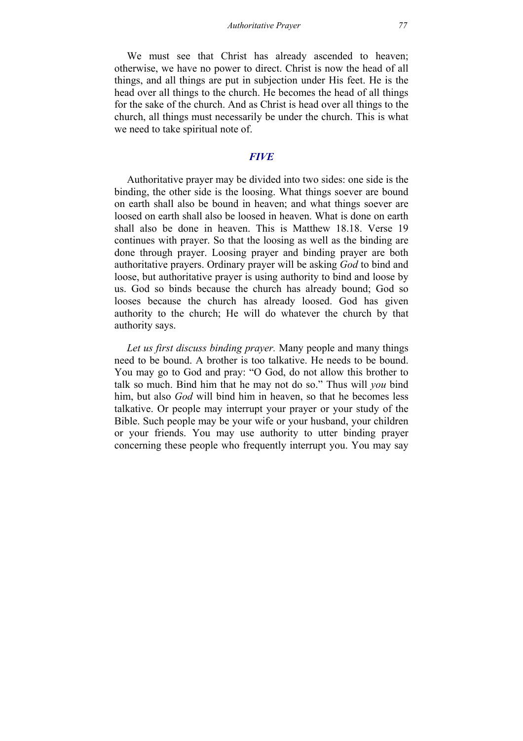We must see that Christ has already ascended to heaven; otherwise, we have no power to direct. Christ is now the head of all things, and all things are put in subjection under His feet. He is the head over all things to the church. He becomes the head of all things for the sake of the church. And as Christ is head over all things to the church, all things must necessarily be under the church. This is what we need to take spiritual note of.

## *FIVE*

Authoritative prayer may be divided into two sides: one side is the binding, the other side is the loosing. What things soever are bound on earth shall also be bound in heaven; and what things soever are loosed on earth shall also be loosed in heaven. What is done on earth shall also be done in heaven. This is Matthew 18.18. Verse 19 continues with prayer. So that the loosing as well as the binding are done through prayer. Loosing prayer and binding prayer are both authoritative prayers. Ordinary prayer will be asking *God* to bind and loose, but authoritative prayer is using authority to bind and loose by us. God so binds because the church has already bound; God so looses because the church has already loosed. God has given authority to the church; He will do whatever the church by that authority says.

*Let us first discuss binding prayer.* Many people and many things need to be bound. A brother is too talkative. He needs to be bound. You may go to God and pray: "O God, do not allow this brother to talk so much. Bind him that he may not do so." Thus will *you* bind him, but also *God* will bind him in heaven, so that he becomes less talkative. Or people may interrupt your prayer or your study of the Bible. Such people may be your wife or your husband, your children or your friends. You may use authority to utter binding prayer concerning these people who frequently interrupt you. You may say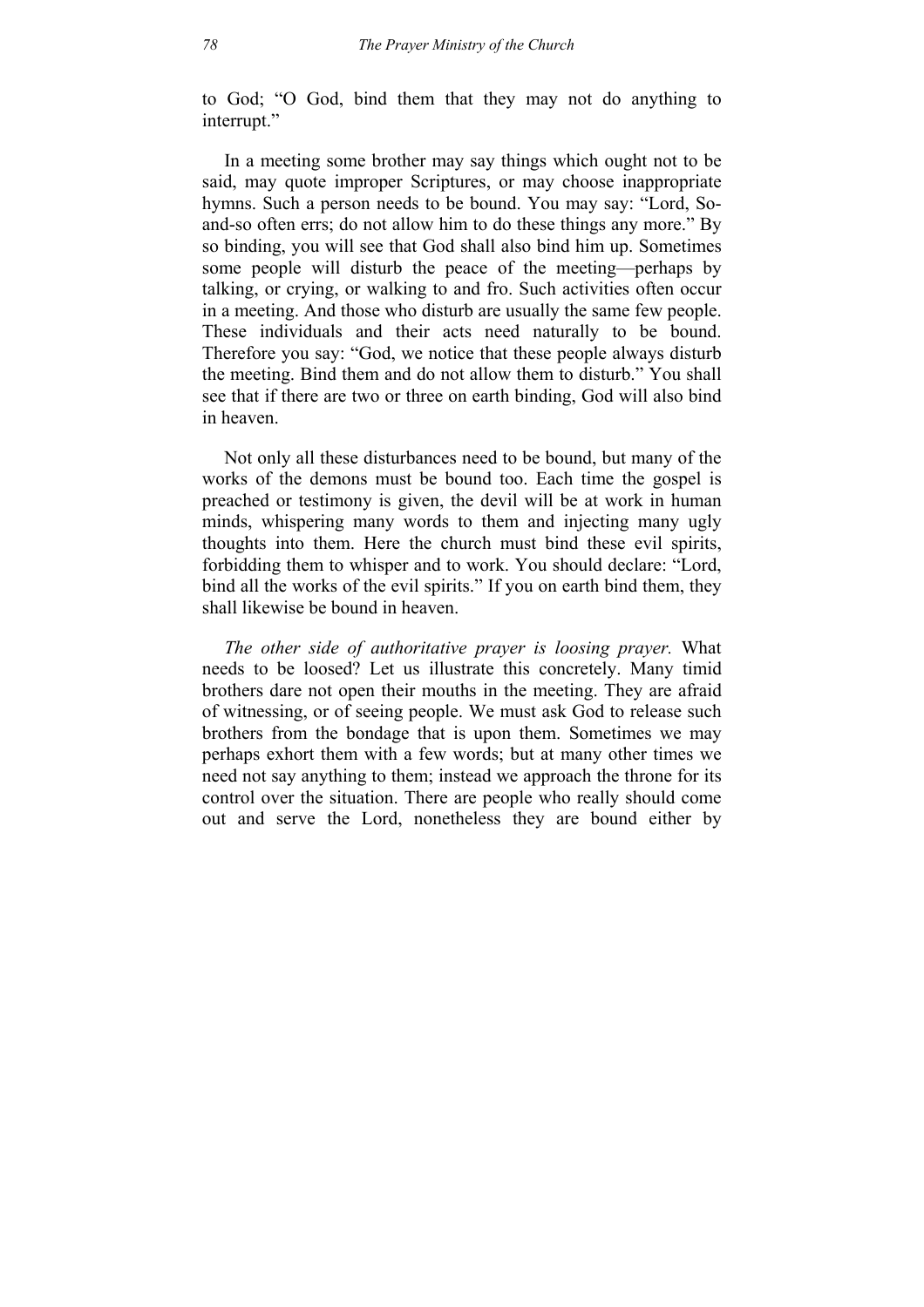to God; "O God, bind them that they may not do anything to interrupt."

In a meeting some brother may say things which ought not to be said, may quote improper Scriptures, or may choose inappropriate hymns. Such a person needs to be bound. You may say: "Lord, So-and-so often errs; do not allow him to do these things any more." By so binding, you will see that God shall also bind him up. Sometimes some people will disturb the peace of the meeting—perhaps by talking, or crying, or walking to and fro. Such activities often occur in a meeting. And those who disturb are usually the same few people. These individuals and their acts need naturally to be bound. Therefore you say: "God, we notice that these people always disturb the meeting. Bind them and do not allow them to disturb." You shall see that if there are two or three on earth binding, God will also bind in heaven.

Not only all these disturbances need to be bound, but many of the works of the demons must be bound too. Each time the gospel is preached or testimony is given, the devil will be at work in human minds, whispering many words to them and injecting many ugly thoughts into them. Here the church must bind these evil spirits, forbidding them to whisper and to work. You should declare: "Lord, bind all the works of the evil spirits." If you on earth bind them, they shall likewise be bound in heaven.

*The other side of authoritative prayer is loosing prayer.* What needs to be loosed? Let us illustrate this concretely. Many timid brothers dare not open their mouths in the meeting. They are afraid of witnessing, or of seeing people. We must ask God to release such brothers from the bondage that is upon them. Sometimes we may perhaps exhort them with a few words; but at many other times we need not say anything to them; instead we approach the throne for its control over the situation. There are people who really should come out and serve the Lord, nonetheless they are bound either by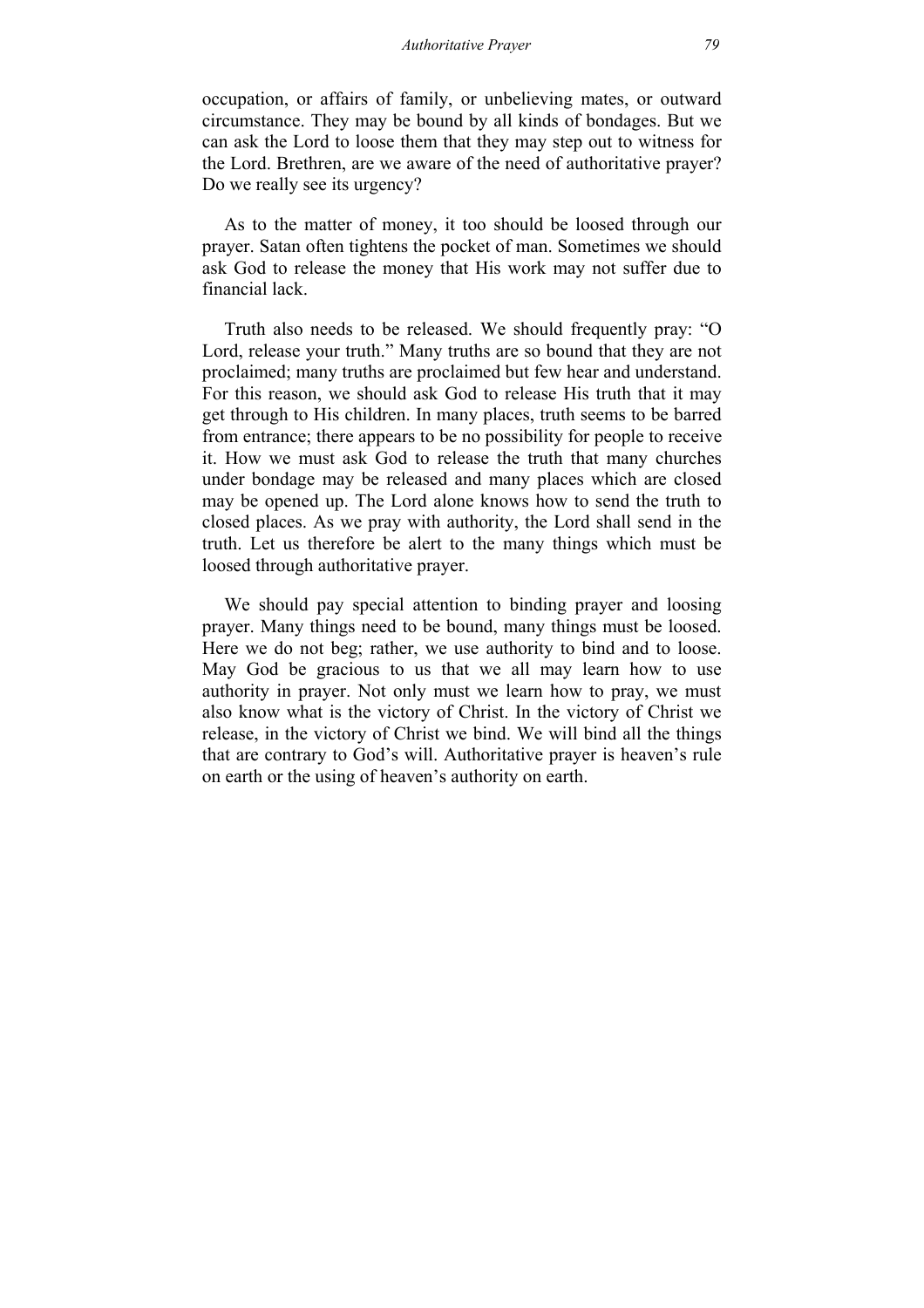occupation, or affairs of family, or unbelieving mates, or outward circumstance. They may be bound by all kinds of bondages. But we can ask the Lord to loose them that they may step out to witness for the Lord. Brethren, are we aware of the need of authoritative prayer? Do we really see its urgency?

As to the matter of money, it too should be loosed through our prayer. Satan often tightens the pocket of man. Sometimes we should ask God to release the money that His work may not suffer due to financial lack.

Truth also needs to be released. We should frequently pray: "O Lord, release your truth." Many truths are so bound that they are not proclaimed; many truths are proclaimed but few hear and understand. For this reason, we should ask God to release His truth that it may get through to His children. In many places, truth seems to be barred from entrance; there appears to be no possibility for people to receive it. How we must ask God to release the truth that many churches under bondage may be released and many places which are closed may be opened up. The Lord alone knows how to send the truth to closed places. As we pray with authority, the Lord shall send in the truth. Let us therefore be alert to the many things which must be loosed through authoritative prayer.

We should pay special attention to binding prayer and loosing prayer. Many things need to be bound, many things must be loosed. Here we do not beg; rather, we use authority to bind and to loose. May God be gracious to us that we all may learn how to use authority in prayer. Not only must we learn how to pray, we must also know what is the victory of Christ. In the victory of Christ we release, in the victory of Christ we bind. We will bind all the things that are contrary to God's will. Authoritative prayer is heaven's rule on earth or the using of heaven's authority on earth.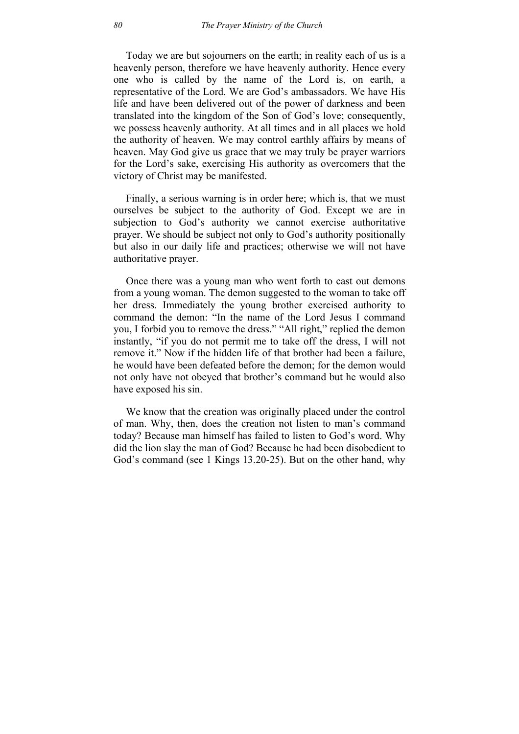Today we are but sojourners on the earth; in reality each of us is a heavenly person, therefore we have heavenly authority. Hence every one who is called by the name of the Lord is, on earth, a representative of the Lord. We are God's ambassadors. We have His life and have been delivered out of the power of darkness and been translated into the kingdom of the Son of God's love; consequently, we possess heavenly authority. At all times and in all places we hold the authority of heaven. We may control earthly affairs by means of heaven. May God give us grace that we may truly be prayer warriors for the Lord's sake, exercising His authority as overcomers that the victory of Christ may be manifested.

Finally, a serious warning is in order here; which is, that we must ourselves be subject to the authority of God. Except we are in subjection to God's authority we cannot exercise authoritative prayer. We should be subject not only to God's authority positionally but also in our daily life and practices; otherwise we will not have authoritative prayer.

Once there was a young man who went forth to cast out demons from a young woman. The demon suggested to the woman to take off her dress. Immediately the young brother exercised authority to command the demon: "In the name of the Lord Jesus I command you, I forbid you to remove the dress." "All right," replied the demon instantly, "if you do not permit me to take off the dress, I will not remove it." Now if the hidden life of that brother had been a failure, he would have been defeated before the demon; for the demon would not only have not obeyed that brother's command but he would also have exposed his sin.

We know that the creation was originally placed under the control of man. Why, then, does the creation not listen to man's command today? Because man himself has failed to listen to God's word. Why did the lion slay the man of God? Because he had been disobedient to God's command (see 1 Kings 13.20-25). But on the other hand, why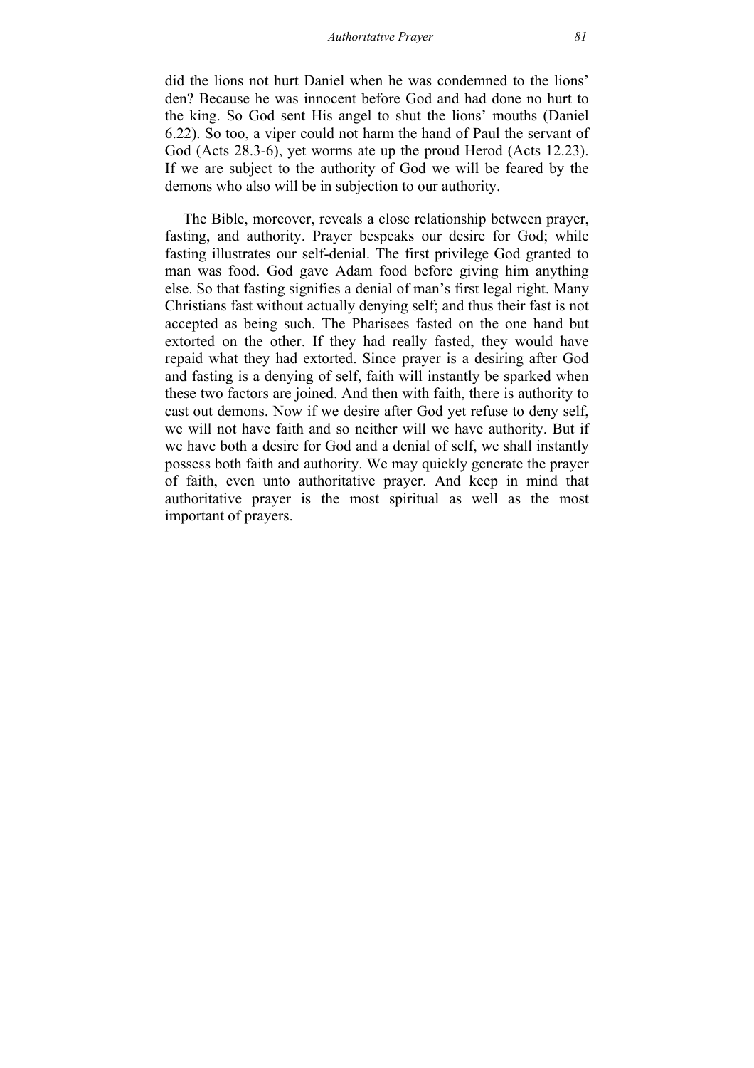did the lions not hurt Daniel when he was condemned to the lions' den? Because he was innocent before God and had done no hurt to the king. So God sent His angel to shut the lions' mouths (Daniel 6.22). So too, a viper could not harm the hand of Paul the servant of God (Acts 28.3-6), yet worms ate up the proud Herod (Acts 12.23). If we are subject to the authority of God we will be feared by the demons who also will be in subjection to our authority.

The Bible, moreover, reveals a close relationship between prayer, fasting, and authority. Prayer bespeaks our desire for God; while fasting illustrates our self-denial. The first privilege God granted to man was food. God gave Adam food before giving him anything else. So that fasting signifies a denial of man's first legal right. Many Christians fast without actually denying self; and thus their fast is not accepted as being such. The Pharisees fasted on the one hand but extorted on the other. If they had really fasted, they would have repaid what they had extorted. Since prayer is a desiring after God and fasting is a denying of self, faith will instantly be sparked when these two factors are joined. And then with faith, there is authority to cast out demons. Now if we desire after God yet refuse to deny self, we will not have faith and so neither will we have authority. But if we have both a desire for God and a denial of self, we shall instantly possess both faith and authority. We may quickly generate the prayer of faith, even unto authoritative prayer. And keep in mind that authoritative prayer is the most spiritual as well as the most important of prayers.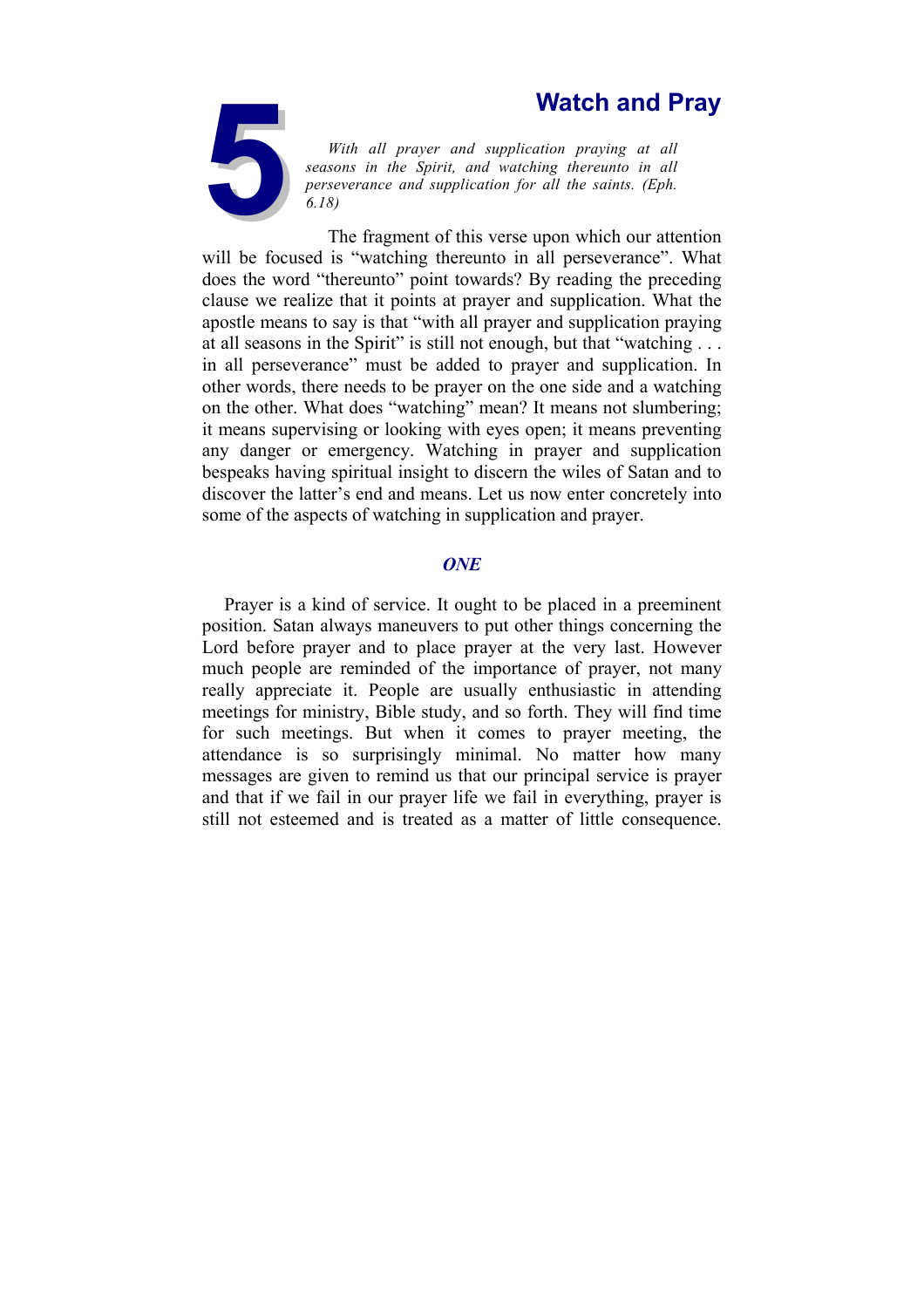# 5 Watch and Pray

*With all prayer and supplication praying at all seasons in the Spirit, and watching thereunto in all perseverance and supplication for all the saints. (Eph. 6.18)*

The fragment of this verse upon which our attention will be focused is “watching thereunto in all perseverance”. What does the word “thereunto” point towards? By reading the preceding clause we realize that it points at prayer and supplication. What the apostle means to say is that “with all prayer and supplication praying at all seasons in the Spirit” is still not enough, but that “watching . . . in all perseverance” must be added to prayer and supplication. In other words, there needs to be prayer on the one side and a watching on the other. What does “watching” mean? It means not slumbering; it means supervising or looking with eyes open; it means preventing any danger or emergency. Watching in prayer and supplication bespeaks having spiritual insight to discern the wiles of Satan and to discover the latter’s end and means. Let us now enter concretely into some of the aspects of watching in supplication and prayer.

### *ONE*

Prayer is a kind of service. It ought to be placed in a preeminent position. Satan always maneuvers to put other things concerning the Lord before prayer and to place prayer at the very last. However much people are reminded of the importance of prayer, not many really appreciate it. People are usually enthusiastic in attending meetings for ministry, Bible study, and so forth. They will find time for such meetings. But when it comes to prayer meeting, the attendance is so surprisingly minimal. No matter how many messages are given to remind us that our principal service is prayer and that if we fail in our prayer life we fail in everything, prayer is still not esteemed and is treated as a matter of little consequence.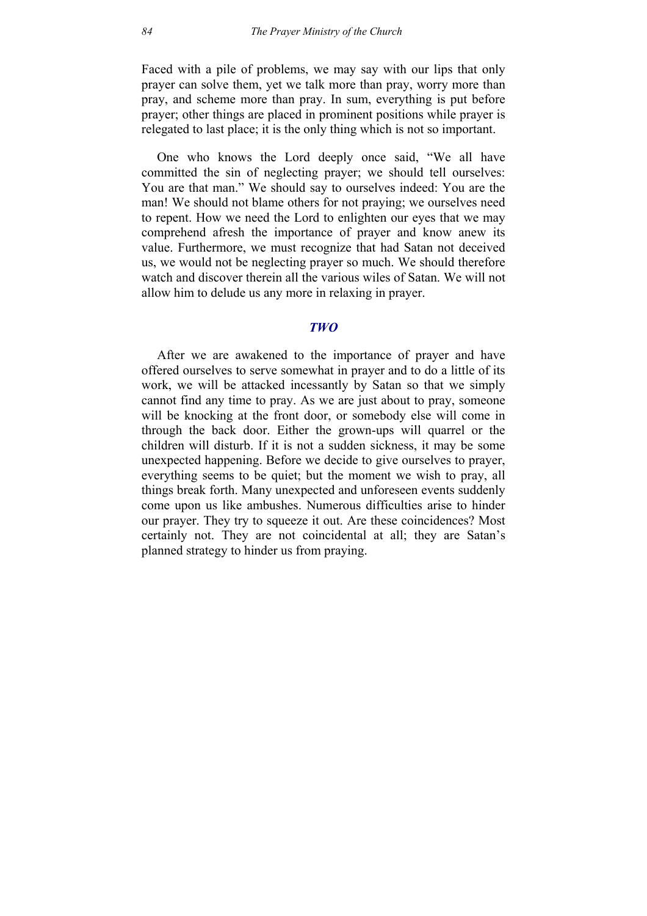Faced with a pile of problems, we may say with our lips that only prayer can solve them, yet we talk more than pray, worry more than pray, and scheme more than pray. In sum, everything is put before prayer; other things are placed in prominent positions while prayer is relegated to last place; it is the only thing which is not so important.

One who knows the Lord deeply once said, "We all have committed the sin of neglecting prayer; we should tell ourselves: You are that man." We should say to ourselves indeed: You are the man! We should not blame others for not praying; we ourselves need to repent. How we need the Lord to enlighten our eyes that we may comprehend afresh the importance of prayer and know anew its value. Furthermore, we must recognize that had Satan not deceived us, we would not be neglecting prayer so much. We should therefore watch and discover therein all the various wiles of Satan. We will not allow him to delude us any more in relaxing in prayer.

## *TWO*

After we are awakened to the importance of prayer and have offered ourselves to serve somewhat in prayer and to do a little of its work, we will be attacked incessantly by Satan so that we simply cannot find any time to pray. As we are just about to pray, someone will be knocking at the front door, or somebody else will come in through the back door. Either the grown-ups will quarrel or the children will disturb. If it is not a sudden sickness, it may be some unexpected happening. Before we decide to give ourselves to prayer, everything seems to be quiet; but the moment we wish to pray, all things break forth. Many unexpected and unforeseen events suddenly come upon us like ambushes. Numerous difficulties arise to hinder our prayer. They try to squeeze it out. Are these coincidences? Most certainly not. They are not coincidental at all; they are Satan's planned strategy to hinder us from praying.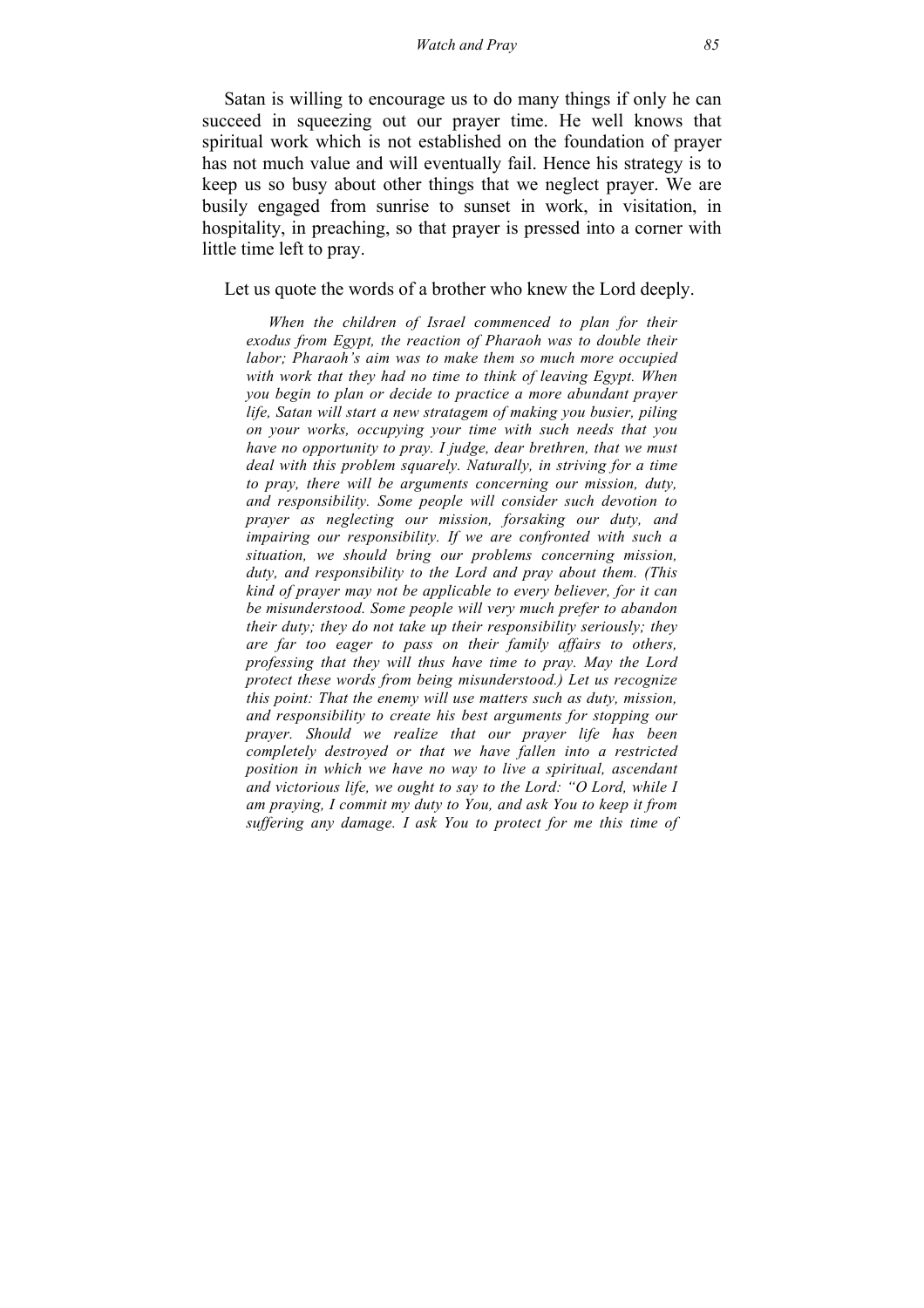Satan is willing to encourage us to do many things if only he can succeed in squeezing out our prayer time. He well knows that spiritual work which is not established on the foundation of prayer has not much value and will eventually fail. Hence his strategy is to keep us so busy about other things that we neglect prayer. We are busily engaged from sunrise to sunset in work, in visitation, in hospitality, in preaching, so that prayer is pressed into a corner with little time left to pray.

Let us quote the words of a brother who knew the Lord deeply.

> *When the children of Israel commenced to plan for their exodus from Egypt, the reaction of Pharaoh was to double their labor; Pharaoh's aim was to make them so much more occupied with work that they had no time to think of leaving Egypt. When you begin to plan or decide to practice a more abundant prayer life, Satan will start a new stratagem of making you busier, piling on your works, occupying your time with such needs that you have no opportunity to pray. I judge, dear brethren, that we must deal with this problem squarely. Naturally, in striving for a time to pray, there will be arguments concerning our mission, duty, and responsibility. Some people will consider such devotion to prayer as neglecting our mission, forsaking our duty, and impairing our responsibility. If we are confronted with such a situation, we should bring our problems concerning mission, duty, and responsibility to the Lord and pray about them. (This kind of prayer may not be applicable to every believer, for it can be misunderstood. Some people will very much prefer to abandon their duty; they do not take up their responsibility seriously; they are far too eager to pass on their family affairs to others, professing that they will thus have time to pray. May the Lord protect these words from being misunderstood.) Let us recognize this point: That the enemy will use matters such as duty, mission, and responsibility to create his best arguments for stopping our prayer. Should we realize that our prayer life has been completely destroyed or that we have fallen into a restricted position in which we have no way to live a spiritual, ascendant and victorious life, we ought to say to the Lord: "O Lord, while I am praying, I commit my duty to You, and ask You to keep it from suffering any damage. I ask You to protect for me this time of*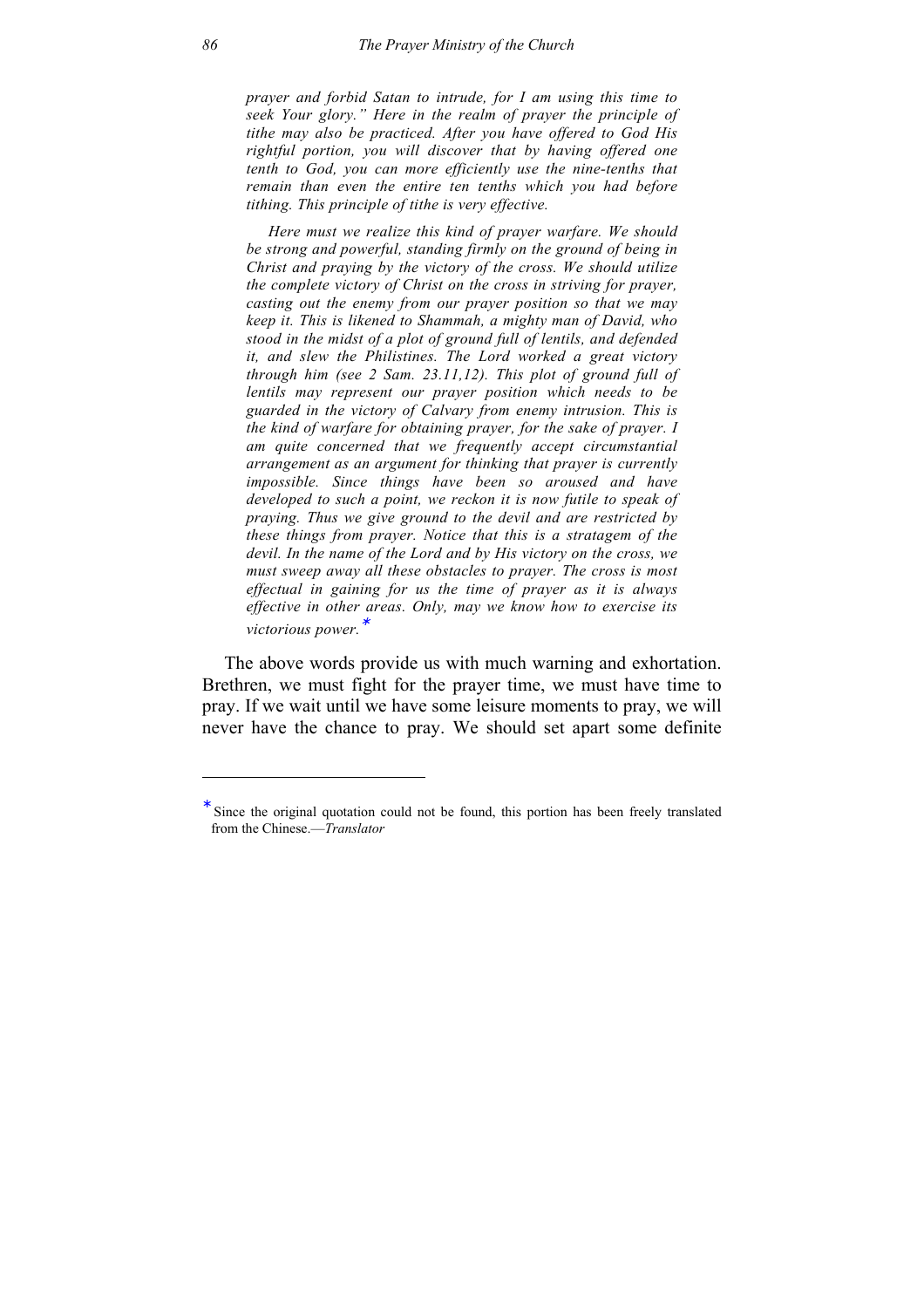*prayer and forbid Satan to intrude, for I am using this time to seek Your glory." Here in the realm of prayer the principle of tithe may also be practiced. After you have offered to God His rightful portion, you will discover that by having offered one tenth to God, you can more efficiently use the nine-tenths that remain than even the entire ten tenths which you had before tithing. This principle of tithe is very effective.*

*Here must we realize this kind of prayer warfare. We should be strong and powerful, standing firmly on the ground of being in Christ and praying by the victory of the cross. We should utilize the complete victory of Christ on the cross in striving for prayer, casting out the enemy from our prayer position so that we may keep it. This is likened to Shammah, a mighty man of David, who stood in the midst of a plot of ground full of lentils, and defended it, and slew the Philistines. The Lord worked a great victory through him (see 2 Sam. 23.11,12). This plot of ground full of lentils may represent our prayer position which needs to be guarded in the victory of Calvary from enemy intrusion. This is the kind of warfare for obtaining prayer, for the sake of prayer. I am quite concerned that we frequently accept circumstantial arrangement as an argument for thinking that prayer is currently impossible. Since things have been so aroused and have developed to such a point, we reckon it is now futile to speak of praying. Thus we give ground to the devil and are restricted by these things from prayer. Notice that this is a stratagem of the devil. In the name of the Lord and by His victory on the cross, we must sweep away all these obstacles to prayer. The cross is most effectual in gaining for us the time of prayer as it is always effective in other areas. Only, may we know how to exercise its victorious power.* *

The above words provide us with much warning and exhortation. Brethren, we must fight for the prayer time, we must have time to pray. If we wait until we have some leisure moments to pray, we will never have the chance to pray. We should set apart some definite

---

* Since the original quotation could not be found, this portion has been freely translated from the Chinese.—*Translator*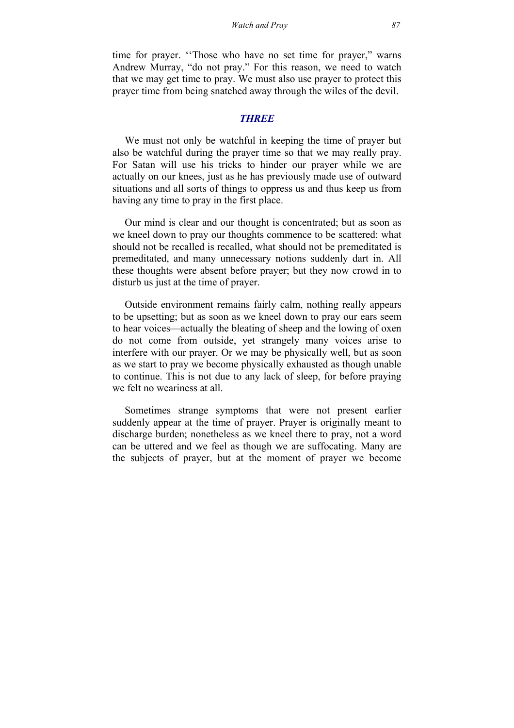time for prayer. ''Those who have no set time for prayer," warns Andrew Murray, "do not pray." For this reason, we need to watch that we may get time to pray. We must also use prayer to protect this prayer time from being snatched away through the wiles of the devil.

## *THREE*

We must not only be watchful in keeping the time of prayer but also be watchful during the prayer time so that we may really pray. For Satan will use his tricks to hinder our prayer while we are actually on our knees, just as he has previously made use of outward situations and all sorts of things to oppress us and thus keep us from having any time to pray in the first place.

Our mind is clear and our thought is concentrated; but as soon as we kneel down to pray our thoughts commence to be scattered: what should not be recalled is recalled, what should not be premeditated is premeditated, and many unnecessary notions suddenly dart in. All these thoughts were absent before prayer; but they now crowd in to disturb us just at the time of prayer.

Outside environment remains fairly calm, nothing really appears to be upsetting; but as soon as we kneel down to pray our ears seem to hear voices—actually the bleating of sheep and the lowing of oxen do not come from outside, yet strangely many voices arise to interfere with our prayer. Or we may be physically well, but as soon as we start to pray we become physically exhausted as though unable to continue. This is not due to any lack of sleep, for before praying we felt no weariness at all.

Sometimes strange symptoms that were not present earlier suddenly appear at the time of prayer. Prayer is originally meant to discharge burden; nonetheless as we kneel there to pray, not a word can be uttered and we feel as though we are suffocating. Many are the subjects of prayer, but at the moment of prayer we become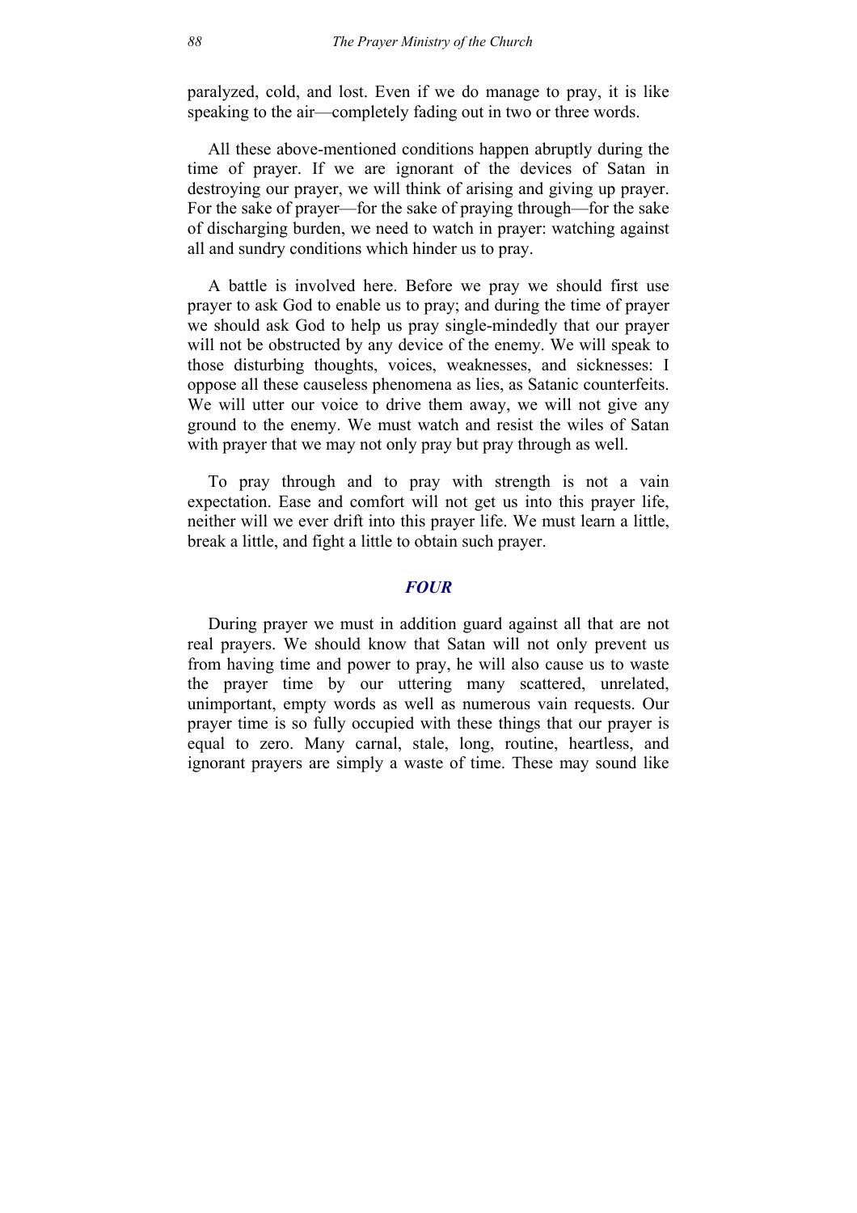paralyzed, cold, and lost. Even if we do manage to pray, it is like speaking to the air—completely fading out in two or three words.

All these above-mentioned conditions happen abruptly during the time of prayer. If we are ignorant of the devices of Satan in destroying our prayer, we will think of arising and giving up prayer. For the sake of prayer—for the sake of praying through—for the sake of discharging burden, we need to watch in prayer: watching against all and sundry conditions which hinder us to pray.

A battle is involved here. Before we pray we should first use prayer to ask God to enable us to pray; and during the time of prayer we should ask God to help us pray single-mindedly that our prayer will not be obstructed by any device of the enemy. We will speak to those disturbing thoughts, voices, weaknesses, and sicknesses: I oppose all these causeless phenomena as lies, as Satanic counterfeits. We will utter our voice to drive them away, we will not give any ground to the enemy. We must watch and resist the wiles of Satan with prayer that we may not only pray but pray through as well.

To pray through and to pray with strength is not a vain expectation. Ease and comfort will not get us into this prayer life, neither will we ever drift into this prayer life. We must learn a little, break a little, and fight a little to obtain such prayer.

### *FOUR*

During prayer we must in addition guard against all that are not real prayers. We should know that Satan will not only prevent us from having time and power to pray, he will also cause us to waste the prayer time by our uttering many scattered, unrelated, unimportant, empty words as well as numerous vain requests. Our prayer time is so fully occupied with these things that our prayer is equal to zero. Many carnal, stale, long, routine, heartless, and ignorant prayers are simply a waste of time. These may sound like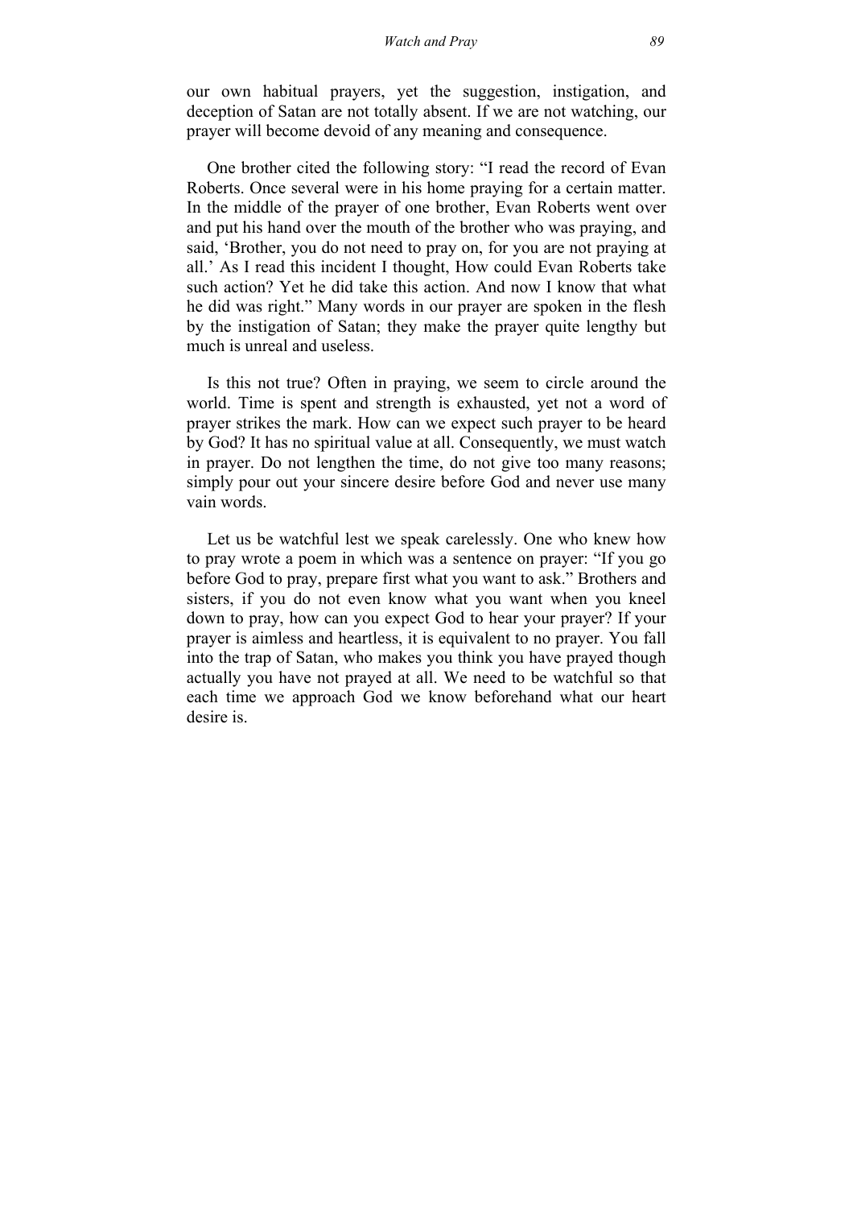our own habitual prayers, yet the suggestion, instigation, and deception of Satan are not totally absent. If we are not watching, our prayer will become devoid of any meaning and consequence.

One brother cited the following story: "I read the record of Evan Roberts. Once several were in his home praying for a certain matter. In the middle of the prayer of one brother, Evan Roberts went over and put his hand over the mouth of the brother who was praying, and said, 'Brother, you do not need to pray on, for you are not praying at all.' As I read this incident I thought, How could Evan Roberts take such action? Yet he did take this action. And now I know that what he did was right." Many words in our prayer are spoken in the flesh by the instigation of Satan; they make the prayer quite lengthy but much is unreal and useless.

Is this not true? Often in praying, we seem to circle around the world. Time is spent and strength is exhausted, yet not a word of prayer strikes the mark. How can we expect such prayer to be heard by God? It has no spiritual value at all. Consequently, we must watch in prayer. Do not lengthen the time, do not give too many reasons; simply pour out your sincere desire before God and never use many vain words.

Let us be watchful lest we speak carelessly. One who knew how to pray wrote a poem in which was a sentence on prayer: "If you go before God to pray, prepare first what you want to ask." Brothers and sisters, if you do not even know what you want when you kneel down to pray, how can you expect God to hear your prayer? If your prayer is aimless and heartless, it is equivalent to no prayer. You fall into the trap of Satan, who makes you think you have prayed though actually you have not prayed at all. We need to be watchful so that each time we approach God we know beforehand what our heart desire is.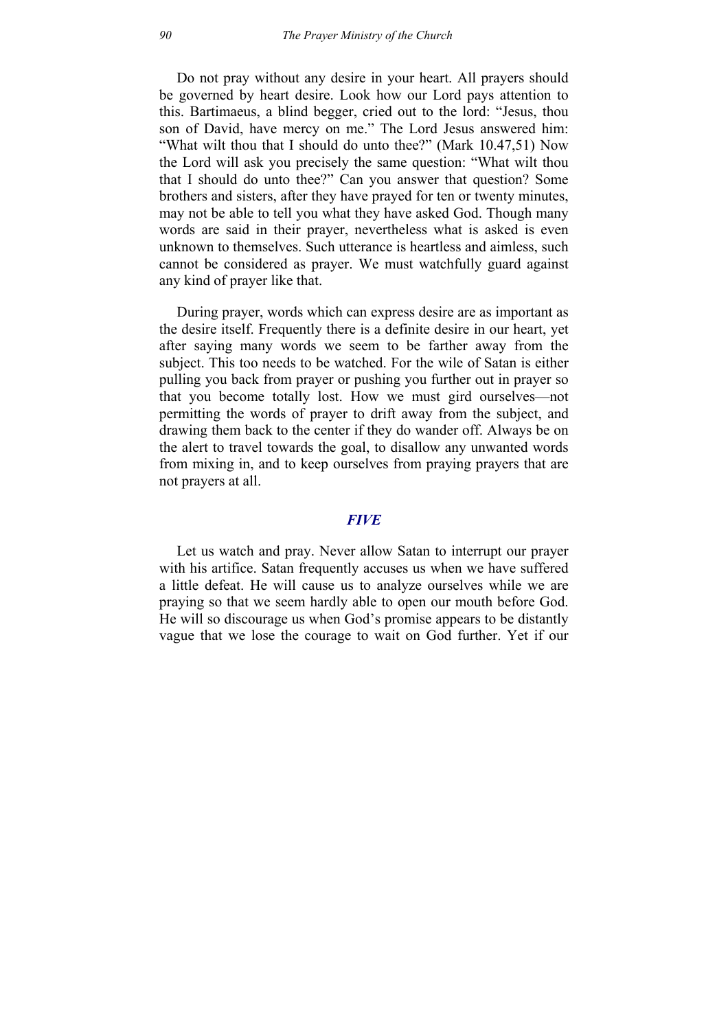Do not pray without any desire in your heart. All prayers should be governed by heart desire. Look how our Lord pays attention to this. Bartimaeus, a blind begger, cried out to the lord: "Jesus, thou son of David, have mercy on me." The Lord Jesus answered him: "What wilt thou that I should do unto thee?" (Mark 10.47,51) Now the Lord will ask you precisely the same question: "What wilt thou that I should do unto thee?" Can you answer that question? Some brothers and sisters, after they have prayed for ten or twenty minutes, may not be able to tell you what they have asked God. Though many words are said in their prayer, nevertheless what is asked is even unknown to themselves. Such utterance is heartless and aimless, such cannot be considered as prayer. We must watchfully guard against any kind of prayer like that.

During prayer, words which can express desire are as important as the desire itself. Frequently there is a definite desire in our heart, yet after saying many words we seem to be farther away from the subject. This too needs to be watched. For the wile of Satan is either pulling you back from prayer or pushing you further out in prayer so that you become totally lost. How we must gird ourselves—not permitting the words of prayer to drift away from the subject, and drawing them back to the center if they do wander off. Always be on the alert to travel towards the goal, to disallow any unwanted words from mixing in, and to keep ourselves from praying prayers that are not prayers at all.

### *FIVE*

Let us watch and pray. Never allow Satan to interrupt our prayer with his artifice. Satan frequently accuses us when we have suffered a little defeat. He will cause us to analyze ourselves while we are praying so that we seem hardly able to open our mouth before God. He will so discourage us when God's promise appears to be distantly vague that we lose the courage to wait on God further. Yet if our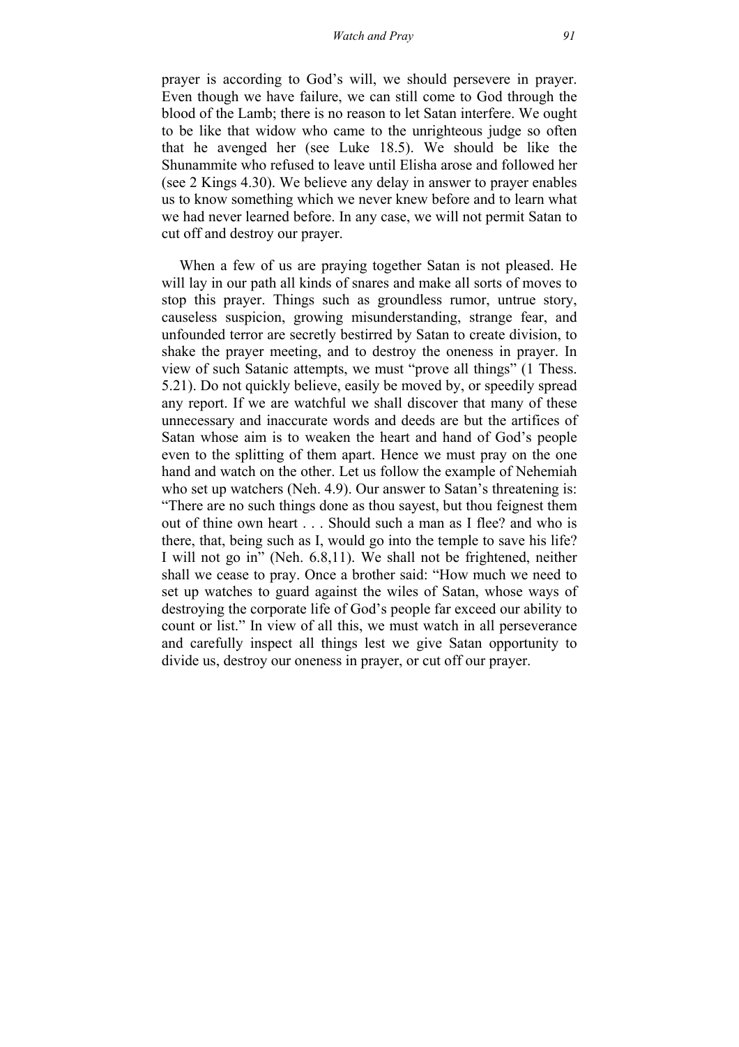prayer is according to God's will, we should persevere in prayer. Even though we have failure, we can still come to God through the blood of the Lamb; there is no reason to let Satan interfere. We ought to be like that widow who came to the unrighteous judge so often that he avenged her (see Luke 18.5). We should be like the Shunammite who refused to leave until Elisha arose and followed her (see 2 Kings 4.30). We believe any delay in answer to prayer enables us to know something which we never knew before and to learn what we had never learned before. In any case, we will not permit Satan to cut off and destroy our prayer.

When a few of us are praying together Satan is not pleased. He will lay in our path all kinds of snares and make all sorts of moves to stop this prayer. Things such as groundless rumor, untrue story, causeless suspicion, growing misunderstanding, strange fear, and unfounded terror are secretly bestirred by Satan to create division, to shake the prayer meeting, and to destroy the oneness in prayer. In view of such Satanic attempts, we must "prove all things" (1 Thess. 5.21). Do not quickly believe, easily be moved by, or speedily spread any report. If we are watchful we shall discover that many of these unnecessary and inaccurate words and deeds are but the artifices of Satan whose aim is to weaken the heart and hand of God's people even to the splitting of them apart. Hence we must pray on the one hand and watch on the other. Let us follow the example of Nehemiah who set up watchers (Neh. 4.9). Our answer to Satan's threatening is: "There are no such things done as thou sayest, but thou feignest them out of thine own heart . . . Should such a man as I flee? and who is there, that, being such as I, would go into the temple to save his life? I will not go in" (Neh. 6.8,11). We shall not be frightened, neither shall we cease to pray. Once a brother said: "How much we need to set up watches to guard against the wiles of Satan, whose ways of destroying the corporate life of God's people far exceed our ability to count or list." In view of all this, we must watch in all perseverance and carefully inspect all things lest we give Satan opportunity to divide us, destroy our oneness in prayer, or cut off our prayer.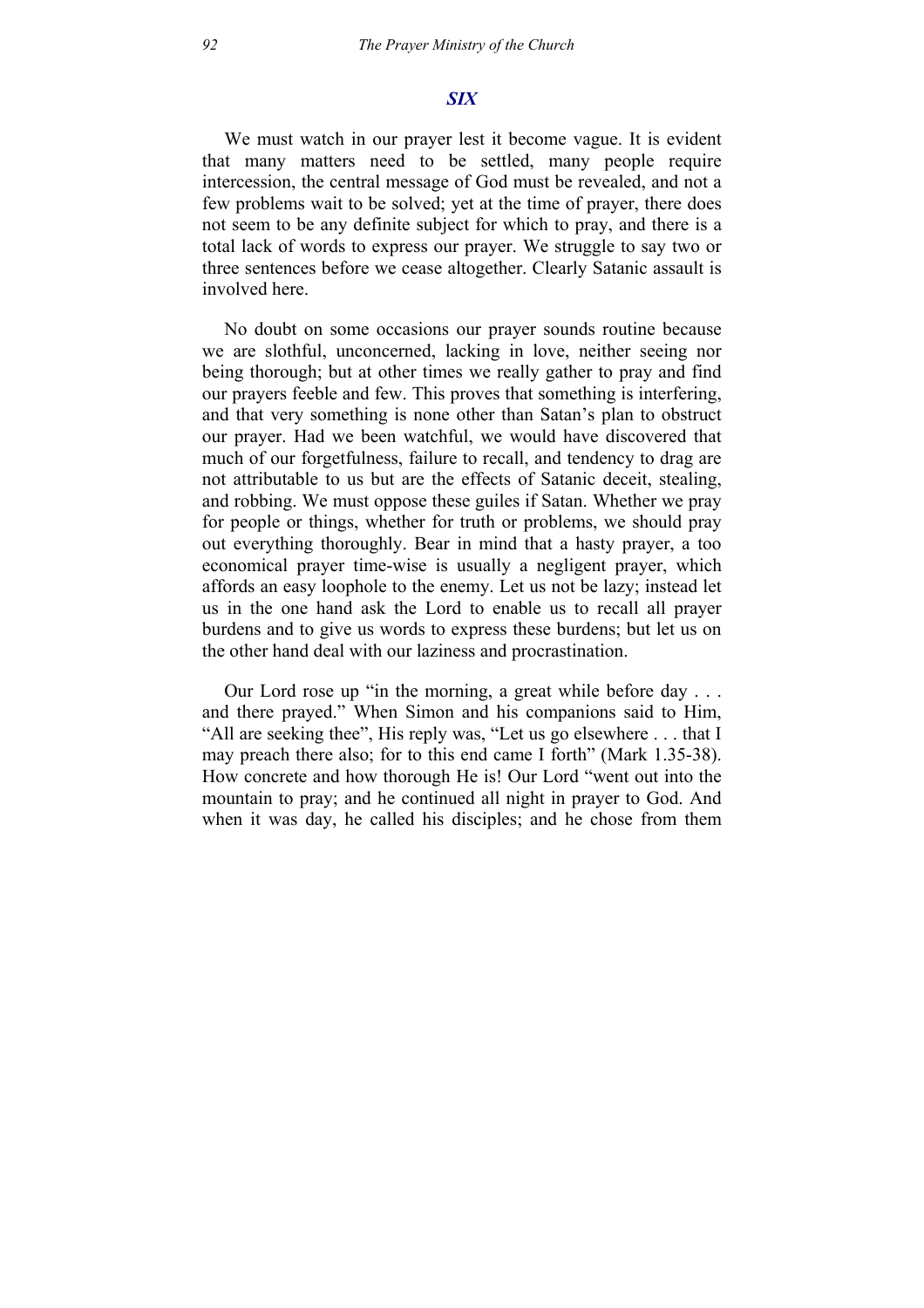## *SIX*

We must watch in our prayer lest it become vague. It is evident that many matters need to be settled, many people require intercession, the central message of God must be revealed, and not a few problems wait to be solved; yet at the time of prayer, there does not seem to be any definite subject for which to pray, and there is a total lack of words to express our prayer. We struggle to say two or three sentences before we cease altogether. Clearly Satanic assault is involved here.

No doubt on some occasions our prayer sounds routine because we are slothful, unconcerned, lacking in love, neither seeing nor being thorough; but at other times we really gather to pray and find our prayers feeble and few. This proves that something is interfering, and that very something is none other than Satan's plan to obstruct our prayer. Had we been watchful, we would have discovered that much of our forgetfulness, failure to recall, and tendency to drag are not attributable to us but are the effects of Satanic deceit, stealing, and robbing. We must oppose these guiles if Satan. Whether we pray for people or things, whether for truth or problems, we should pray out everything thoroughly. Bear in mind that a hasty prayer, a too economical prayer time-wise is usually a negligent prayer, which affords an easy loophole to the enemy. Let us not be lazy; instead let us in the one hand ask the Lord to enable us to recall all prayer burdens and to give us words to express these burdens; but let us on the other hand deal with our laziness and procrastination.

Our Lord rose up "in the morning, a great while before day . . . and there prayed." When Simon and his companions said to Him, "All are seeking thee", His reply was, "Let us go elsewhere . . . that I may preach there also; for to this end came I forth" (Mark 1.35-38). How concrete and how thorough He is! Our Lord "went out into the mountain to pray; and he continued all night in prayer to God. And when it was day, he called his disciples; and he chose from them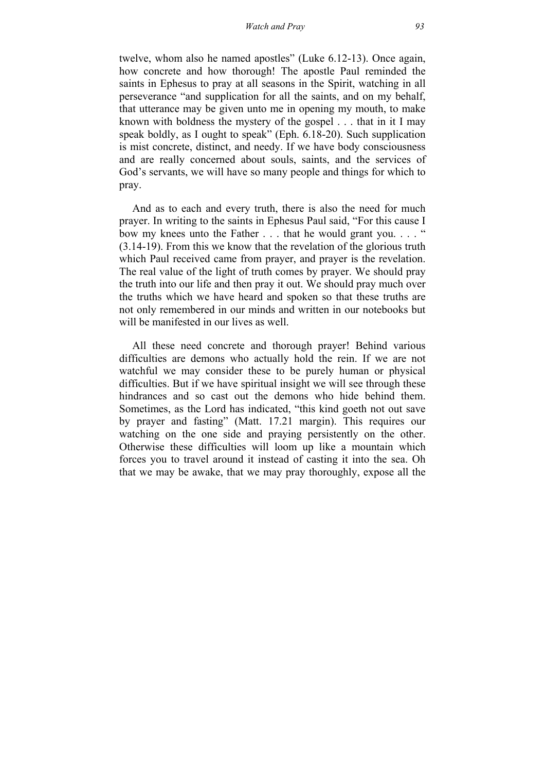twelve, whom also he named apostles" (Luke 6.12-13). Once again, how concrete and how thorough! The apostle Paul reminded the saints in Ephesus to pray at all seasons in the Spirit, watching in all perseverance "and supplication for all the saints, and on my behalf, that utterance may be given unto me in opening my mouth, to make known with boldness the mystery of the gospel . . . that in it I may speak boldly, as I ought to speak" (Eph. 6.18-20). Such supplication is mist concrete, distinct, and needy. If we have body consciousness and are really concerned about souls, saints, and the services of God's servants, we will have so many people and things for which to pray.

And as to each and every truth, there is also the need for much prayer. In writing to the saints in Ephesus Paul said, "For this cause I bow my knees unto the Father . . . that he would grant you. . . . " (3.14-19). From this we know that the revelation of the glorious truth which Paul received came from prayer, and prayer is the revelation. The real value of the light of truth comes by prayer. We should pray the truth into our life and then pray it out. We should pray much over the truths which we have heard and spoken so that these truths are not only remembered in our minds and written in our notebooks but will be manifested in our lives as well.

All these need concrete and thorough prayer! Behind various difficulties are demons who actually hold the rein. If we are not watchful we may consider these to be purely human or physical difficulties. But if we have spiritual insight we will see through these hindrances and so cast out the demons who hide behind them. Sometimes, as the Lord has indicated, "this kind goeth not out save by prayer and fasting" (Matt. 17.21 margin). This requires our watching on the one side and praying persistently on the other. Otherwise these difficulties will loom up like a mountain which forces you to travel around it instead of casting it into the sea. Oh that we may be awake, that we may pray thoroughly, expose all the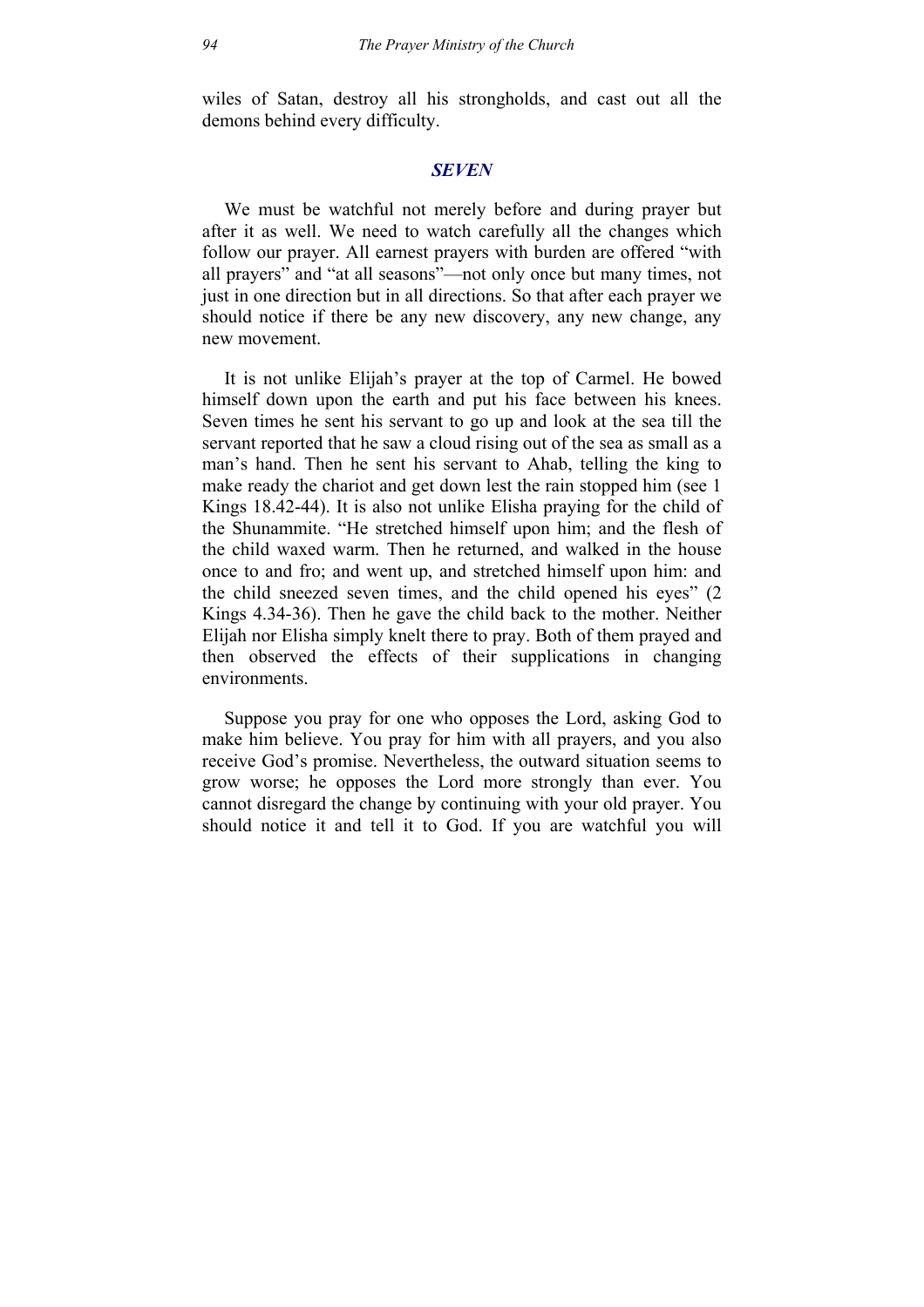wiles of Satan, destroy all his strongholds, and cast out all the demons behind every difficulty.

### *SEVEN*

We must be watchful not merely before and during prayer but after it as well. We need to watch carefully all the changes which follow our prayer. All earnest prayers with burden are offered "with all prayers" and "at all seasons"—not only once but many times, not just in one direction but in all directions. So that after each prayer we should notice if there be any new discovery, any new change, any new movement.

It is not unlike Elijah's prayer at the top of Carmel. He bowed himself down upon the earth and put his face between his knees. Seven times he sent his servant to go up and look at the sea till the servant reported that he saw a cloud rising out of the sea as small as a man's hand. Then he sent his servant to Ahab, telling the king to make ready the chariot and get down lest the rain stopped him (see 1 Kings 18.42-44). It is also not unlike Elisha praying for the child of the Shunammite. "He stretched himself upon him; and the flesh of the child waxed warm. Then he returned, and walked in the house once to and fro; and went up, and stretched himself upon him: and the child sneezed seven times, and the child opened his eyes" (2 Kings 4.34-36). Then he gave the child back to the mother. Neither Elijah nor Elisha simply knelt there to pray. Both of them prayed and then observed the effects of their supplications in changing environments.

Suppose you pray for one who opposes the Lord, asking God to make him believe. You pray for him with all prayers, and you also receive God's promise. Nevertheless, the outward situation seems to grow worse; he opposes the Lord more strongly than ever. You cannot disregard the change by continuing with your old prayer. You should notice it and tell it to God. If you are watchful you will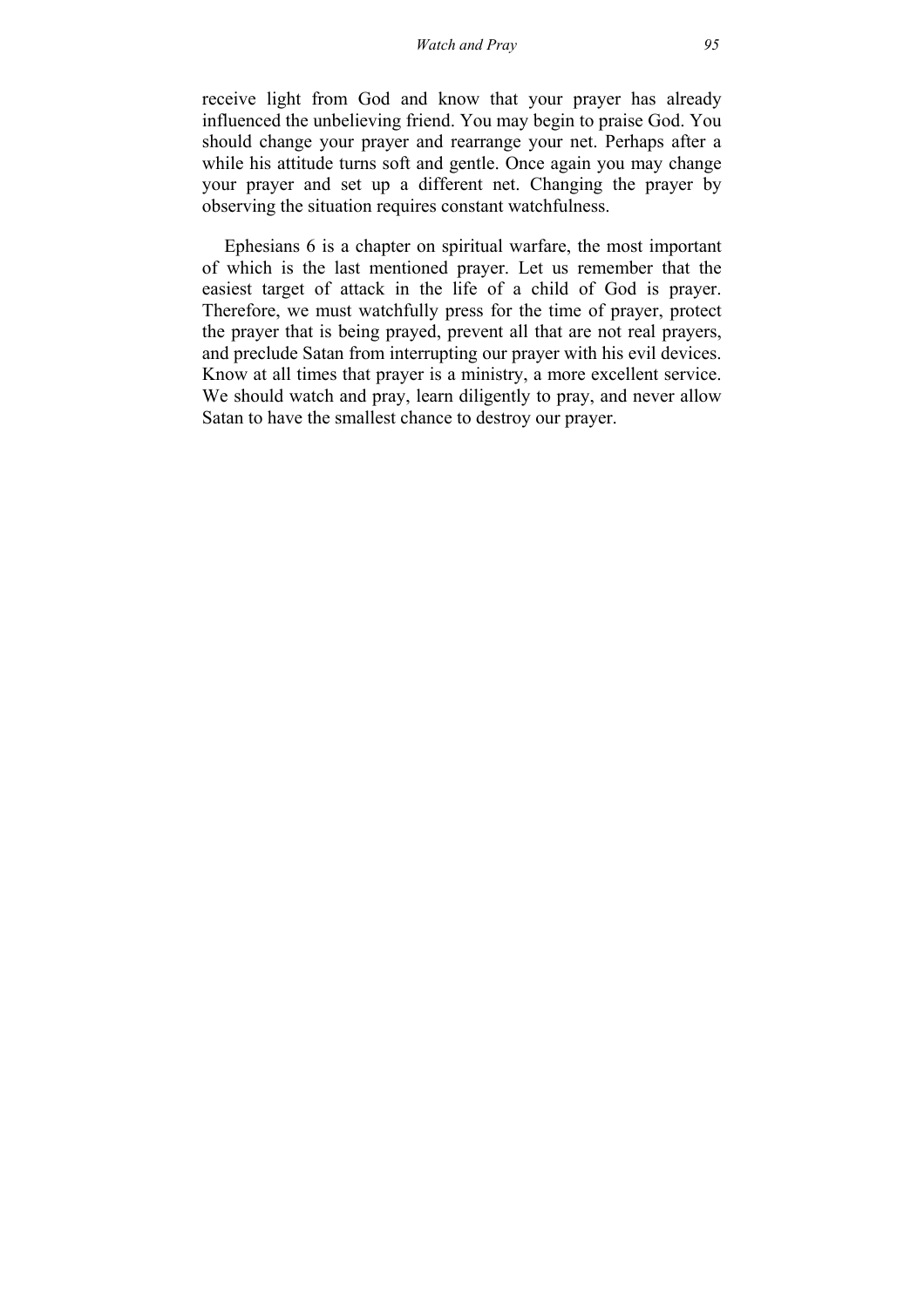receive light from God and know that your prayer has already influenced the unbelieving friend. You may begin to praise God. You should change your prayer and rearrange your net. Perhaps after a while his attitude turns soft and gentle. Once again you may change your prayer and set up a different net. Changing the prayer by observing the situation requires constant watchfulness.

Ephesians 6 is a chapter on spiritual warfare, the most important of which is the last mentioned prayer. Let us remember that the easiest target of attack in the life of a child of God is prayer. Therefore, we must watchfully press for the time of prayer, protect the prayer that is being prayed, prevent all that are not real prayers, and preclude Satan from interrupting our prayer with his evil devices. Know at all times that prayer is a ministry, a more excellent service. We should watch and pray, learn diligently to pray, and never allow Satan to have the smallest chance to destroy our prayer.